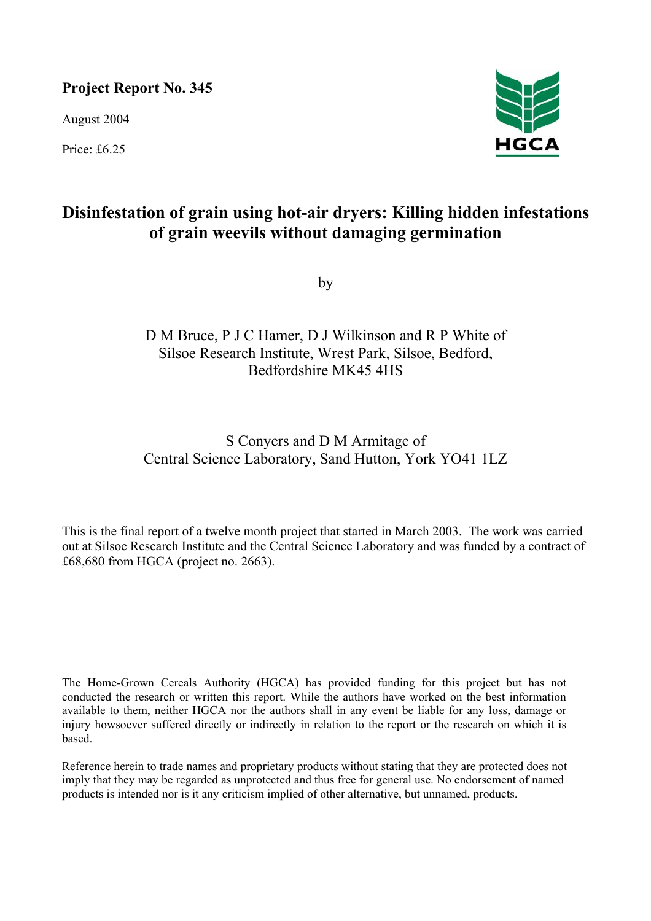**Project Report No. 345**

August 2004

Price: £6.25

HGCA

# Disinfestation of grain using hot-air dryers: Killing hidden infestations of grain weevils without damaging germination

by

D M Bruce, P J C Hamer, D J Wilkinson and R P White of
Silsoe Research Institute, Wrest Park, Silsoe, Bedford,
Bedfordshire MK45 4HS

S Conyers and D M Armitage of
Central Science Laboratory, Sand Hutton, York YO41 1LZ

This is the final report of a twelve month project that started in March 2003. The work was carried out at Silsoe Research Institute and the Central Science Laboratory and was funded by a contract of £68,680 from HGCA (project no. 2663).

The Home-Grown Cereals Authority (HGCA) has provided funding for this project but has not conducted the research or written this report. While the authors have worked on the best information available to them, neither HGCA nor the authors shall in any event be liable for any loss, damage or injury howsoever suffered directly or indirectly in relation to the report or the research on which it is based.

Reference herein to trade names and proprietary products without stating that they are protected does not imply that they may be regarded as unprotected and thus free for general use. No endorsement of named products is intended nor is it any criticism implied of other alternative, but unnamed, products.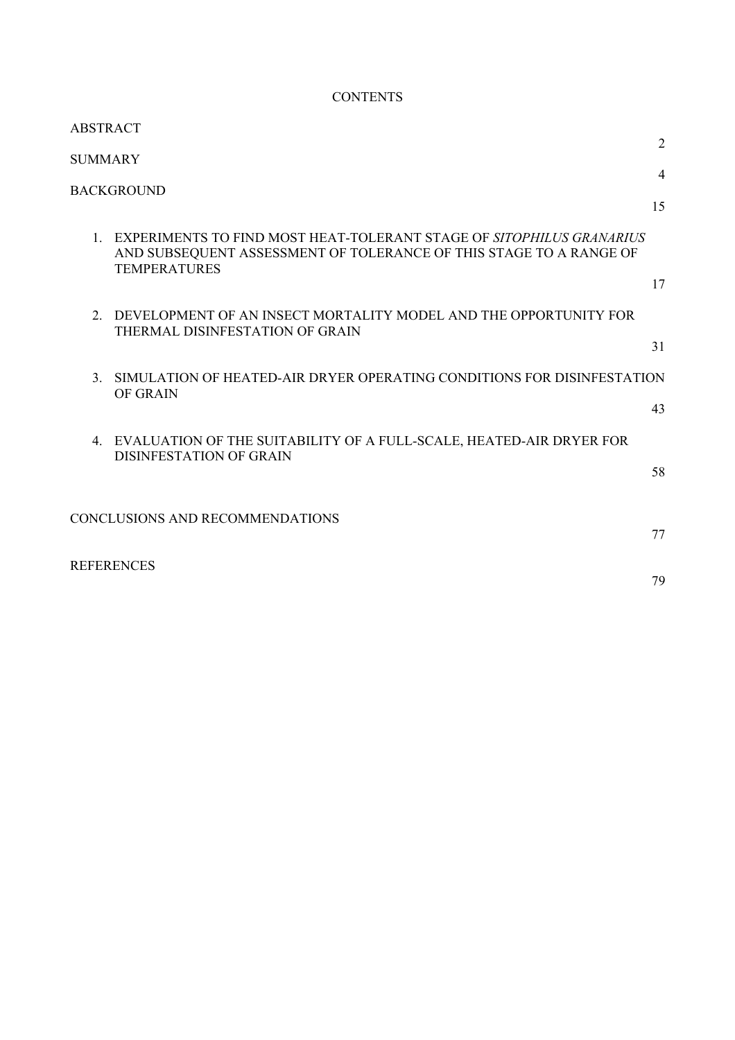# CONTENTS

| | |
|---|---|
| ABSTRACT | 2 |
| SUMMARY | 4 |
| BACKGROUND | 15 |
| 1. EXPERIMENTS TO FIND MOST HEAT-TOLERANT STAGE OF *SITOPHILUS GRANARIUS* AND SUBSEQUENT ASSESSMENT OF TOLERANCE OF THIS STAGE TO A RANGE OF TEMPERATURES | 17 |
| 2. DEVELOPMENT OF AN INSECT MORTALITY MODEL AND THE OPPORTUNITY FOR THERMAL DISINFESTATION OF GRAIN | 31 |
| 3. SIMULATION OF HEATED-AIR DRYER OPERATING CONDITIONS FOR DISINFESTATION OF GRAIN | 43 |
| 4. EVALUATION OF THE SUITABILITY OF A FULL-SCALE, HEATED-AIR DRYER FOR DISINFESTATION OF GRAIN | 58 |
| CONCLUSIONS AND RECOMMENDATIONS | 77 |
| REFERENCES | 79 |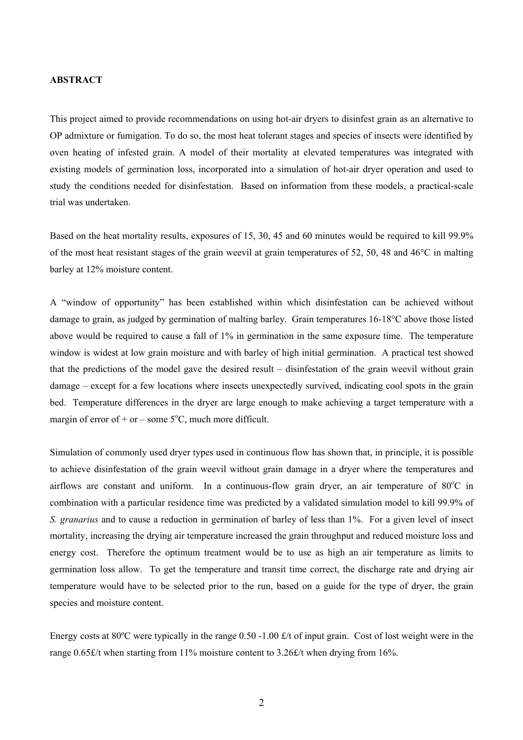**ABSTRACT**

This project aimed to provide recommendations on using hot-air dryers to disinfest grain as an alternative to OP admixture or fumigation. To do so, the most heat tolerant stages and species of insects were identified by oven heating of infested grain. A model of their mortality at elevated temperatures was integrated with existing models of germination loss, incorporated into a simulation of hot-air dryer operation and used to study the conditions needed for disinfestation. Based on information from these models, a practical-scale trial was undertaken.

Based on the heat mortality results, exposures of 15, 30, 45 and 60 minutes would be required to kill 99.9% of the most heat resistant stages of the grain weevil at grain temperatures of 52, 50, 48 and 46°C in malting barley at 12% moisture content.

A "window of opportunity" has been established within which disinfestation can be achieved without damage to grain, as judged by germination of malting barley. Grain temperatures 16-18°C above those listed above would be required to cause a fall of 1% in germination in the same exposure time. The temperature window is widest at low grain moisture and with barley of high initial germination. A practical test showed that the predictions of the model gave the desired result – disinfestation of the grain weevil without grain damage – except for a few locations where insects unexpectedly survived, indicating cool spots in the grain bed. Temperature differences in the dryer are large enough to make achieving a target temperature with a margin of error of + or – some 5°C, much more difficult.

Simulation of commonly used dryer types used in continuous flow has shown that, in principle, it is possible to achieve disinfestation of the grain weevil without grain damage in a dryer where the temperatures and airflows are constant and uniform. In a continuous-flow grain dryer, an air temperature of 80°C in combination with a particular residence time was predicted by a validated simulation model to kill 99.9% of *S. granarius* and to cause a reduction in germination of barley of less than 1%. For a given level of insect mortality, increasing the drying air temperature increased the grain throughput and reduced moisture loss and energy cost. Therefore the optimum treatment would be to use as high an air temperature as limits to germination loss allow. To get the temperature and transit time correct, the discharge rate and drying air temperature would have to be selected prior to the run, based on a guide for the type of dryer, the grain species and moisture content.

Energy costs at 80ºC were typically in the range 0.50 -1.00 £/t of input grain. Cost of lost weight were in the range 0.65£/t when starting from 11% moisture content to 3.26£/t when drying from 16%.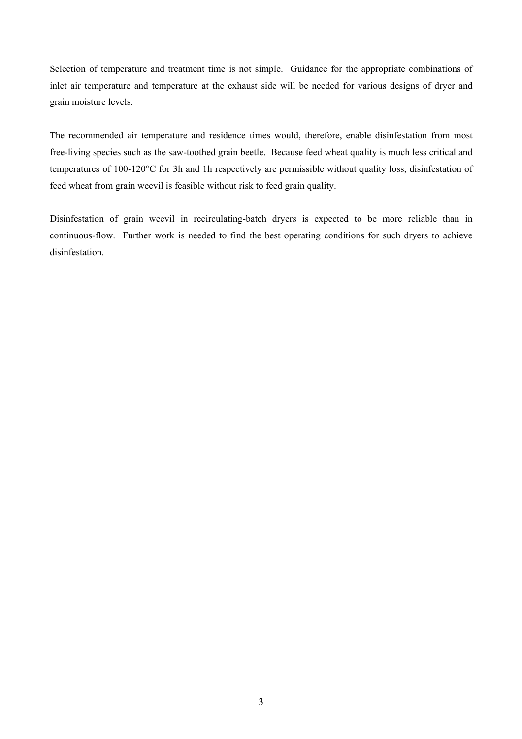Selection of temperature and treatment time is not simple. Guidance for the appropriate combinations of inlet air temperature and temperature at the exhaust side will be needed for various designs of dryer and grain moisture levels.

The recommended air temperature and residence times would, therefore, enable disinfestation from most free-living species such as the saw-toothed grain beetle. Because feed wheat quality is much less critical and temperatures of 100-120°C for 3h and 1h respectively are permissible without quality loss, disinfestation of feed wheat from grain weevil is feasible without risk to feed grain quality.

Disinfestation of grain weevil in recirculating-batch dryers is expected to be more reliable than in continuous-flow. Further work is needed to find the best operating conditions for such dryers to achieve disinfestation.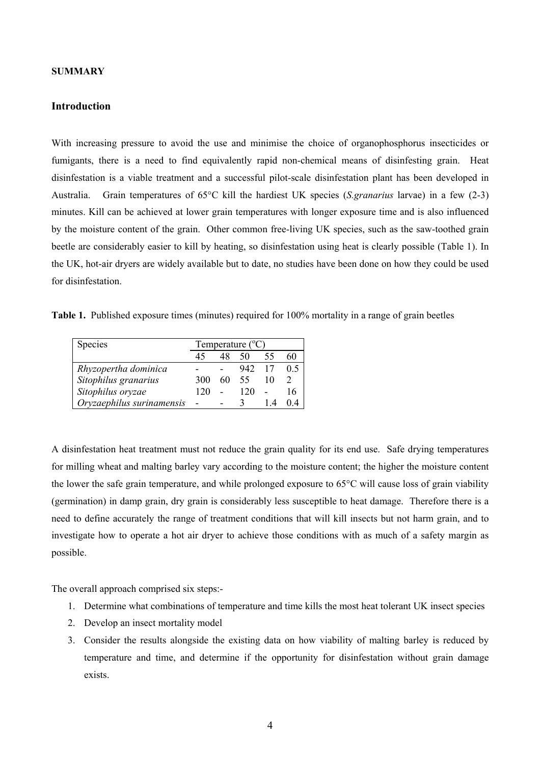**SUMMARY**

## Introduction

With increasing pressure to avoid the use and minimise the choice of organophosphorus insecticides or fumigants, there is a need to find equivalently rapid non-chemical means of disinfesting grain. Heat disinfestation is a viable treatment and a successful pilot-scale disinfestation plant has been developed in Australia. Grain temperatures of 65°C kill the hardiest UK species (*S.granarius* larvae) in a few (2-3) minutes. Kill can be achieved at lower grain temperatures with longer exposure time and is also influenced by the moisture content of the grain. Other common free-living UK species, such as the saw-toothed grain beetle are considerably easier to kill by heating, so disinfestation using heat is clearly possible (Table 1). In the UK, hot-air dryers are widely available but to date, no studies have been done on how they could be used for disinfestation.

**Table 1.** Published exposure times (minutes) required for 100% mortality in a range of grain beetles

| Species | Temperature (°C) | | | | |
|---|---|---|---|---|---|
| | 45 | 48 | 50 | 55 | 60 |
| *Rhyzopertha dominica* | - | - | 942 | 17 | 0.5 |
| *Sitophilus granarius* | 300 | 60 | 55 | 10 | 2 |
| *Sitophilus oryzae* | 120 | - | 120 | - | 16 |
| *Oryzaephilus surinamensis* | - | - | 3 | 1.4 | 0.4 |

A disinfestation heat treatment must not reduce the grain quality for its end use. Safe drying temperatures for milling wheat and malting barley vary according to the moisture content; the higher the moisture content the lower the safe grain temperature, and while prolonged exposure to 65°C will cause loss of grain viability (germination) in damp grain, dry grain is considerably less susceptible to heat damage. Therefore there is a need to define accurately the range of treatment conditions that will kill insects but not harm grain, and to investigate how to operate a hot air dryer to achieve those conditions with as much of a safety margin as possible.

The overall approach comprised six steps:-

1. Determine what combinations of temperature and time kills the most heat tolerant UK insect species
2. Develop an insect mortality model
3. Consider the results alongside the existing data on how viability of malting barley is reduced by temperature and time, and determine if the opportunity for disinfestation without grain damage exists.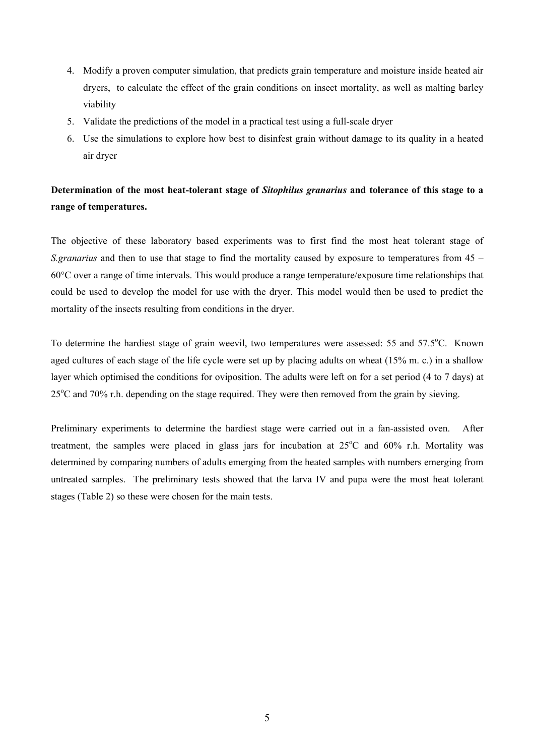4. Modify a proven computer simulation, that predicts grain temperature and moisture inside heated air dryers, to calculate the effect of the grain conditions on insect mortality, as well as malting barley viability
5. Validate the predictions of the model in a practical test using a full-scale dryer
6. Use the simulations to explore how best to disinfest grain without damage to its quality in a heated air dryer

**Determination of the most heat-tolerant stage of *Sitophilus granarius* and tolerance of this stage to a range of temperatures.**

The objective of these laboratory based experiments was to first find the most heat tolerant stage of *S.granarius* and then to use that stage to find the mortality caused by exposure to temperatures from 45 – 60°C over a range of time intervals. This would produce a range temperature/exposure time relationships that could be used to develop the model for use with the dryer. This model would then be used to predict the mortality of the insects resulting from conditions in the dryer.

To determine the hardiest stage of grain weevil, two temperatures were assessed: 55 and 57.5°C. Known aged cultures of each stage of the life cycle were set up by placing adults on wheat (15% m. c.) in a shallow layer which optimised the conditions for oviposition. The adults were left on for a set period (4 to 7 days) at 25°C and 70% r.h. depending on the stage required. They were then removed from the grain by sieving.

Preliminary experiments to determine the hardiest stage were carried out in a fan-assisted oven. After treatment, the samples were placed in glass jars for incubation at 25°C and 60% r.h. Mortality was determined by comparing numbers of adults emerging from the heated samples with numbers emerging from untreated samples. The preliminary tests showed that the larva IV and pupa were the most heat tolerant stages (Table 2) so these were chosen for the main tests.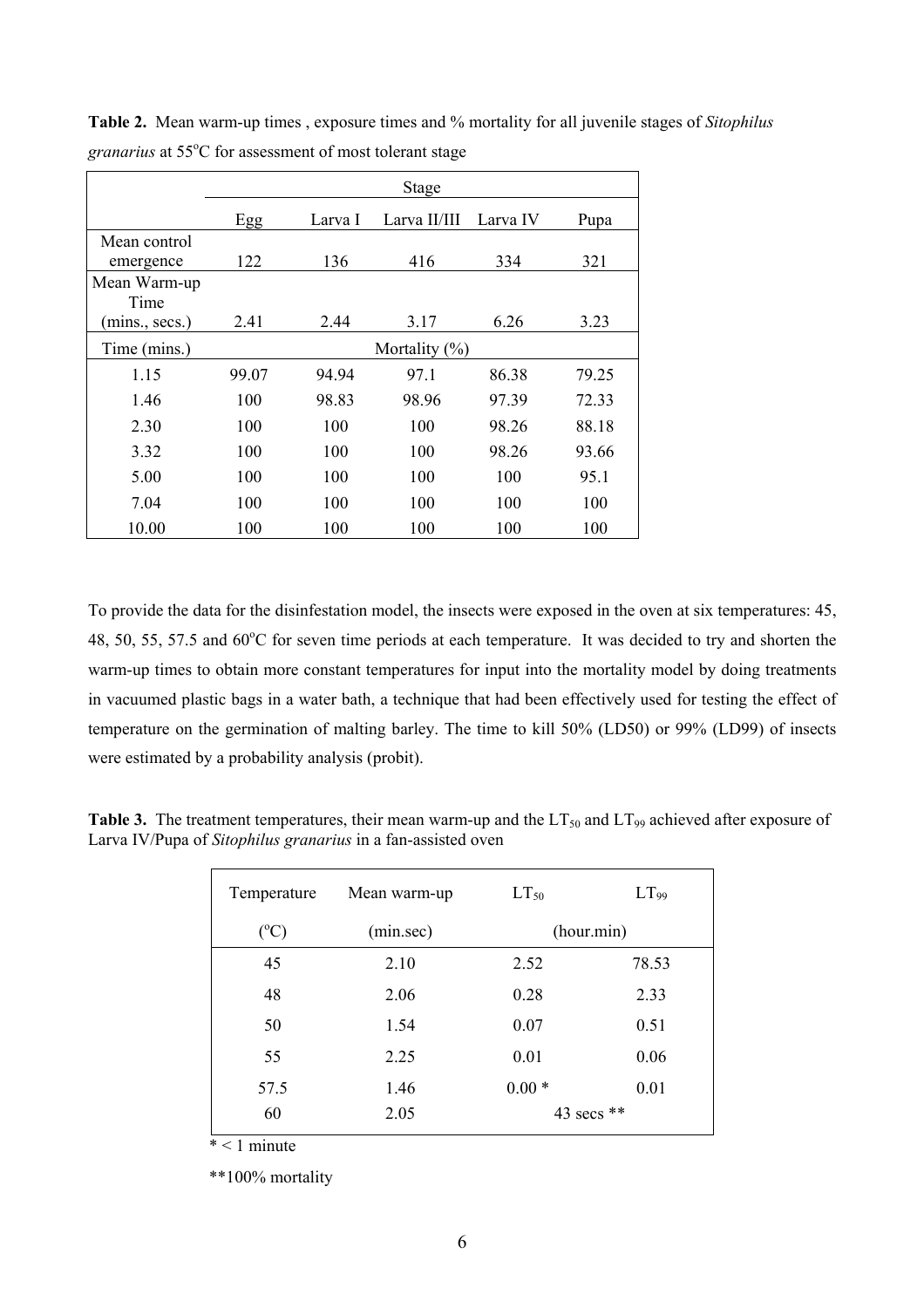**Table 2.** Mean warm-up times , exposure times and % mortality for all juvenile stages of *Sitophilus granarius* at 55°C for assessment of most tolerant stage

| | Stage | | | | |
|---|---|---|---|---|---|
| | Egg | Larva I | Larva II/III | Larva IV | Pupa |
| Mean control emergence | 122 | 136 | 416 | 334 | 321 |
| Mean Warm-up Time (mins., secs.) | 2.41 | 2.44 | 3.17 | 6.26 | 3.23 |
| Time (mins.) | Mortality (%) | | | | |
| 1.15 | 99.07 | 94.94 | 97.1 | 86.38 | 79.25 |
| 1.46 | 100 | 98.83 | 98.96 | 97.39 | 72.33 |
| 2.30 | 100 | 100 | 100 | 98.26 | 88.18 |
| 3.32 | 100 | 100 | 100 | 98.26 | 93.66 |
| 5.00 | 100 | 100 | 100 | 100 | 95.1 |
| 7.04 | 100 | 100 | 100 | 100 | 100 |
| 10.00 | 100 | 100 | 100 | 100 | 100 |

To provide the data for the disinfestation model, the insects were exposed in the oven at six temperatures: 45, 48, 50, 55, 57.5 and 60°C for seven time periods at each temperature. It was decided to try and shorten the warm-up times to obtain more constant temperatures for input into the mortality model by doing treatments in vacuumed plastic bags in a water bath, a technique that had been effectively used for testing the effect of temperature on the germination of malting barley. The time to kill 50% (LD50) or 99% (LD99) of insects were estimated by a probability analysis (probit).

**Table 3.** The treatment temperatures, their mean warm-up and the $LT_{50}$ and $LT_{99}$ achieved after exposure of Larva IV/Pupa of *Sitophilus granarius* in a fan-assisted oven

| Temperature (°C) | Mean warm-up (min.sec) | $LT_{50}$ (hour.min) | $LT_{99}$ |
|---|---|---|---|
| 45 | 2.10 | 2.52 | 78.53 |
| 48 | 2.06 | 0.28 | 2.33 |
| 50 | 1.54 | 0.07 | 0.51 |
| 55 | 2.25 | 0.01 | 0.06 |
| 57.5 | 1.46 | 0.00 * | 0.01 |
| 60 | 2.05 | 43 secs ** | |

\* < 1 minute

\*\*100% mortality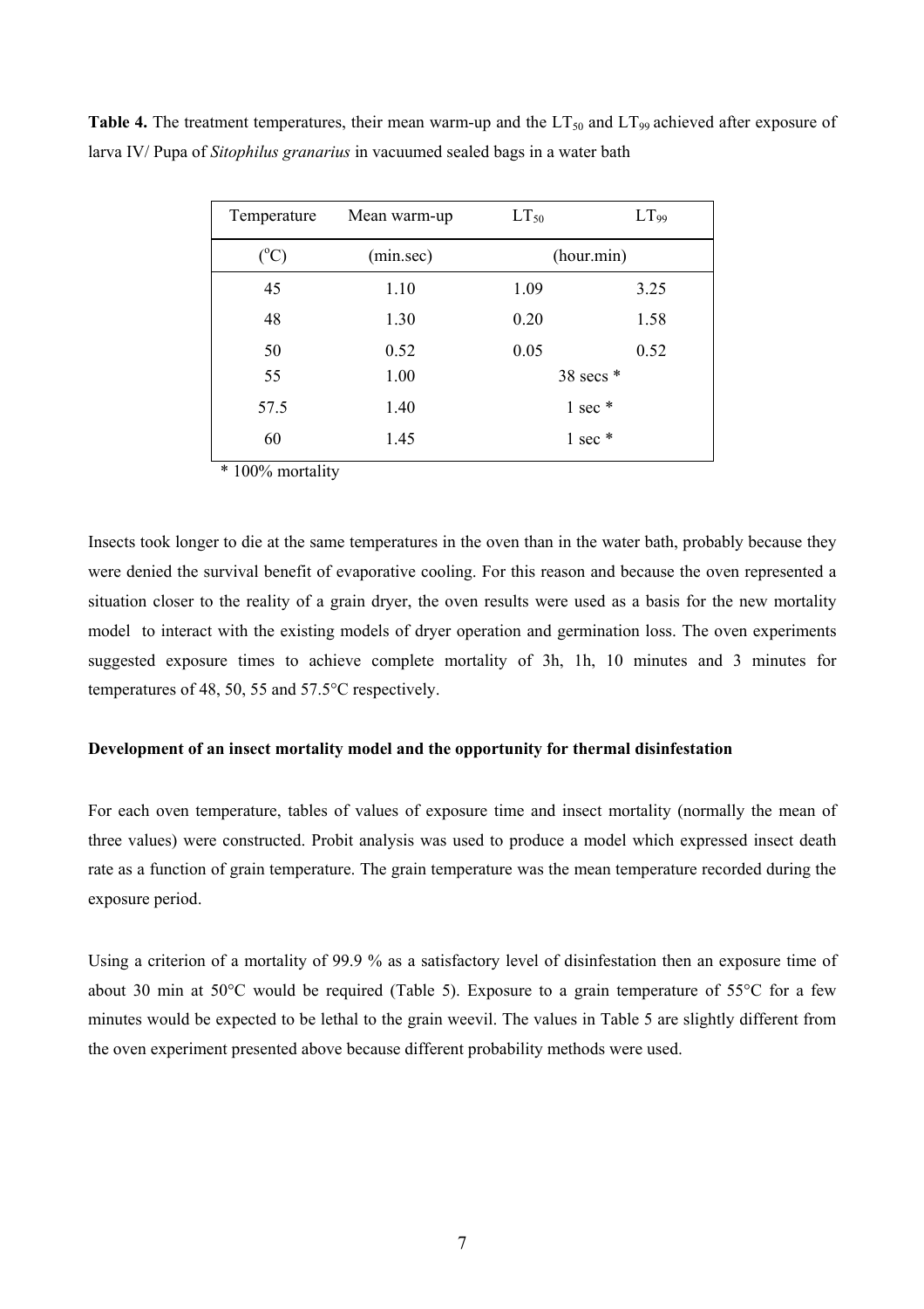**Table 4.** The treatment temperatures, their mean warm-up and the $LT_{50}$ and $LT_{99}$ achieved after exposure of larva IV/ Pupa of *Sitophilus granarius* in vacuumed sealed bags in a water bath

| Temperature | Mean warm-up | $LT_{50}$ | $LT_{99}$ |
|---|---|---|---|
| (°C) | (min.sec) | (hour.min) | |
| 45 | 1.10 | 1.09 | 3.25 |
| 48 | 1.30 | 0.20 | 1.58 |
| 50 | 0.52 | 0.05 | 0.52 |
| 55 | 1.00 | 38 secs * | |
| 57.5 | 1.40 | 1 sec * | |
| 60 | 1.45 | 1 sec * | |

\* 100% mortality

Insects took longer to die at the same temperatures in the oven than in the water bath, probably because they were denied the survival benefit of evaporative cooling. For this reason and because the oven represented a situation closer to the reality of a grain dryer, the oven results were used as a basis for the new mortality model to interact with the existing models of dryer operation and germination loss. The oven experiments suggested exposure times to achieve complete mortality of 3h, 1h, 10 minutes and 3 minutes for temperatures of 48, 50, 55 and 57.5°C respectively.

**Development of an insect mortality model and the opportunity for thermal disinfestation**

For each oven temperature, tables of values of exposure time and insect mortality (normally the mean of three values) were constructed. Probit analysis was used to produce a model which expressed insect death rate as a function of grain temperature. The grain temperature was the mean temperature recorded during the exposure period.

Using a criterion of a mortality of 99.9 % as a satisfactory level of disinfestation then an exposure time of about 30 min at 50°C would be required (Table 5). Exposure to a grain temperature of 55°C for a few minutes would be expected to be lethal to the grain weevil. The values in Table 5 are slightly different from the oven experiment presented above because different probability methods were used.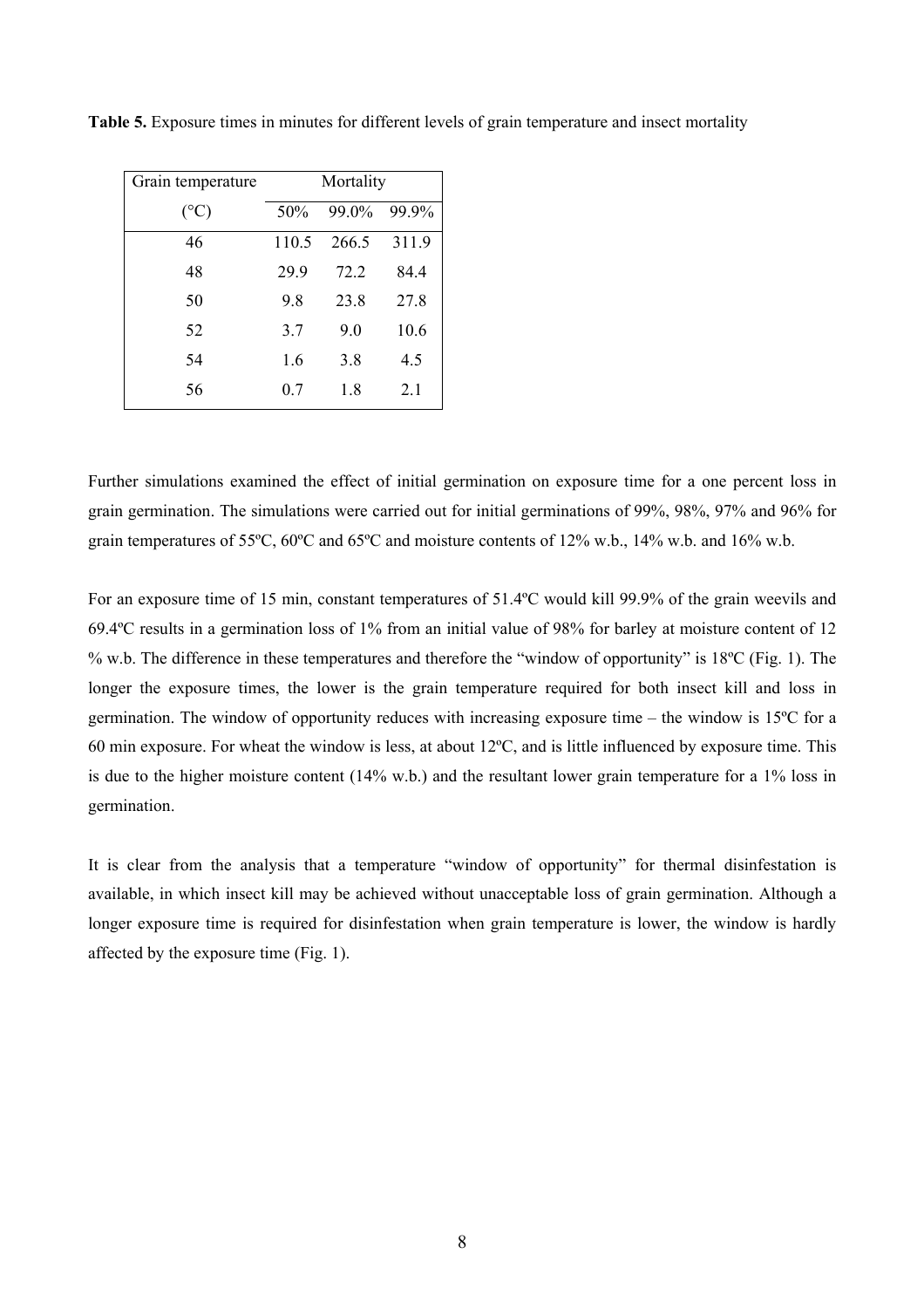**Table 5.** Exposure times in minutes for different levels of grain temperature and insect mortality

| Grain temperature | Mortality | | |
|---|---|---|---|
| (°C) | 50% | 99.0% | 99.9% |
| 46 | 110.5 | 266.5 | 311.9 |
| 48 | 29.9 | 72.2 | 84.4 |
| 50 | 9.8 | 23.8 | 27.8 |
| 52 | 3.7 | 9.0 | 10.6 |
| 54 | 1.6 | 3.8 | 4.5 |
| 56 | 0.7 | 1.8 | 2.1 |

Further simulations examined the effect of initial germination on exposure time for a one percent loss in grain germination. The simulations were carried out for initial germinations of 99%, 98%, 97% and 96% for grain temperatures of 55ºC, 60ºC and 65ºC and moisture contents of 12% w.b., 14% w.b. and 16% w.b.

For an exposure time of 15 min, constant temperatures of 51.4ºC would kill 99.9% of the grain weevils and 69.4ºC results in a germination loss of 1% from an initial value of 98% for barley at moisture content of 12 % w.b. The difference in these temperatures and therefore the "window of opportunity" is 18ºC (Fig. 1). The longer the exposure times, the lower is the grain temperature required for both insect kill and loss in germination. The window of opportunity reduces with increasing exposure time – the window is 15ºC for a 60 min exposure. For wheat the window is less, at about 12ºC, and is little influenced by exposure time. This is due to the higher moisture content (14% w.b.) and the resultant lower grain temperature for a 1% loss in germination.

It is clear from the analysis that a temperature "window of opportunity" for thermal disinfestation is available, in which insect kill may be achieved without unacceptable loss of grain germination. Although a longer exposure time is required for disinfestation when grain temperature is lower, the window is hardly affected by the exposure time (Fig. 1).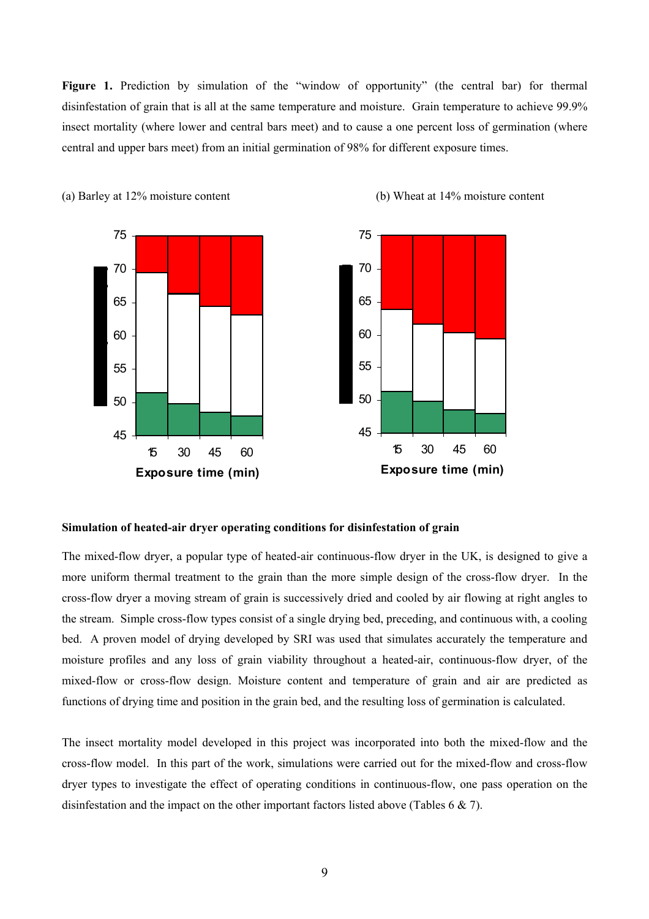**Figure 1.** Prediction by simulation of the "window of opportunity" (the central bar) for thermal disinfestation of grain that is all at the same temperature and moisture. Grain temperature to achieve 99.9% insect mortality (where lower and central bars meet) and to cause a one percent loss of germination (where central and upper bars meet) from an initial germination of 98% for different exposure times.

(a) Barley at 12% moisture content

(b) Wheat at 14% moisture content

### Simulation of heated-air dryer operating conditions for disinfestation of grain

The mixed-flow dryer, a popular type of heated-air continuous-flow dryer in the UK, is designed to give a more uniform thermal treatment to the grain than the more simple design of the cross-flow dryer. In the cross-flow dryer a moving stream of grain is successively dried and cooled by air flowing at right angles to the stream. Simple cross-flow types consist of a single drying bed, preceding, and continuous with, a cooling bed. A proven model of drying developed by SRI was used that simulates accurately the temperature and moisture profiles and any loss of grain viability throughout a heated-air, continuous-flow dryer, of the mixed-flow or cross-flow design. Moisture content and temperature of grain and air are predicted as functions of drying time and position in the grain bed, and the resulting loss of germination is calculated.

The insect mortality model developed in this project was incorporated into both the mixed-flow and the cross-flow model. In this part of the work, simulations were carried out for the mixed-flow and cross-flow dryer types to investigate the effect of operating conditions in continuous-flow, one pass operation on the disinfestation and the impact on the other important factors listed above (Tables 6 & 7).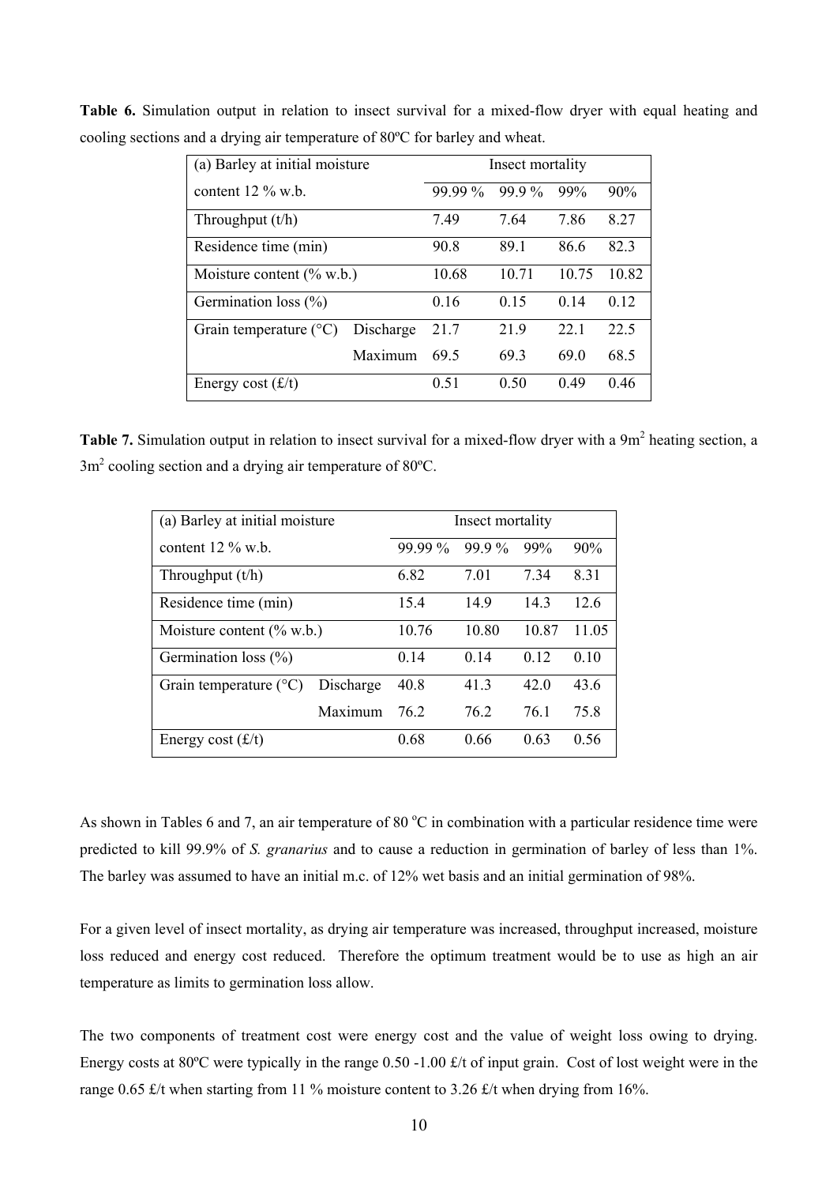**Table 6.** Simulation output in relation to insect survival for a mixed-flow dryer with equal heating and cooling sections and a drying air temperature of 80ºC for barley and wheat.

| (a) Barley at initial moisture content 12 % w.b. | | Insect mortality | | | |
|---|---|---|---|---|---|
| | | 99.99 % | 99.9 % | 99% | 90% |
| Throughput (t/h) | | 7.49 | 7.64 | 7.86 | 8.27 |
| Residence time (min) | | 90.8 | 89.1 | 86.6 | 82.3 |
| Moisture content (% w.b.) | | 10.68 | 10.71 | 10.75 | 10.82 |
| Germination loss (%) | | 0.16 | 0.15 | 0.14 | 0.12 |
| Grain temperature (°C) | Discharge | 21.7 | 21.9 | 22.1 | 22.5 |
| | Maximum | 69.5 | 69.3 | 69.0 | 68.5 |
| Energy cost (£/t) | | 0.51 | 0.50 | 0.49 | 0.46 |

**Table 7.** Simulation output in relation to insect survival for a mixed-flow dryer with a 9m$^2$ heating section, a 3m$^2$ cooling section and a drying air temperature of 80ºC.

| (a) Barley at initial moisture content 12 % w.b. | | Insect mortality | | | |
|---|---|---|---|---|---|
| | | 99.99 % | 99.9 % | 99% | 90% |
| Throughput (t/h) | | 6.82 | 7.01 | 7.34 | 8.31 |
| Residence time (min) | | 15.4 | 14.9 | 14.3 | 12.6 |
| Moisture content (% w.b.) | | 10.76 | 10.80 | 10.87 | 11.05 |
| Germination loss (%) | | 0.14 | 0.14 | 0.12 | 0.10 |
| Grain temperature (°C) | Discharge | 40.8 | 41.3 | 42.0 | 43.6 |
| | Maximum | 76.2 | 76.2 | 76.1 | 75.8 |
| Energy cost (£/t) | | 0.68 | 0.66 | 0.63 | 0.56 |

As shown in Tables 6 and 7, an air temperature of 80 °C in combination with a particular residence time were predicted to kill 99.9% of *S. granarius* and to cause a reduction in germination of barley of less than 1%. The barley was assumed to have an initial m.c. of 12% wet basis and an initial germination of 98%.

For a given level of insect mortality, as drying air temperature was increased, throughput increased, moisture loss reduced and energy cost reduced. Therefore the optimum treatment would be to use as high an air temperature as limits to germination loss allow.

The two components of treatment cost were energy cost and the value of weight loss owing to drying. Energy costs at 80ºC were typically in the range 0.50 -1.00 £/t of input grain. Cost of lost weight were in the range 0.65 £/t when starting from 11 % moisture content to 3.26 £/t when drying from 16%.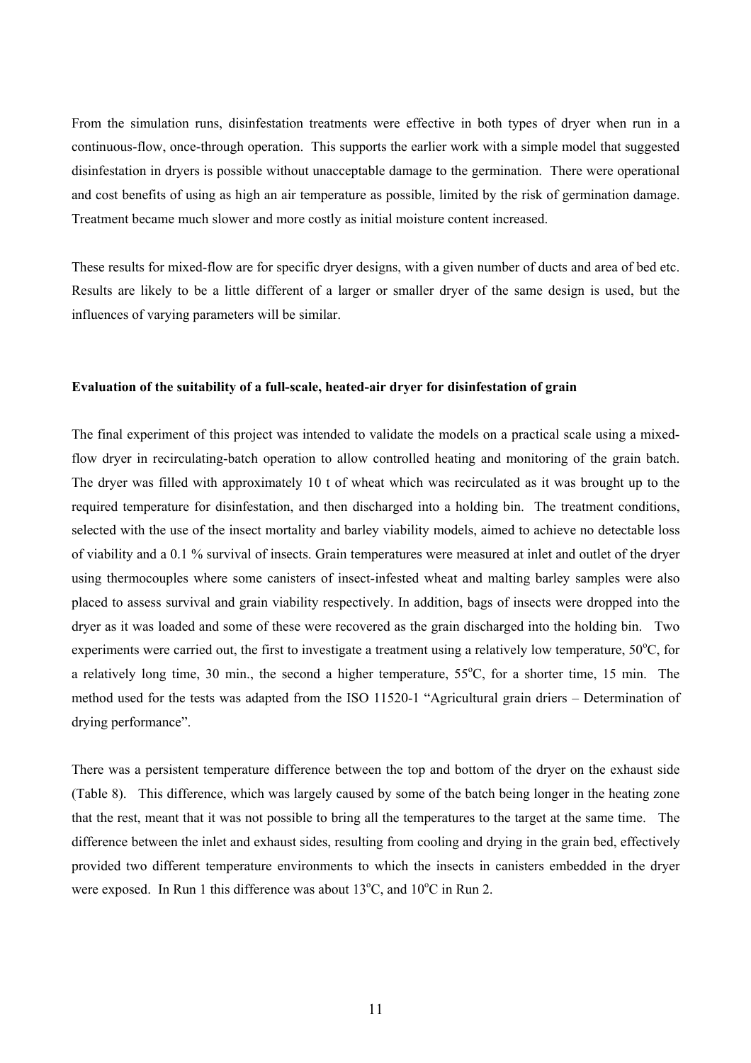From the simulation runs, disinfestation treatments were effective in both types of dryer when run in a continuous-flow, once-through operation. This supports the earlier work with a simple model that suggested disinfestation in dryers is possible without unacceptable damage to the germination. There were operational and cost benefits of using as high an air temperature as possible, limited by the risk of germination damage. Treatment became much slower and more costly as initial moisture content increased.

These results for mixed-flow are for specific dryer designs, with a given number of ducts and area of bed etc. Results are likely to be a little different of a larger or smaller dryer of the same design is used, but the influences of varying parameters will be similar.

**Evaluation of the suitability of a full-scale, heated-air dryer for disinfestation of grain**

The final experiment of this project was intended to validate the models on a practical scale using a mixed-flow dryer in recirculating-batch operation to allow controlled heating and monitoring of the grain batch. The dryer was filled with approximately 10 t of wheat which was recirculated as it was brought up to the required temperature for disinfestation, and then discharged into a holding bin. The treatment conditions, selected with the use of the insect mortality and barley viability models, aimed to achieve no detectable loss of viability and a 0.1 % survival of insects. Grain temperatures were measured at inlet and outlet of the dryer using thermocouples where some canisters of insect-infested wheat and malting barley samples were also placed to assess survival and grain viability respectively. In addition, bags of insects were dropped into the dryer as it was loaded and some of these were recovered as the grain discharged into the holding bin. Two experiments were carried out, the first to investigate a treatment using a relatively low temperature, 50°C, for a relatively long time, 30 min., the second a higher temperature, 55°C, for a shorter time, 15 min. The method used for the tests was adapted from the ISO 11520-1 "Agricultural grain driers – Determination of drying performance".

There was a persistent temperature difference between the top and bottom of the dryer on the exhaust side (Table 8). This difference, which was largely caused by some of the batch being longer in the heating zone that the rest, meant that it was not possible to bring all the temperatures to the target at the same time. The difference between the inlet and exhaust sides, resulting from cooling and drying in the grain bed, effectively provided two different temperature environments to which the insects in canisters embedded in the dryer were exposed. In Run 1 this difference was about 13°C, and 10°C in Run 2.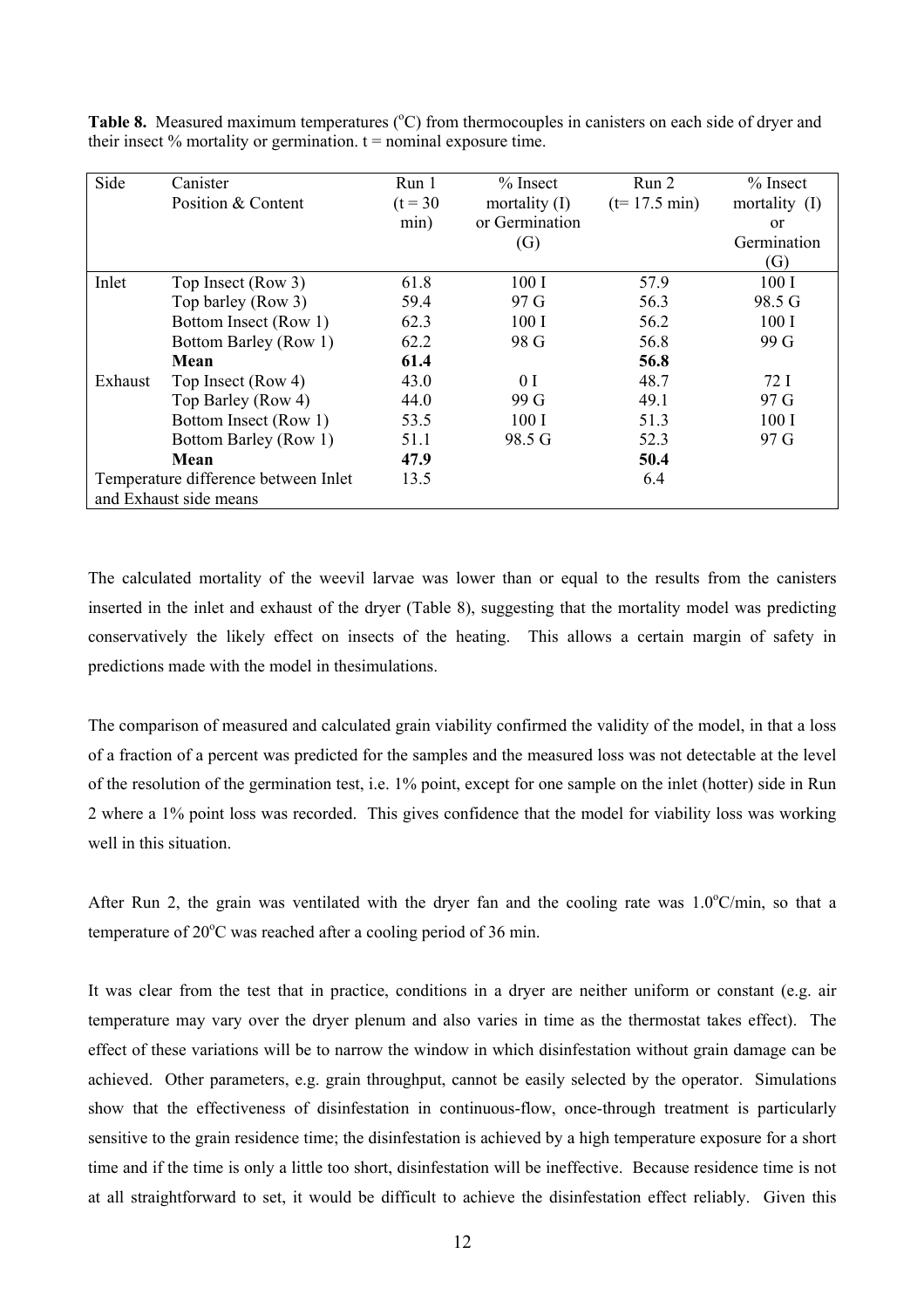**Table 8.** Measured maximum temperatures (°C) from thermocouples in canisters on each side of dryer and their insect % mortality or germination. t = nominal exposure time.

| Side | Canister Position & Content | Run 1 (t = 30 min) | % Insect mortality (I) or Germination (G) | Run 2 (t= 17.5 min) | % Insect mortality (I) or Germination (G) |
|---|---|---|---|---|---|
| Inlet | Top Insect (Row 3) | 61.8 | 100 I | 57.9 | 100 I |
| | Top barley (Row 3) | 59.4 | 97 G | 56.3 | 98.5 G |
| | Bottom Insect (Row 1) | 62.3 | 100 I | 56.2 | 100 I |
| | Bottom Barley (Row 1) | 62.2 | 98 G | 56.8 | 99 G |
| | **Mean** | **61.4** | | **56.8** | |
| Exhaust | Top Insect (Row 4) | 43.0 | 0 I | 48.7 | 72 I |
| | Top Barley (Row 4) | 44.0 | 99 G | 49.1 | 97 G |
| | Bottom Insect (Row 1) | 53.5 | 100 I | 51.3 | 100 I |
| | Bottom Barley (Row 1) | 51.1 | 98.5 G | 52.3 | 97 G |
| | **Mean** | **47.9** | | **50.4** | |
| Temperature difference between Inlet and Exhaust side means | | 13.5 | | 6.4 | |

The calculated mortality of the weevil larvae was lower than or equal to the results from the canisters inserted in the inlet and exhaust of the dryer (Table 8), suggesting that the mortality model was predicting conservatively the likely effect on insects of the heating. This allows a certain margin of safety in predictions made with the model in thesimulations.

The comparison of measured and calculated grain viability confirmed the validity of the model, in that a loss of a fraction of a percent was predicted for the samples and the measured loss was not detectable at the level of the resolution of the germination test, i.e. 1% point, except for one sample on the inlet (hotter) side in Run 2 where a 1% point loss was recorded. This gives confidence that the model for viability loss was working well in this situation.

After Run 2, the grain was ventilated with the dryer fan and the cooling rate was 1.0°C/min, so that a temperature of 20°C was reached after a cooling period of 36 min.

It was clear from the test that in practice, conditions in a dryer are neither uniform or constant (e.g. air temperature may vary over the dryer plenum and also varies in time as the thermostat takes effect). The effect of these variations will be to narrow the window in which disinfestation without grain damage can be achieved. Other parameters, e.g. grain throughput, cannot be easily selected by the operator. Simulations show that the effectiveness of disinfestation in continuous-flow, once-through treatment is particularly sensitive to the grain residence time; the disinfestation is achieved by a high temperature exposure for a short time and if the time is only a little too short, disinfestation will be ineffective. Because residence time is not at all straightforward to set, it would be difficult to achieve the disinfestation effect reliably. Given this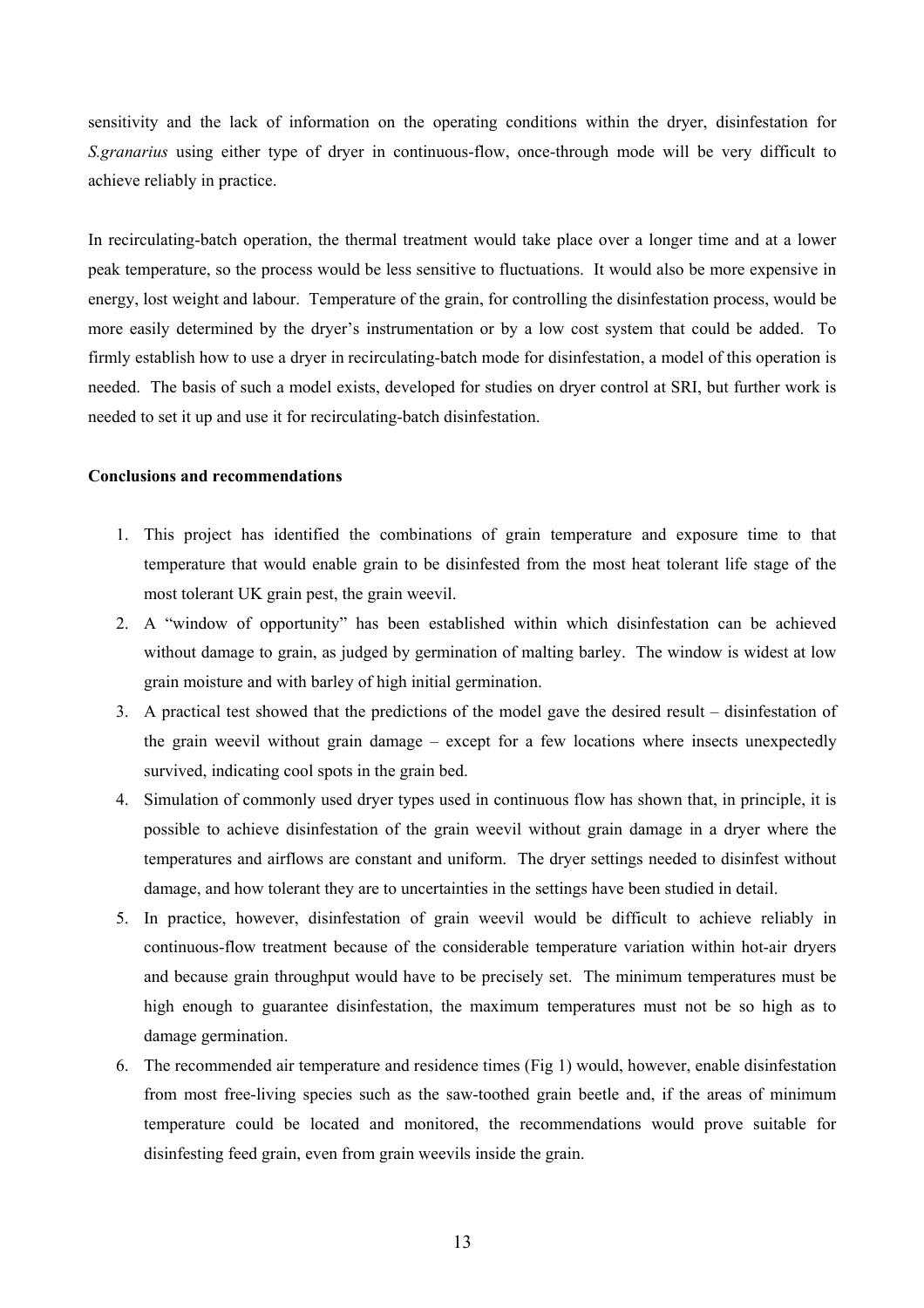sensitivity and the lack of information on the operating conditions within the dryer, disinfestation for *S.granarius* using either type of dryer in continuous-flow, once-through mode will be very difficult to achieve reliably in practice.

In recirculating-batch operation, the thermal treatment would take place over a longer time and at a lower peak temperature, so the process would be less sensitive to fluctuations. It would also be more expensive in energy, lost weight and labour. Temperature of the grain, for controlling the disinfestation process, would be more easily determined by the dryer's instrumentation or by a low cost system that could be added. To firmly establish how to use a dryer in recirculating-batch mode for disinfestation, a model of this operation is needed. The basis of such a model exists, developed for studies on dryer control at SRI, but further work is needed to set it up and use it for recirculating-batch disinfestation.

**Conclusions and recommendations**

1. This project has identified the combinations of grain temperature and exposure time to that temperature that would enable grain to be disinfested from the most heat tolerant life stage of the most tolerant UK grain pest, the grain weevil.
2. A "window of opportunity" has been established within which disinfestation can be achieved without damage to grain, as judged by germination of malting barley. The window is widest at low grain moisture and with barley of high initial germination.
3. A practical test showed that the predictions of the model gave the desired result – disinfestation of the grain weevil without grain damage – except for a few locations where insects unexpectedly survived, indicating cool spots in the grain bed.
4. Simulation of commonly used dryer types used in continuous flow has shown that, in principle, it is possible to achieve disinfestation of the grain weevil without grain damage in a dryer where the temperatures and airflows are constant and uniform. The dryer settings needed to disinfest without damage, and how tolerant they are to uncertainties in the settings have been studied in detail.
5. In practice, however, disinfestation of grain weevil would be difficult to achieve reliably in continuous-flow treatment because of the considerable temperature variation within hot-air dryers and because grain throughput would have to be precisely set. The minimum temperatures must be high enough to guarantee disinfestation, the maximum temperatures must not be so high as to damage germination.
6. The recommended air temperature and residence times (Fig 1) would, however, enable disinfestation from most free-living species such as the saw-toothed grain beetle and, if the areas of minimum temperature could be located and monitored, the recommendations would prove suitable for disinfesting feed grain, even from grain weevils inside the grain.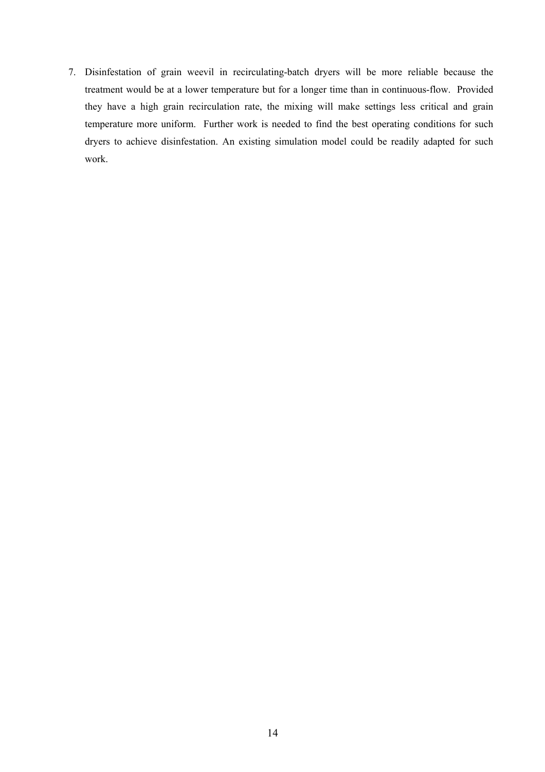7. Disinfestation of grain weevil in recirculating-batch dryers will be more reliable because the treatment would be at a lower temperature but for a longer time than in continuous-flow. Provided they have a high grain recirculation rate, the mixing will make settings less critical and grain temperature more uniform. Further work is needed to find the best operating conditions for such dryers to achieve disinfestation. An existing simulation model could be readily adapted for such work.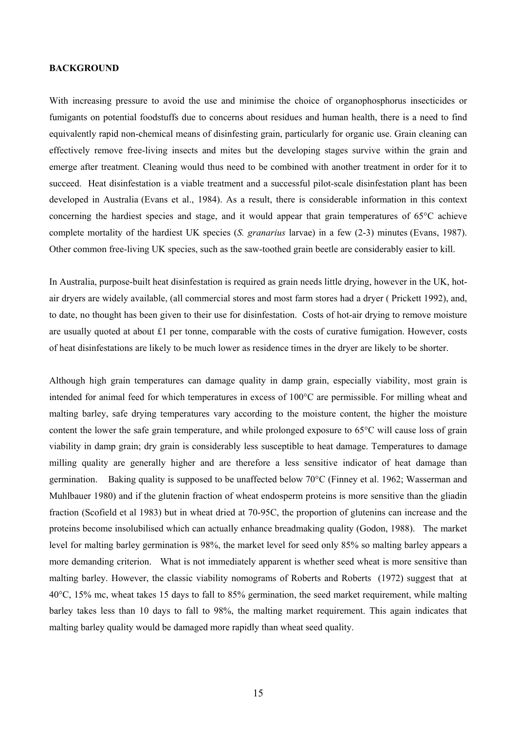**BACKGROUND**

With increasing pressure to avoid the use and minimise the choice of organophosphorus insecticides or fumigants on potential foodstuffs due to concerns about residues and human health, there is a need to find equivalently rapid non-chemical means of disinfesting grain, particularly for organic use. Grain cleaning can effectively remove free-living insects and mites but the developing stages survive within the grain and emerge after treatment. Cleaning would thus need to be combined with another treatment in order for it to succeed. Heat disinfestation is a viable treatment and a successful pilot-scale disinfestation plant has been developed in Australia (Evans et al., 1984). As a result, there is considerable information in this context concerning the hardiest species and stage, and it would appear that grain temperatures of 65°C achieve complete mortality of the hardiest UK species (*S. granarius* larvae) in a few (2-3) minutes (Evans, 1987). Other common free-living UK species, such as the saw-toothed grain beetle are considerably easier to kill.

In Australia, purpose-built heat disinfestation is required as grain needs little drying, however in the UK, hot-air dryers are widely available, (all commercial stores and most farm stores had a dryer ( Prickett 1992), and, to date, no thought has been given to their use for disinfestation. Costs of hot-air drying to remove moisture are usually quoted at about £1 per tonne, comparable with the costs of curative fumigation. However, costs of heat disinfestations are likely to be much lower as residence times in the dryer are likely to be shorter.

Although high grain temperatures can damage quality in damp grain, especially viability, most grain is intended for animal feed for which temperatures in excess of 100°C are permissible. For milling wheat and malting barley, safe drying temperatures vary according to the moisture content, the higher the moisture content the lower the safe grain temperature, and while prolonged exposure to 65°C will cause loss of grain viability in damp grain; dry grain is considerably less susceptible to heat damage. Temperatures to damage milling quality are generally higher and are therefore a less sensitive indicator of heat damage than germination. Baking quality is supposed to be unaffected below 70°C (Finney et al. 1962; Wasserman and Muhlbauer 1980) and if the glutenin fraction of wheat endosperm proteins is more sensitive than the gliadin fraction (Scofield et al 1983) but in wheat dried at 70-95C, the proportion of glutenins can increase and the proteins become insolubilised which can actually enhance breadmaking quality (Godon, 1988). The market level for malting barley germination is 98%, the market level for seed only 85% so malting barley appears a more demanding criterion. What is not immediately apparent is whether seed wheat is more sensitive than malting barley. However, the classic viability nomograms of Roberts and Roberts (1972) suggest that at 40°C, 15% mc, wheat takes 15 days to fall to 85% germination, the seed market requirement, while malting barley takes less than 10 days to fall to 98%, the malting market requirement. This again indicates that malting barley quality would be damaged more rapidly than wheat seed quality.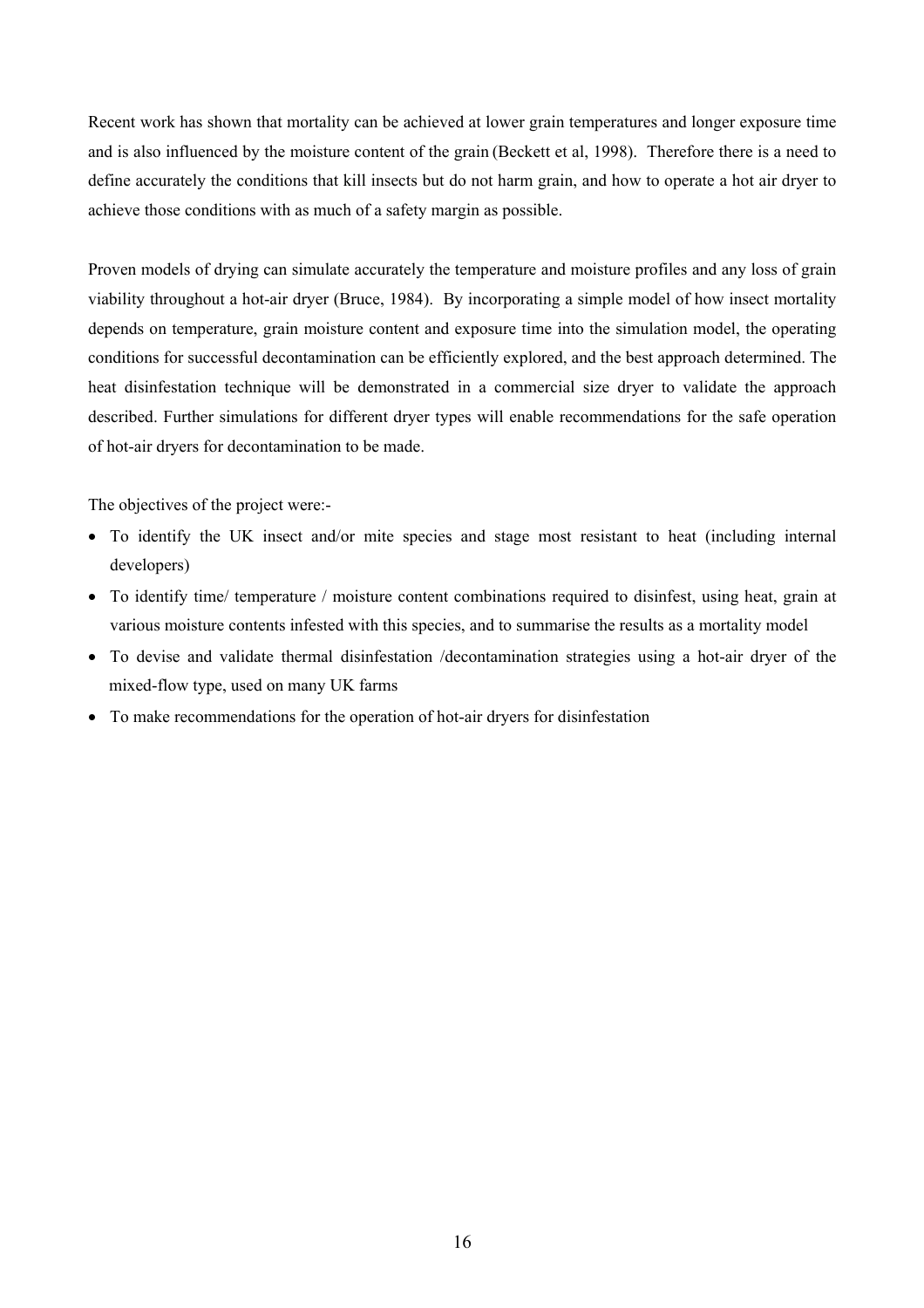Recent work has shown that mortality can be achieved at lower grain temperatures and longer exposure time and is also influenced by the moisture content of the grain (Beckett et al, 1998). Therefore there is a need to define accurately the conditions that kill insects but do not harm grain, and how to operate a hot air dryer to achieve those conditions with as much of a safety margin as possible.

Proven models of drying can simulate accurately the temperature and moisture profiles and any loss of grain viability throughout a hot-air dryer (Bruce, 1984). By incorporating a simple model of how insect mortality depends on temperature, grain moisture content and exposure time into the simulation model, the operating conditions for successful decontamination can be efficiently explored, and the best approach determined. The heat disinfestation technique will be demonstrated in a commercial size dryer to validate the approach described. Further simulations for different dryer types will enable recommendations for the safe operation of hot-air dryers for decontamination to be made.

The objectives of the project were:-

- To identify the UK insect and/or mite species and stage most resistant to heat (including internal developers)
- To identify time/ temperature / moisture content combinations required to disinfest, using heat, grain at various moisture contents infested with this species, and to summarise the results as a mortality model
- To devise and validate thermal disinfestation /decontamination strategies using a hot-air dryer of the mixed-flow type, used on many UK farms
- To make recommendations for the operation of hot-air dryers for disinfestation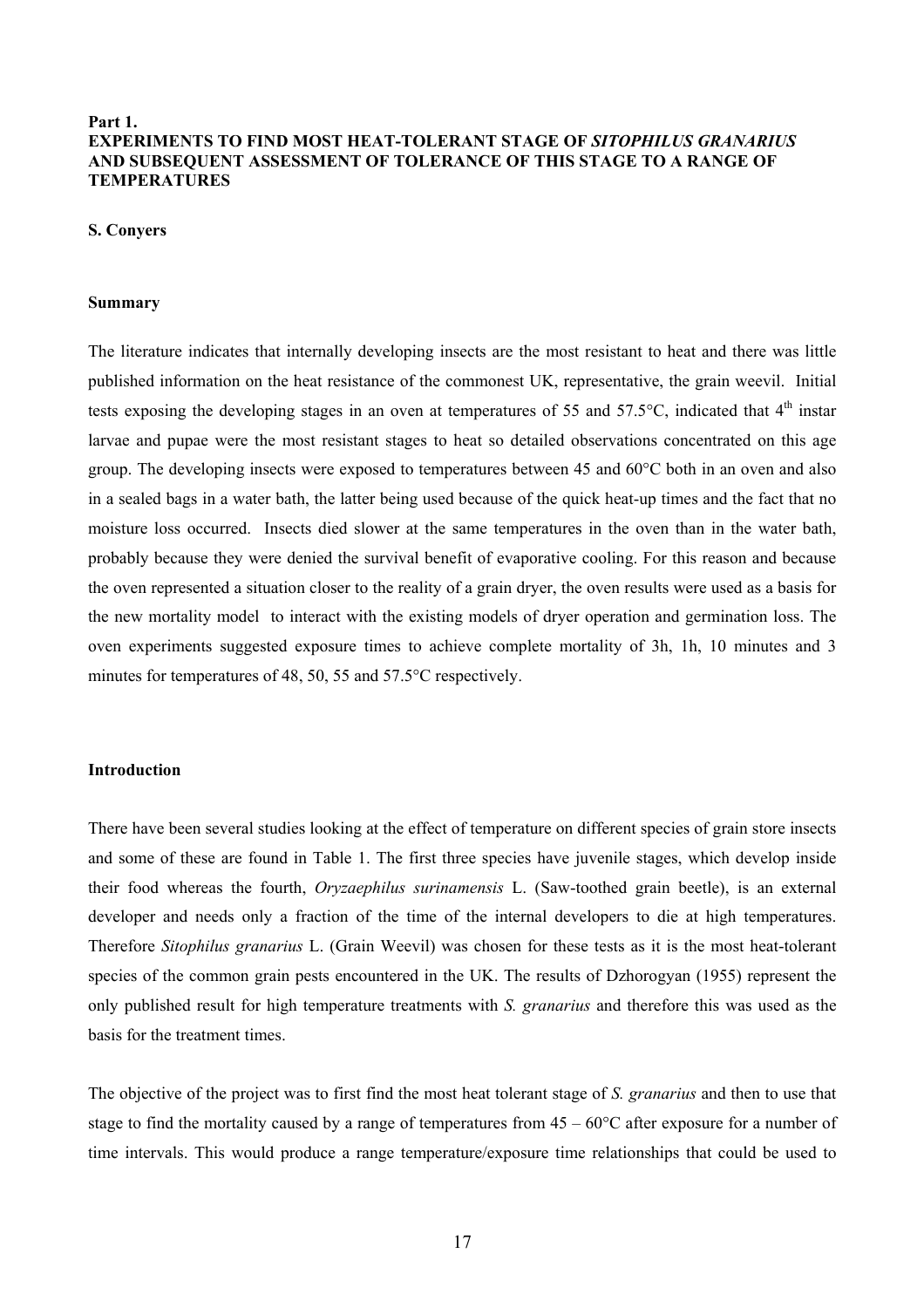## Part 1.
## EXPERIMENTS TO FIND MOST HEAT-TOLERANT STAGE OF *SITOPHILUS GRANARIUS* AND SUBSEQUENT ASSESSMENT OF TOLERANCE OF THIS STAGE TO A RANGE OF TEMPERATURES

**S. Conyers**

### Summary

The literature indicates that internally developing insects are the most resistant to heat and there was little published information on the heat resistance of the commonest UK, representative, the grain weevil. Initial tests exposing the developing stages in an oven at temperatures of 55 and 57.5°C, indicated that 4th instar larvae and pupae were the most resistant stages to heat so detailed observations concentrated on this age group. The developing insects were exposed to temperatures between 45 and 60°C both in an oven and also in a sealed bags in a water bath, the latter being used because of the quick heat-up times and the fact that no moisture loss occurred. Insects died slower at the same temperatures in the oven than in the water bath, probably because they were denied the survival benefit of evaporative cooling. For this reason and because the oven represented a situation closer to the reality of a grain dryer, the oven results were used as a basis for the new mortality model to interact with the existing models of dryer operation and germination loss. The oven experiments suggested exposure times to achieve complete mortality of 3h, 1h, 10 minutes and 3 minutes for temperatures of 48, 50, 55 and 57.5°C respectively.

### Introduction

There have been several studies looking at the effect of temperature on different species of grain store insects and some of these are found in Table 1. The first three species have juvenile stages, which develop inside their food whereas the fourth, *Oryzaephilus surinamensis* L. (Saw-toothed grain beetle), is an external developer and needs only a fraction of the time of the internal developers to die at high temperatures. Therefore *Sitophilus granarius* L. (Grain Weevil) was chosen for these tests as it is the most heat-tolerant species of the common grain pests encountered in the UK. The results of Dzhorogyan (1955) represent the only published result for high temperature treatments with *S. granarius* and therefore this was used as the basis for the treatment times.

The objective of the project was to first find the most heat tolerant stage of *S. granarius* and then to use that stage to find the mortality caused by a range of temperatures from 45 – 60°C after exposure for a number of time intervals. This would produce a range temperature/exposure time relationships that could be used to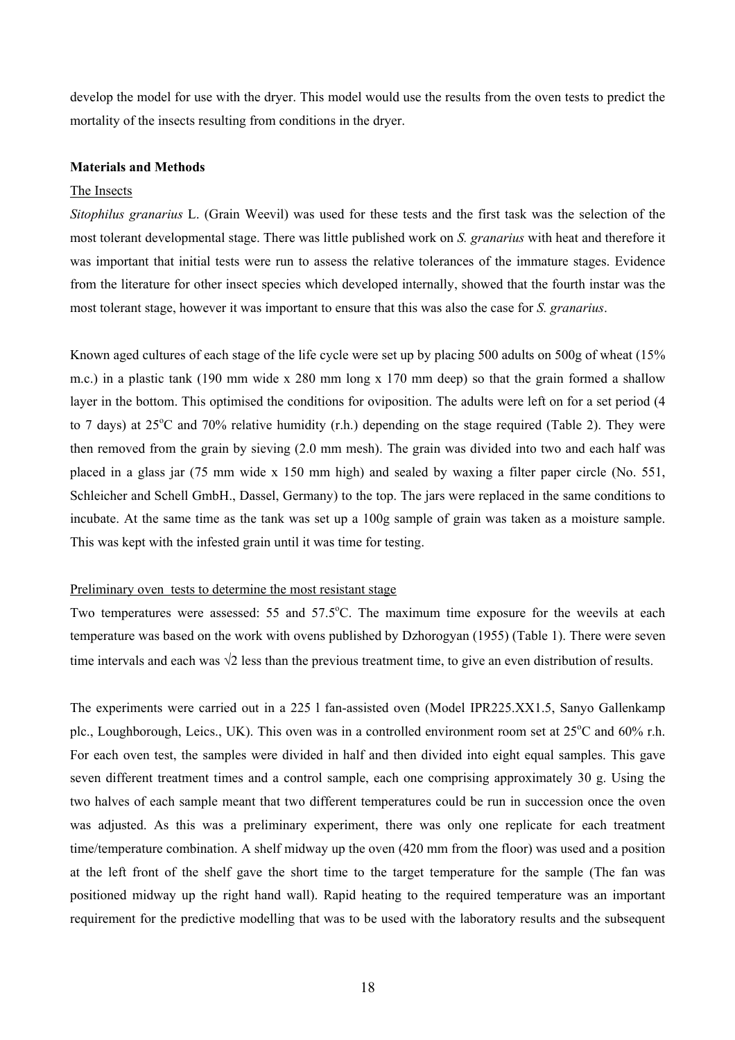develop the model for use with the dryer. This model would use the results from the oven tests to predict the mortality of the insects resulting from conditions in the dryer.

**Materials and Methods**

The Insects

*Sitophilus granarius* L. (Grain Weevil) was used for these tests and the first task was the selection of the most tolerant developmental stage. There was little published work on *S. granarius* with heat and therefore it was important that initial tests were run to assess the relative tolerances of the immature stages. Evidence from the literature for other insect species which developed internally, showed that the fourth instar was the most tolerant stage, however it was important to ensure that this was also the case for *S. granarius*.

Known aged cultures of each stage of the life cycle were set up by placing 500 adults on 500g of wheat (15% m.c.) in a plastic tank (190 mm wide x 280 mm long x 170 mm deep) so that the grain formed a shallow layer in the bottom. This optimised the conditions for oviposition. The adults were left on for a set period (4 to 7 days) at 25°C and 70% relative humidity (r.h.) depending on the stage required (Table 2). They were then removed from the grain by sieving (2.0 mm mesh). The grain was divided into two and each half was placed in a glass jar (75 mm wide x 150 mm high) and sealed by waxing a filter paper circle (No. 551, Schleicher and Schell GmbH., Dassel, Germany) to the top. The jars were replaced in the same conditions to incubate. At the same time as the tank was set up a 100g sample of grain was taken as a moisture sample. This was kept with the infested grain until it was time for testing.

Preliminary oven tests to determine the most resistant stage

Two temperatures were assessed: 55 and 57.5°C. The maximum time exposure for the weevils at each temperature was based on the work with ovens published by Dzhorogyan (1955) (Table 1). There were seven time intervals and each was √2 less than the previous treatment time, to give an even distribution of results.

The experiments were carried out in a 225 l fan-assisted oven (Model IPR225.XX1.5, Sanyo Gallenkamp plc., Loughborough, Leics., UK). This oven was in a controlled environment room set at 25°C and 60% r.h. For each oven test, the samples were divided in half and then divided into eight equal samples. This gave seven different treatment times and a control sample, each one comprising approximately 30 g. Using the two halves of each sample meant that two different temperatures could be run in succession once the oven was adjusted. As this was a preliminary experiment, there was only one replicate for each treatment time/temperature combination. A shelf midway up the oven (420 mm from the floor) was used and a position at the left front of the shelf gave the short time to the target temperature for the sample (The fan was positioned midway up the right hand wall). Rapid heating to the required temperature was an important requirement for the predictive modelling that was to be used with the laboratory results and the subsequent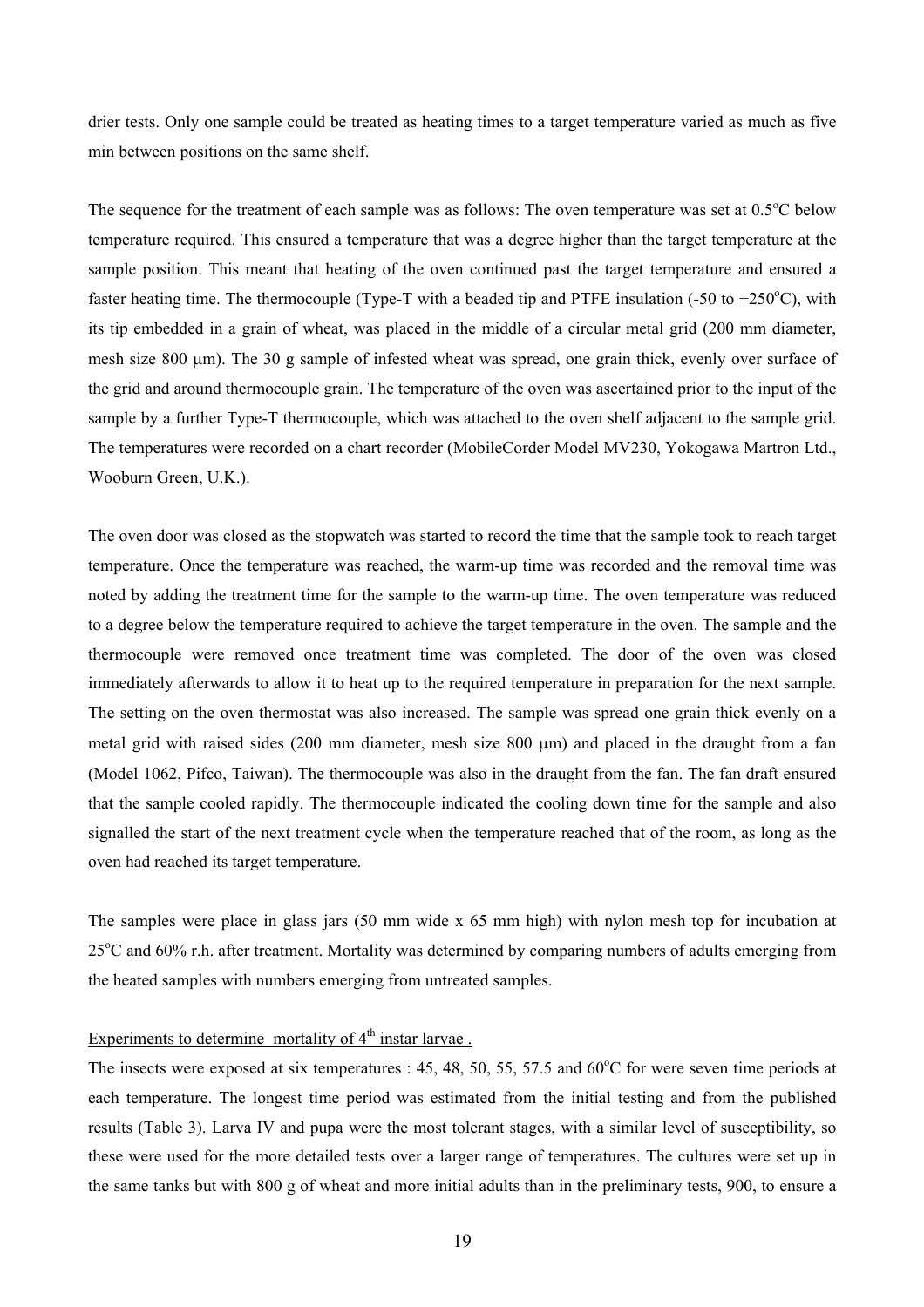drier tests. Only one sample could be treated as heating times to a target temperature varied as much as five min between positions on the same shelf.

The sequence for the treatment of each sample was as follows: The oven temperature was set at 0.5$^o$C below temperature required. This ensured a temperature that was a degree higher than the target temperature at the sample position. This meant that heating of the oven continued past the target temperature and ensured a faster heating time. The thermocouple (Type-T with a beaded tip and PTFE insulation (-50 to +250$^o$C), with its tip embedded in a grain of wheat, was placed in the middle of a circular metal grid (200 mm diameter, mesh size 800 μm). The 30 g sample of infested wheat was spread, one grain thick, evenly over surface of the grid and around thermocouple grain. The temperature of the oven was ascertained prior to the input of the sample by a further Type-T thermocouple, which was attached to the oven shelf adjacent to the sample grid. The temperatures were recorded on a chart recorder (MobileCorder Model MV230, Yokogawa Martron Ltd., Wooburn Green, U.K.).

The oven door was closed as the stopwatch was started to record the time that the sample took to reach target temperature. Once the temperature was reached, the warm-up time was recorded and the removal time was noted by adding the treatment time for the sample to the warm-up time. The oven temperature was reduced to a degree below the temperature required to achieve the target temperature in the oven. The sample and the thermocouple were removed once treatment time was completed. The door of the oven was closed immediately afterwards to allow it to heat up to the required temperature in preparation for the next sample. The setting on the oven thermostat was also increased. The sample was spread one grain thick evenly on a metal grid with raised sides (200 mm diameter, mesh size 800 μm) and placed in the draught from a fan (Model 1062, Pifco, Taiwan). The thermocouple was also in the draught from the fan. The fan draft ensured that the sample cooled rapidly. The thermocouple indicated the cooling down time for the sample and also signalled the start of the next treatment cycle when the temperature reached that of the room, as long as the oven had reached its target temperature.

The samples were place in glass jars (50 mm wide x 65 mm high) with nylon mesh top for incubation at 25$^o$C and 60% r.h. after treatment. Mortality was determined by comparing numbers of adults emerging from the heated samples with numbers emerging from untreated samples.

Experiments to determine mortality of 4$^{th}$ instar larvae .

The insects were exposed at six temperatures : 45, 48, 50, 55, 57.5 and 60$^o$C for were seven time periods at each temperature. The longest time period was estimated from the initial testing and from the published results (Table 3). Larva IV and pupa were the most tolerant stages, with a similar level of susceptibility, so these were used for the more detailed tests over a larger range of temperatures. The cultures were set up in the same tanks but with 800 g of wheat and more initial adults than in the preliminary tests, 900, to ensure a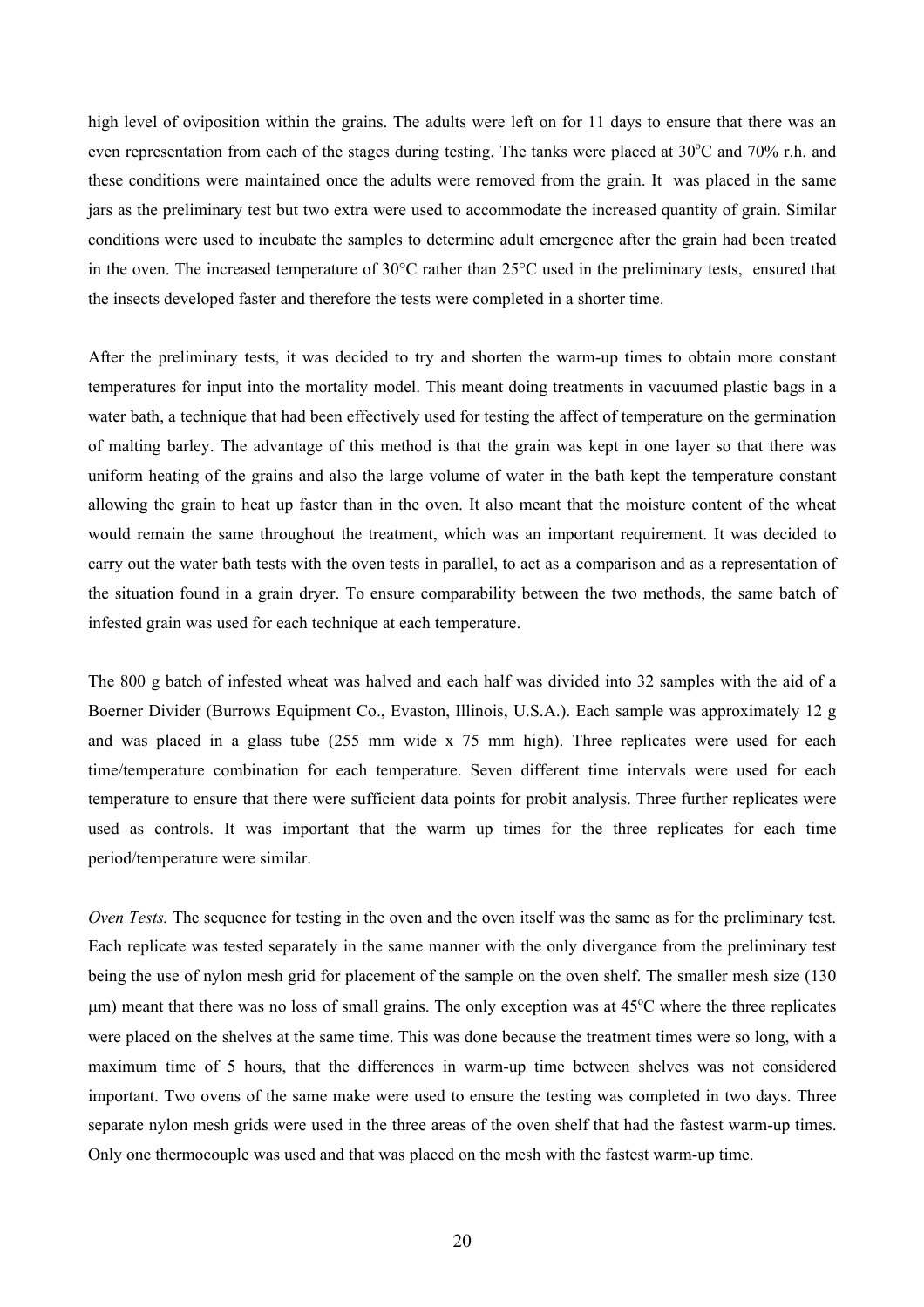high level of oviposition within the grains. The adults were left on for 11 days to ensure that there was an even representation from each of the stages during testing. The tanks were placed at 30°C and 70% r.h. and these conditions were maintained once the adults were removed from the grain. It was placed in the same jars as the preliminary test but two extra were used to accommodate the increased quantity of grain. Similar conditions were used to incubate the samples to determine adult emergence after the grain had been treated in the oven. The increased temperature of 30°C rather than 25°C used in the preliminary tests, ensured that the insects developed faster and therefore the tests were completed in a shorter time.

After the preliminary tests, it was decided to try and shorten the warm-up times to obtain more constant temperatures for input into the mortality model. This meant doing treatments in vacuumed plastic bags in a water bath, a technique that had been effectively used for testing the affect of temperature on the germination of malting barley. The advantage of this method is that the grain was kept in one layer so that there was uniform heating of the grains and also the large volume of water in the bath kept the temperature constant allowing the grain to heat up faster than in the oven. It also meant that the moisture content of the wheat would remain the same throughout the treatment, which was an important requirement. It was decided to carry out the water bath tests with the oven tests in parallel, to act as a comparison and as a representation of the situation found in a grain dryer. To ensure comparability between the two methods, the same batch of infested grain was used for each technique at each temperature.

The 800 g batch of infested wheat was halved and each half was divided into 32 samples with the aid of a Boerner Divider (Burrows Equipment Co., Evaston, Illinois, U.S.A.). Each sample was approximately 12 g and was placed in a glass tube (255 mm wide x 75 mm high). Three replicates were used for each time/temperature combination for each temperature. Seven different time intervals were used for each temperature to ensure that there were sufficient data points for probit analysis. Three further replicates were used as controls. It was important that the warm up times for the three replicates for each time period/temperature were similar.

*Oven Tests.* The sequence for testing in the oven and the oven itself was the same as for the preliminary test. Each replicate was tested separately in the same manner with the only divergance from the preliminary test being the use of nylon mesh grid for placement of the sample on the oven shelf. The smaller mesh size (130 μm) meant that there was no loss of small grains. The only exception was at 45°C where the three replicates were placed on the shelves at the same time. This was done because the treatment times were so long, with a maximum time of 5 hours, that the differences in warm-up time between shelves was not considered important. Two ovens of the same make were used to ensure the testing was completed in two days. Three separate nylon mesh grids were used in the three areas of the oven shelf that had the fastest warm-up times. Only one thermocouple was used and that was placed on the mesh with the fastest warm-up time.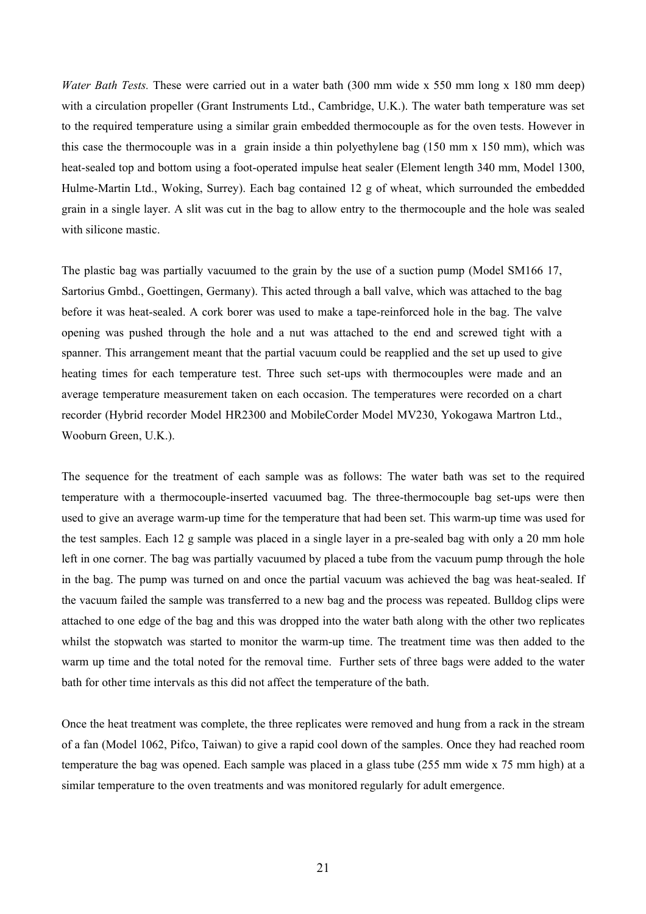*Water Bath Tests.* These were carried out in a water bath (300 mm wide x 550 mm long x 180 mm deep) with a circulation propeller (Grant Instruments Ltd., Cambridge, U.K.). The water bath temperature was set to the required temperature using a similar grain embedded thermocouple as for the oven tests. However in this case the thermocouple was in a grain inside a thin polyethylene bag (150 mm x 150 mm), which was heat-sealed top and bottom using a foot-operated impulse heat sealer (Element length 340 mm, Model 1300, Hulme-Martin Ltd., Woking, Surrey). Each bag contained 12 g of wheat, which surrounded the embedded grain in a single layer. A slit was cut in the bag to allow entry to the thermocouple and the hole was sealed with silicone mastic.

The plastic bag was partially vacuumed to the grain by the use of a suction pump (Model SM166 17, Sartorius Gmbd., Goettingen, Germany). This acted through a ball valve, which was attached to the bag before it was heat-sealed. A cork borer was used to make a tape-reinforced hole in the bag. The valve opening was pushed through the hole and a nut was attached to the end and screwed tight with a spanner. This arrangement meant that the partial vacuum could be reapplied and the set up used to give heating times for each temperature test. Three such set-ups with thermocouples were made and an average temperature measurement taken on each occasion. The temperatures were recorded on a chart recorder (Hybrid recorder Model HR2300 and MobileCorder Model MV230, Yokogawa Martron Ltd., Wooburn Green, U.K.).

The sequence for the treatment of each sample was as follows: The water bath was set to the required temperature with a thermocouple-inserted vacuumed bag. The three-thermocouple bag set-ups were then used to give an average warm-up time for the temperature that had been set. This warm-up time was used for the test samples. Each 12 g sample was placed in a single layer in a pre-sealed bag with only a 20 mm hole left in one corner. The bag was partially vacuumed by placed a tube from the vacuum pump through the hole in the bag. The pump was turned on and once the partial vacuum was achieved the bag was heat-sealed. If the vacuum failed the sample was transferred to a new bag and the process was repeated. Bulldog clips were attached to one edge of the bag and this was dropped into the water bath along with the other two replicates whilst the stopwatch was started to monitor the warm-up time. The treatment time was then added to the warm up time and the total noted for the removal time. Further sets of three bags were added to the water bath for other time intervals as this did not affect the temperature of the bath.

Once the heat treatment was complete, the three replicates were removed and hung from a rack in the stream of a fan (Model 1062, Pifco, Taiwan) to give a rapid cool down of the samples. Once they had reached room temperature the bag was opened. Each sample was placed in a glass tube (255 mm wide x 75 mm high) at a similar temperature to the oven treatments and was monitored regularly for adult emergence.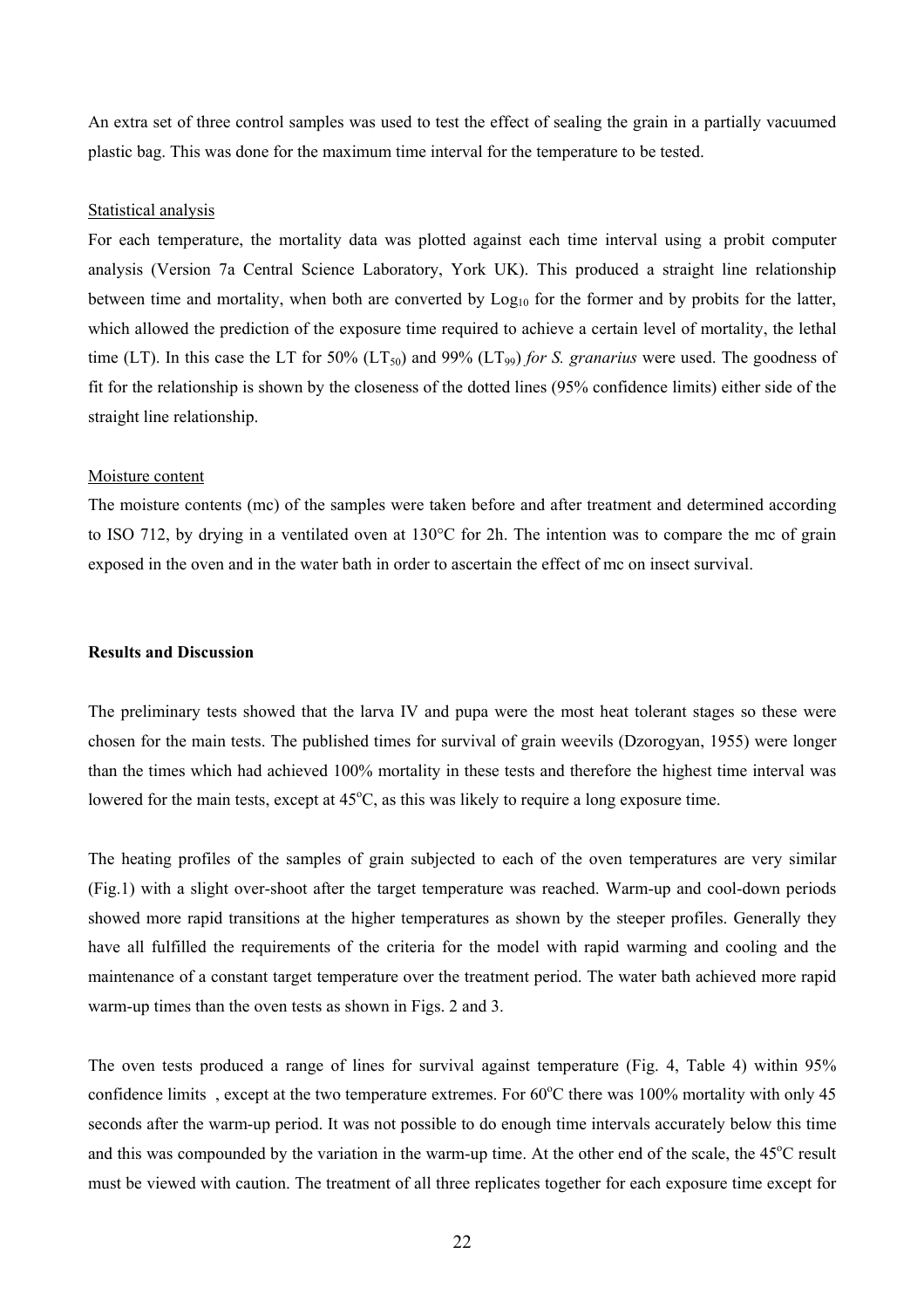An extra set of three control samples was used to test the effect of sealing the grain in a partially vacuumed plastic bag. This was done for the maximum time interval for the temperature to be tested.

Statistical analysis

For each temperature, the mortality data was plotted against each time interval using a probit computer analysis (Version 7a Central Science Laboratory, York UK). This produced a straight line relationship between time and mortality, when both are converted by $Log_{10}$ for the former and by probits for the latter, which allowed the prediction of the exposure time required to achieve a certain level of mortality, the lethal time (LT). In this case the LT for 50% ($LT_{50}$) and 99% ($LT_{99}$) *for S. granarius* were used. The goodness of fit for the relationship is shown by the closeness of the dotted lines (95% confidence limits) either side of the straight line relationship.

Moisture content

The moisture contents (mc) of the samples were taken before and after treatment and determined according to ISO 712, by drying in a ventilated oven at 130°C for 2h. The intention was to compare the mc of grain exposed in the oven and in the water bath in order to ascertain the effect of mc on insect survival.

**Results and Discussion**

The preliminary tests showed that the larva IV and pupa were the most heat tolerant stages so these were chosen for the main tests. The published times for survival of grain weevils (Dzorogyan, 1955) were longer than the times which had achieved 100% mortality in these tests and therefore the highest time interval was lowered for the main tests, except at 45°C, as this was likely to require a long exposure time.

The heating profiles of the samples of grain subjected to each of the oven temperatures are very similar (Fig.1) with a slight over-shoot after the target temperature was reached. Warm-up and cool-down periods showed more rapid transitions at the higher temperatures as shown by the steeper profiles. Generally they have all fulfilled the requirements of the criteria for the model with rapid warming and cooling and the maintenance of a constant target temperature over the treatment period. The water bath achieved more rapid warm-up times than the oven tests as shown in Figs. 2 and 3.

The oven tests produced a range of lines for survival against temperature (Fig. 4, Table 4) within 95% confidence limits , except at the two temperature extremes. For 60°C there was 100% mortality with only 45 seconds after the warm-up period. It was not possible to do enough time intervals accurately below this time and this was compounded by the variation in the warm-up time. At the other end of the scale, the 45°C result must be viewed with caution. The treatment of all three replicates together for each exposure time except for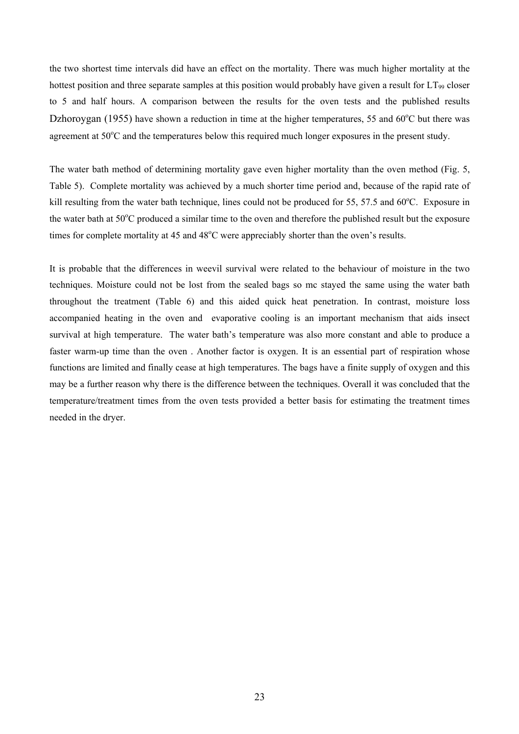the two shortest time intervals did have an effect on the mortality. There was much higher mortality at the hottest position and three separate samples at this position would probably have given a result for $LT_{99}$ closer to 5 and half hours. A comparison between the results for the oven tests and the published results Dzhoroygan (1955) have shown a reduction in time at the higher temperatures, 55 and 60°C but there was agreement at 50°C and the temperatures below this required much longer exposures in the present study.

The water bath method of determining mortality gave even higher mortality than the oven method (Fig. 5, Table 5). Complete mortality was achieved by a much shorter time period and, because of the rapid rate of kill resulting from the water bath technique, lines could not be produced for 55, 57.5 and 60°C. Exposure in the water bath at 50°C produced a similar time to the oven and therefore the published result but the exposure times for complete mortality at 45 and 48°C were appreciably shorter than the oven's results.

It is probable that the differences in weevil survival were related to the behaviour of moisture in the two techniques. Moisture could not be lost from the sealed bags so mc stayed the same using the water bath throughout the treatment (Table 6) and this aided quick heat penetration. In contrast, moisture loss accompanied heating in the oven and evaporative cooling is an important mechanism that aids insect survival at high temperature. The water bath's temperature was also more constant and able to produce a faster warm-up time than the oven . Another factor is oxygen. It is an essential part of respiration whose functions are limited and finally cease at high temperatures. The bags have a finite supply of oxygen and this may be a further reason why there is the difference between the techniques. Overall it was concluded that the temperature/treatment times from the oven tests provided a better basis for estimating the treatment times needed in the dryer.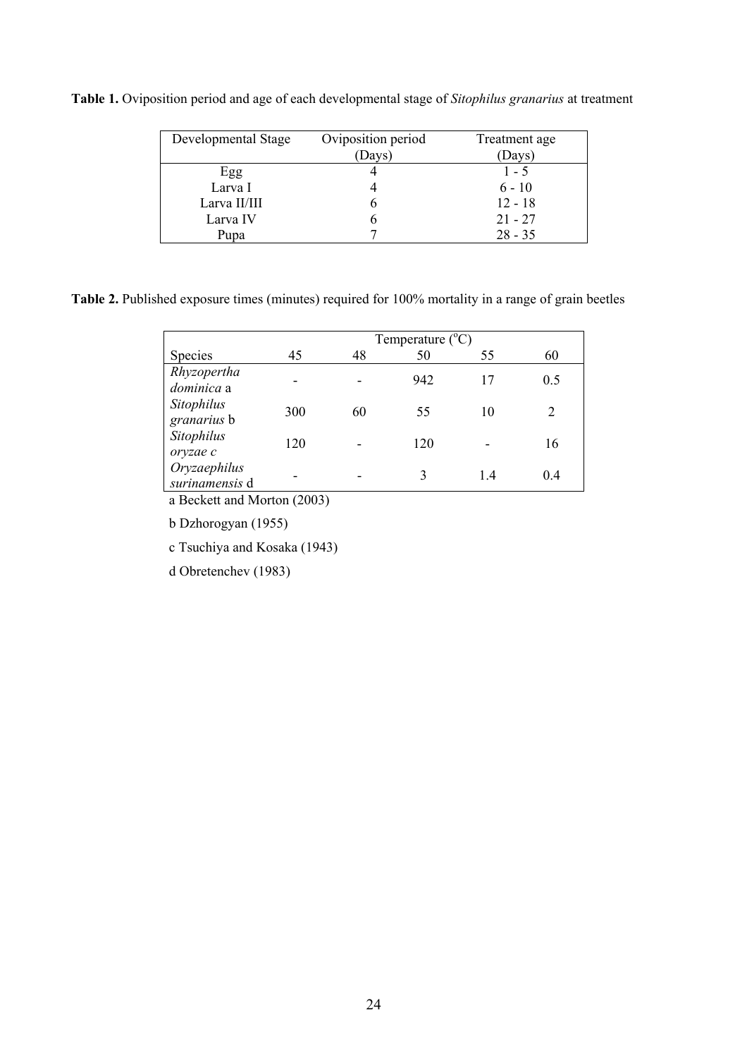**Table 1.** Oviposition period and age of each developmental stage of *Sitophilus granarius* at treatment

| Developmental Stage | Oviposition period (Days) | Treatment age (Days) |
|---|---|---|
| Egg | 4 | 1 - 5 |
| Larva I | 4 | 6 - 10 |
| Larva II/III | 6 | 12 - 18 |
| Larva IV | 6 | 21 - 27 |
| Pupa | 7 | 28 - 35 |

**Table 2.** Published exposure times (minutes) required for 100% mortality in a range of grain beetles

| | Temperature ($^{o}$C) | | | | |
|---|---|---|---|---|---|
| Species | 45 | 48 | 50 | 55 | 60 |
| *Rhyzopertha dominica* a | - | - | 942 | 17 | 0.5 |
| *Sitophilus granarius* b | 300 | 60 | 55 | 10 | 2 |
| *Sitophilus oryzae* c | 120 | - | 120 | - | 16 |
| *Oryzaephilus surinamensis* d | - | - | 3 | 1.4 | 0.4 |

a Beckett and Morton (2003)

b Dzhorogyan (1955)

c Tsuchiya and Kosaka (1943)

d Obretenchev (1983)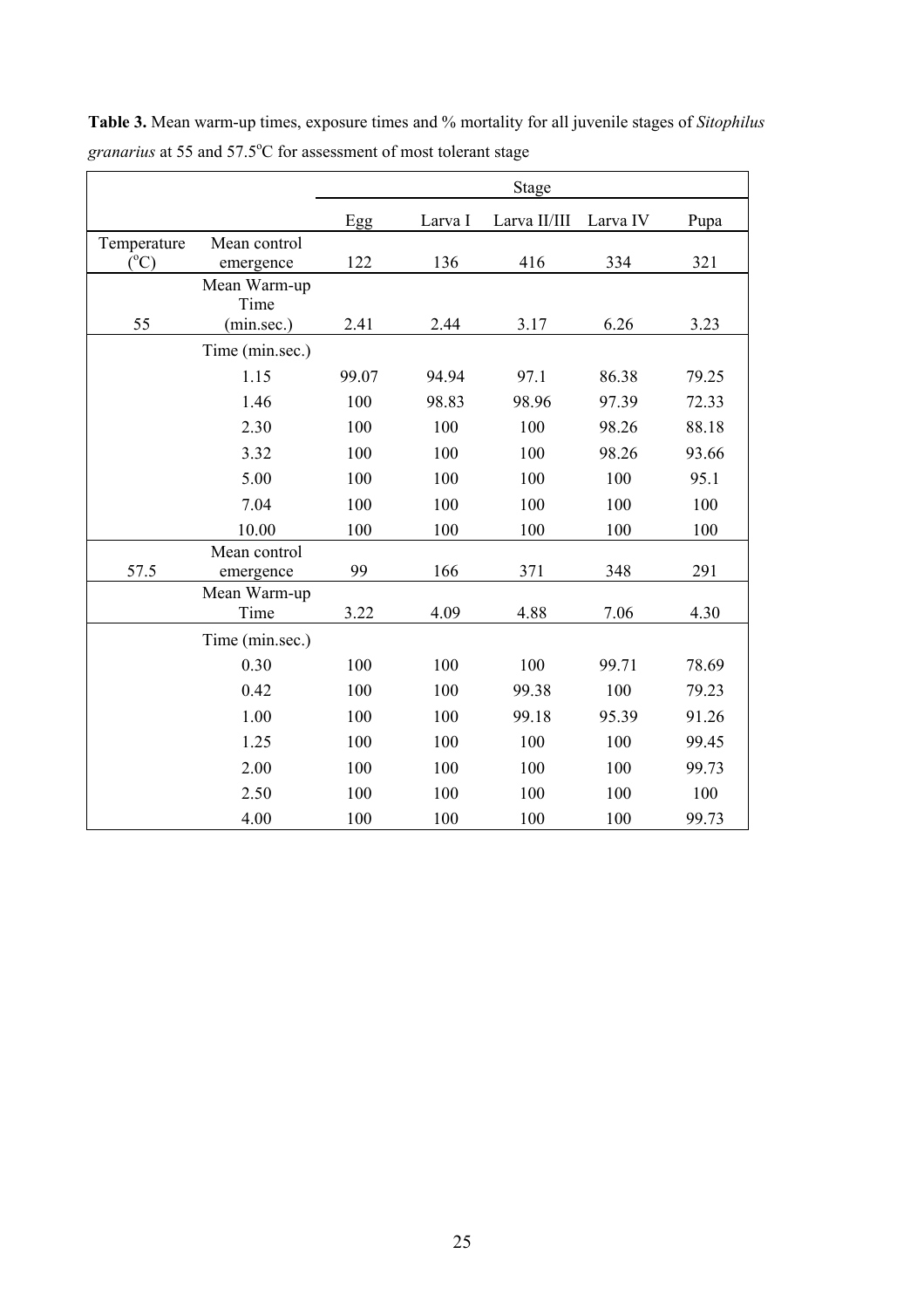**Table 3.** Mean warm-up times, exposure times and % mortality for all juvenile stages of *Sitophilus granarius* at 55 and 57.5°C for assessment of most tolerant stage

| | | Stage | | | | |
|---|---|---|---|---|---|---|
| | | Egg | Larva I | Larva II/III | Larva IV | Pupa |
| Temperature (°C) | Mean control emergence | 122 | 136 | 416 | 334 | 321 |
| 55 | Mean Warm-up Time (min.sec.) | 2.41 | 2.44 | 3.17 | 6.26 | 3.23 |
| | Time (min.sec.) | | | | | |
| | 1.15 | 99.07 | 94.94 | 97.1 | 86.38 | 79.25 |
| | 1.46 | 100 | 98.83 | 98.96 | 97.39 | 72.33 |
| | 2.30 | 100 | 100 | 100 | 98.26 | 88.18 |
| | 3.32 | 100 | 100 | 100 | 98.26 | 93.66 |
| | 5.00 | 100 | 100 | 100 | 100 | 95.1 |
| | 7.04 | 100 | 100 | 100 | 100 | 100 |
| | 10.00 | 100 | 100 | 100 | 100 | 100 |
| 57.5 | Mean control emergence | 99 | 166 | 371 | 348 | 291 |
| | Mean Warm-up Time | 3.22 | 4.09 | 4.88 | 7.06 | 4.30 |
| | Time (min.sec.) | | | | | |
| | 0.30 | 100 | 100 | 100 | 99.71 | 78.69 |
| | 0.42 | 100 | 100 | 99.38 | 100 | 79.23 |
| | 1.00 | 100 | 100 | 99.18 | 95.39 | 91.26 |
| | 1.25 | 100 | 100 | 100 | 100 | 99.45 |
| | 2.00 | 100 | 100 | 100 | 100 | 99.73 |
| | 2.50 | 100 | 100 | 100 | 100 | 100 |
| | 4.00 | 100 | 100 | 100 | 100 | 99.73 |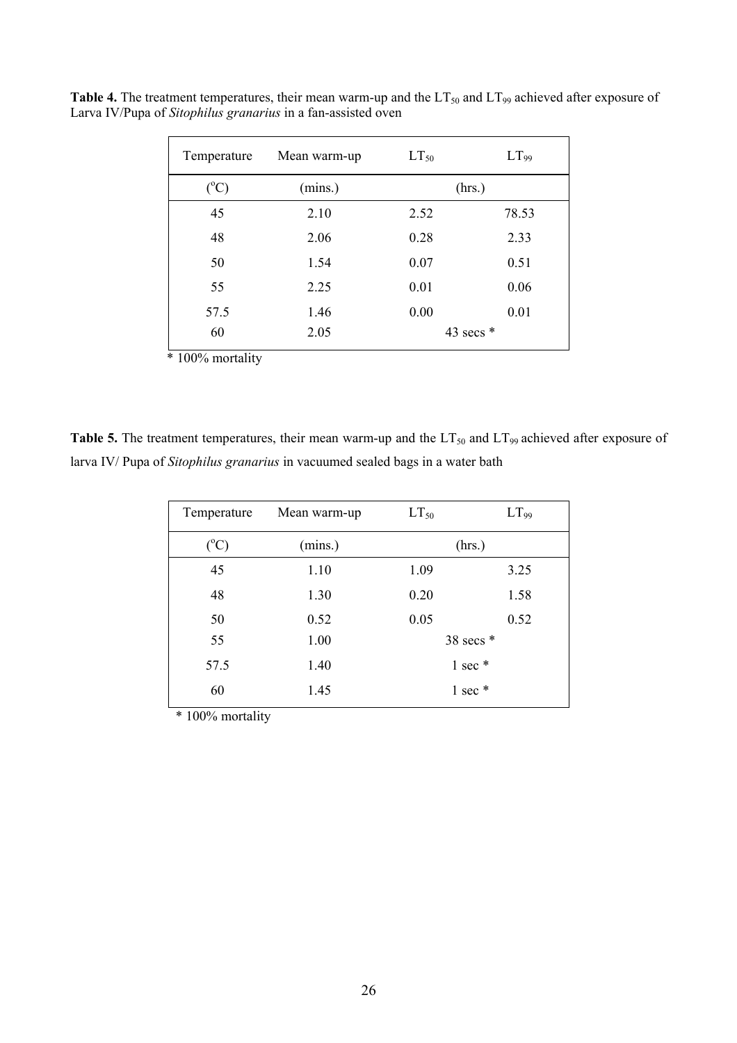**Table 4.** The treatment temperatures, their mean warm-up and the $LT_{50}$ and $LT_{99}$ achieved after exposure of Larva IV/Pupa of *Sitophilus granarius* in a fan-assisted oven

| Temperature | Mean warm-up | $LT_{50}$ | $LT_{99}$ |
|---|---|---|---|
| (°C) | (mins.) | (hrs.) | |
| 45 | 2.10 | 2.52 | 78.53 |
| 48 | 2.06 | 0.28 | 2.33 |
| 50 | 1.54 | 0.07 | 0.51 |
| 55 | 2.25 | 0.01 | 0.06 |
| 57.5 | 1.46 | 0.00 | 0.01 |
| 60 | 2.05 | 43 secs * | |

\* 100% mortality

**Table 5.** The treatment temperatures, their mean warm-up and the $LT_{50}$ and $LT_{99}$ achieved after exposure of larva IV/ Pupa of *Sitophilus granarius* in vacuumed sealed bags in a water bath

| Temperature | Mean warm-up | $LT_{50}$ | $LT_{99}$ |
|---|---|---|---|
| (°C) | (mins.) | (hrs.) | |
| 45 | 1.10 | 1.09 | 3.25 |
| 48 | 1.30 | 0.20 | 1.58 |
| 50 | 0.52 | 0.05 | 0.52 |
| 55 | 1.00 | 38 secs * | |
| 57.5 | 1.40 | 1 sec * | |
| 60 | 1.45 | 1 sec * | |

\* 100% mortality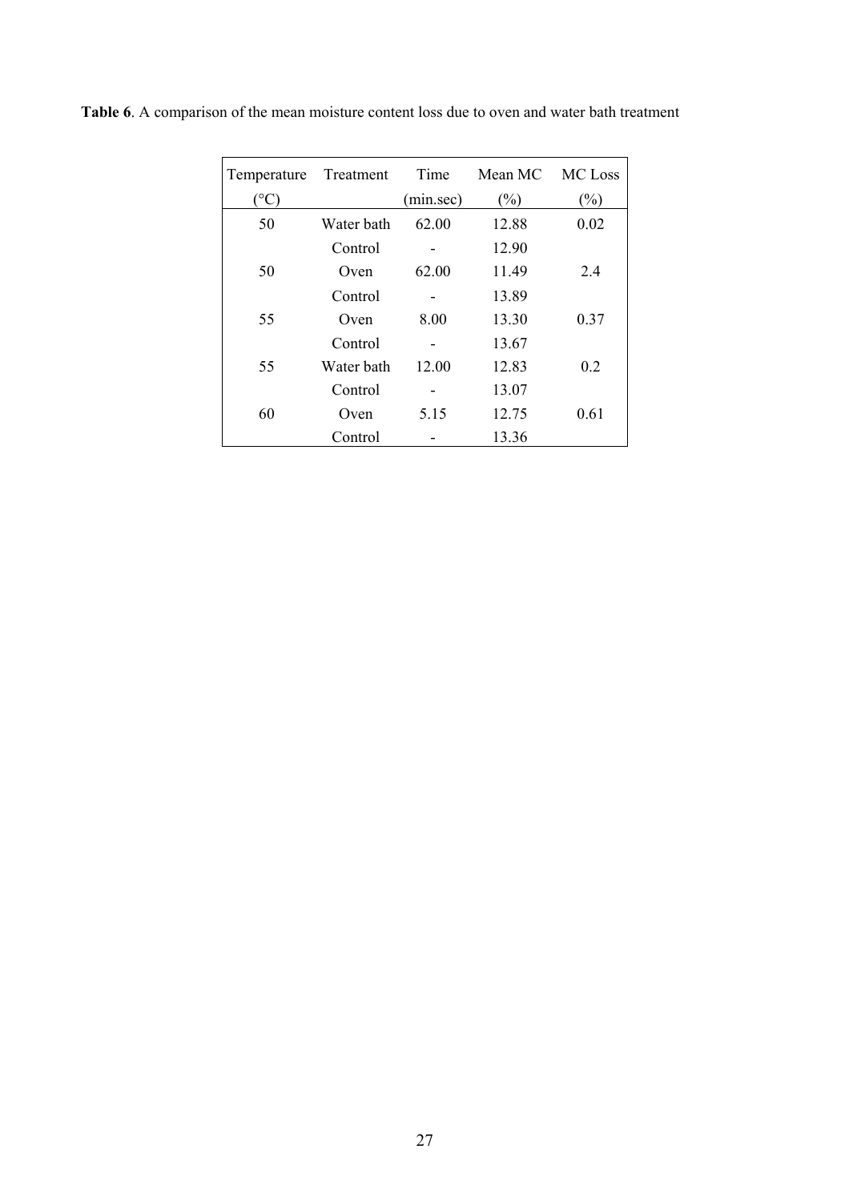**Table 6**. A comparison of the mean moisture content loss due to oven and water bath treatment

| Temperature (°C) | Treatment | Time (min.sec) | Mean MC (%) | MC Loss (%) |
|---|---|---|---|---|
| 50 | Water bath | 62.00 | 12.88 | 0.02 |
| | Control | - | 12.90 | |
| 50 | Oven | 62.00 | 11.49 | 2.4 |
| | Control | - | 13.89 | |
| 55 | Oven | 8.00 | 13.30 | 0.37 |
| | Control | - | 13.67 | |
| 55 | Water bath | 12.00 | 12.83 | 0.2 |
| | Control | - | 13.07 | |
| 60 | Oven | 5.15 | 12.75 | 0.61 |
| | Control | - | 13.36 | |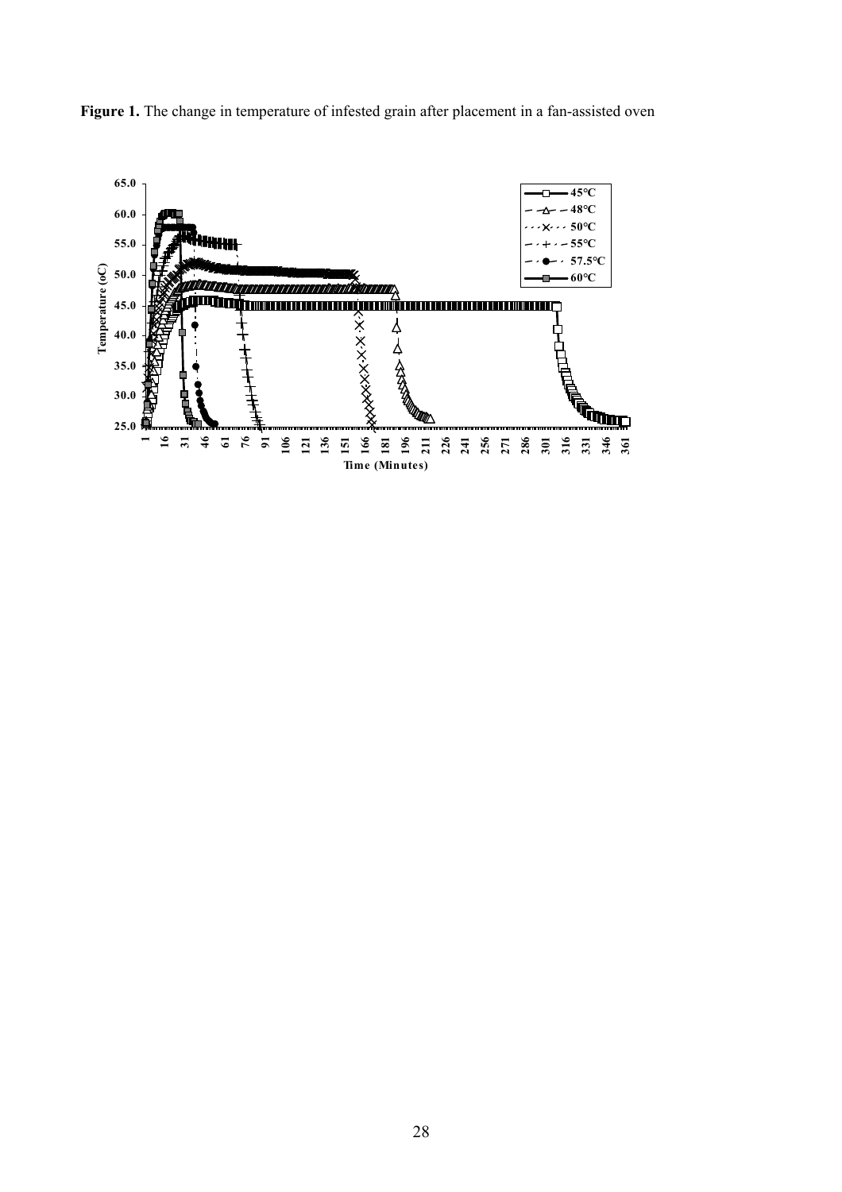**Figure 1.** The change in temperature of infested grain after placement in a fan-assisted oven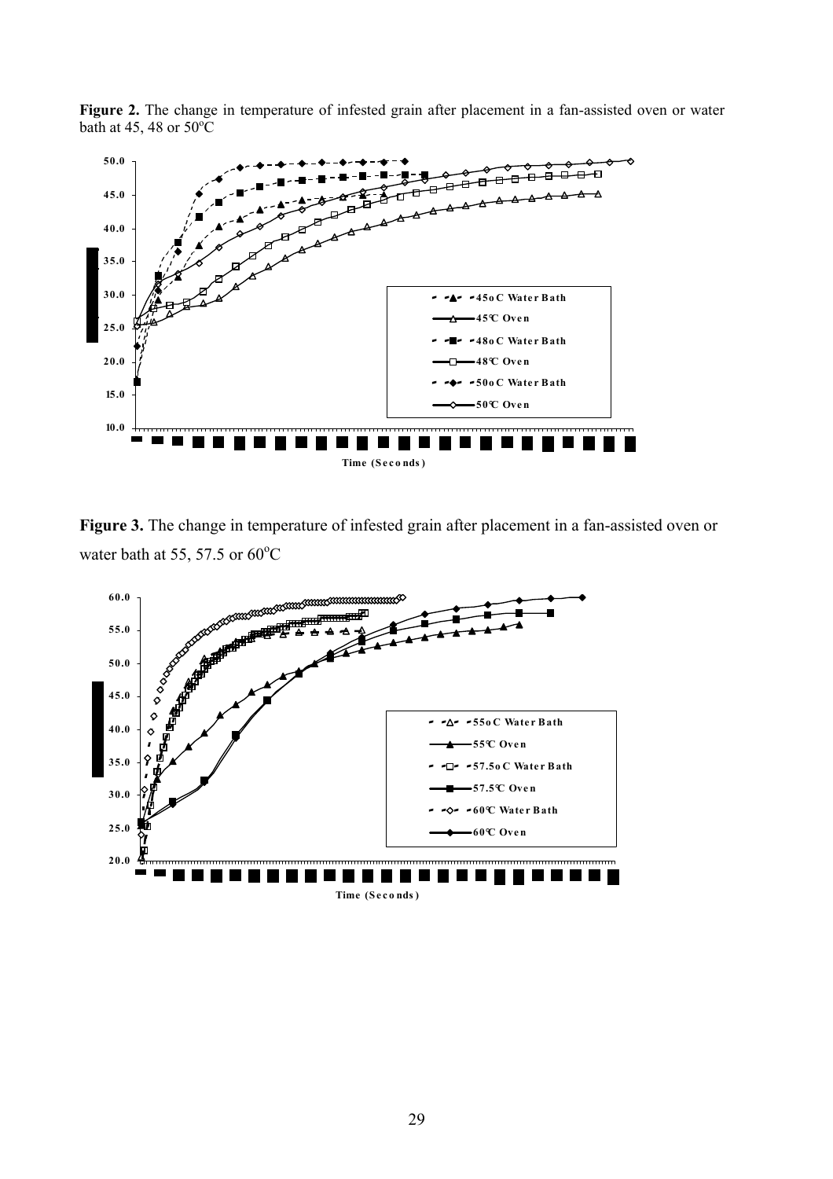**Figure 2.** The change in temperature of infested grain after placement in a fan-assisted oven or water bath at 45, 48 or 50$^{o}$C

**Figure 3.** The change in temperature of infested grain after placement in a fan-assisted oven or water bath at 55, 57.5 or 60$^{o}$C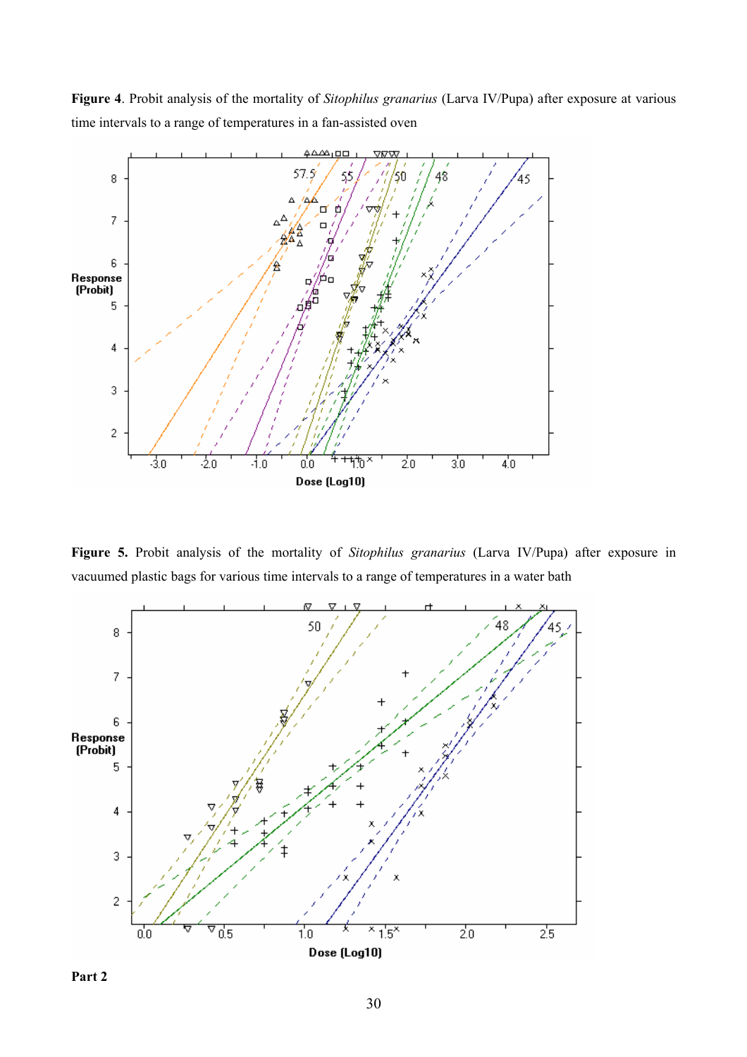**Figure 4**. Probit analysis of the mortality of *Sitophilus granarius* (Larva IV/Pupa) after exposure at various time intervals to a range of temperatures in a fan-assisted oven

**Figure 5.** Probit analysis of the mortality of *Sitophilus granarius* (Larva IV/Pupa) after exposure in vacuumed plastic bags for various time intervals to a range of temperatures in a water bath

**Part 2**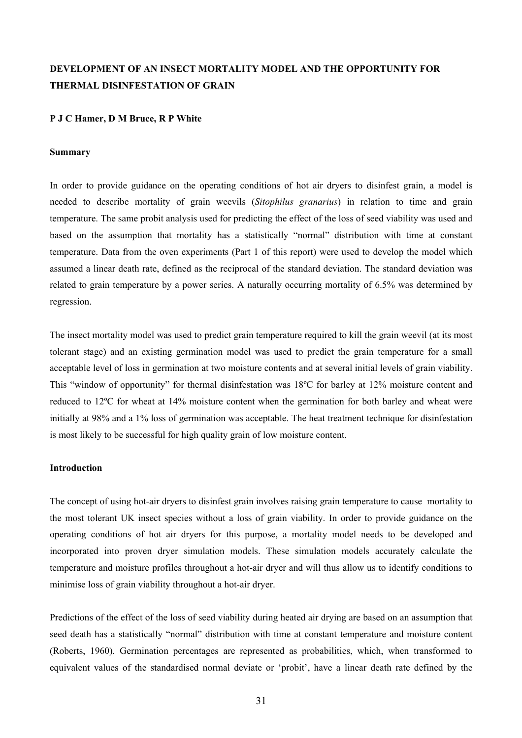# DEVELOPMENT OF AN INSECT MORTALITY MODEL AND THE OPPORTUNITY FOR THERMAL DISINFESTATION OF GRAIN

**P J C Hamer, D M Bruce, R P White**

## Summary

In order to provide guidance on the operating conditions of hot air dryers to disinfest grain, a model is needed to describe mortality of grain weevils (*Sitophilus granarius*) in relation to time and grain temperature. The same probit analysis used for predicting the effect of the loss of seed viability was used and based on the assumption that mortality has a statistically "normal" distribution with time at constant temperature. Data from the oven experiments (Part 1 of this report) were used to develop the model which assumed a linear death rate, defined as the reciprocal of the standard deviation. The standard deviation was related to grain temperature by a power series. A naturally occurring mortality of 6.5% was determined by regression.

The insect mortality model was used to predict grain temperature required to kill the grain weevil (at its most tolerant stage) and an existing germination model was used to predict the grain temperature for a small acceptable level of loss in germination at two moisture contents and at several initial levels of grain viability. This "window of opportunity" for thermal disinfestation was 18ºC for barley at 12% moisture content and reduced to 12ºC for wheat at 14% moisture content when the germination for both barley and wheat were initially at 98% and a 1% loss of germination was acceptable. The heat treatment technique for disinfestation is most likely to be successful for high quality grain of low moisture content.

## Introduction

The concept of using hot-air dryers to disinfest grain involves raising grain temperature to cause mortality to the most tolerant UK insect species without a loss of grain viability. In order to provide guidance on the operating conditions of hot air dryers for this purpose, a mortality model needs to be developed and incorporated into proven dryer simulation models. These simulation models accurately calculate the temperature and moisture profiles throughout a hot-air dryer and will thus allow us to identify conditions to minimise loss of grain viability throughout a hot-air dryer.

Predictions of the effect of the loss of seed viability during heated air drying are based on an assumption that seed death has a statistically "normal" distribution with time at constant temperature and moisture content (Roberts, 1960). Germination percentages are represented as probabilities, which, when transformed to equivalent values of the standardised normal deviate or 'probit', have a linear death rate defined by the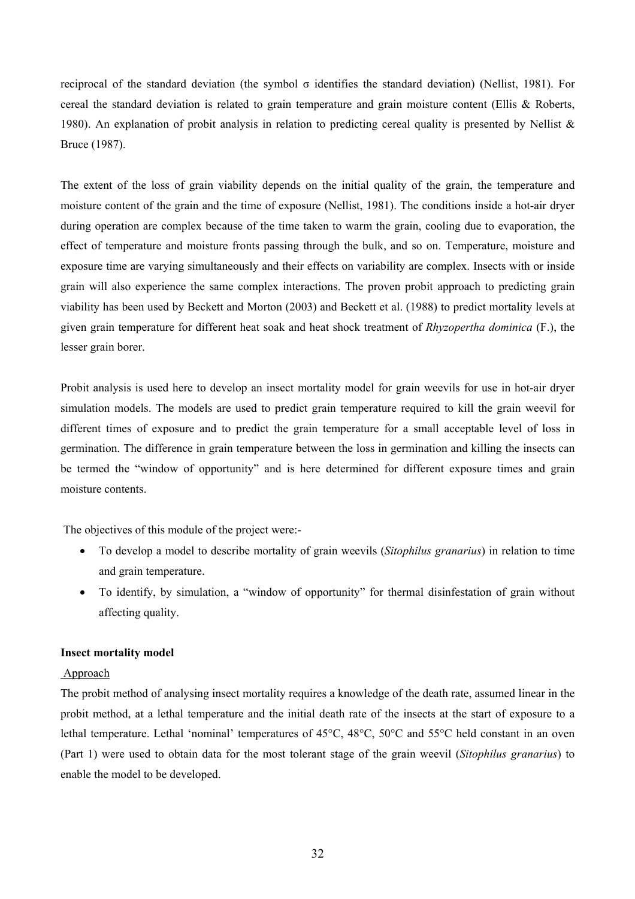reciprocal of the standard deviation (the symbol σ identifies the standard deviation) (Nellist, 1981). For cereal the standard deviation is related to grain temperature and grain moisture content (Ellis & Roberts, 1980). An explanation of probit analysis in relation to predicting cereal quality is presented by Nellist & Bruce (1987).

The extent of the loss of grain viability depends on the initial quality of the grain, the temperature and moisture content of the grain and the time of exposure (Nellist, 1981). The conditions inside a hot-air dryer during operation are complex because of the time taken to warm the grain, cooling due to evaporation, the effect of temperature and moisture fronts passing through the bulk, and so on. Temperature, moisture and exposure time are varying simultaneously and their effects on variability are complex. Insects with or inside grain will also experience the same complex interactions. The proven probit approach to predicting grain viability has been used by Beckett and Morton (2003) and Beckett et al. (1988) to predict mortality levels at given grain temperature for different heat soak and heat shock treatment of *Rhyzopertha dominica* (F.), the lesser grain borer.

Probit analysis is used here to develop an insect mortality model for grain weevils for use in hot-air dryer simulation models. The models are used to predict grain temperature required to kill the grain weevil for different times of exposure and to predict the grain temperature for a small acceptable level of loss in germination. The difference in grain temperature between the loss in germination and killing the insects can be termed the "window of opportunity" and is here determined for different exposure times and grain moisture contents.

The objectives of this module of the project were:-

- To develop a model to describe mortality of grain weevils (*Sitophilus granarius*) in relation to time and grain temperature.
- To identify, by simulation, a "window of opportunity" for thermal disinfestation of grain without affecting quality.

**Insect mortality model**

Approach

The probit method of analysing insect mortality requires a knowledge of the death rate, assumed linear in the probit method, at a lethal temperature and the initial death rate of the insects at the start of exposure to a lethal temperature. Lethal 'nominal' temperatures of 45°C, 48°C, 50°C and 55°C held constant in an oven (Part 1) were used to obtain data for the most tolerant stage of the grain weevil (*Sitophilus granarius*) to enable the model to be developed.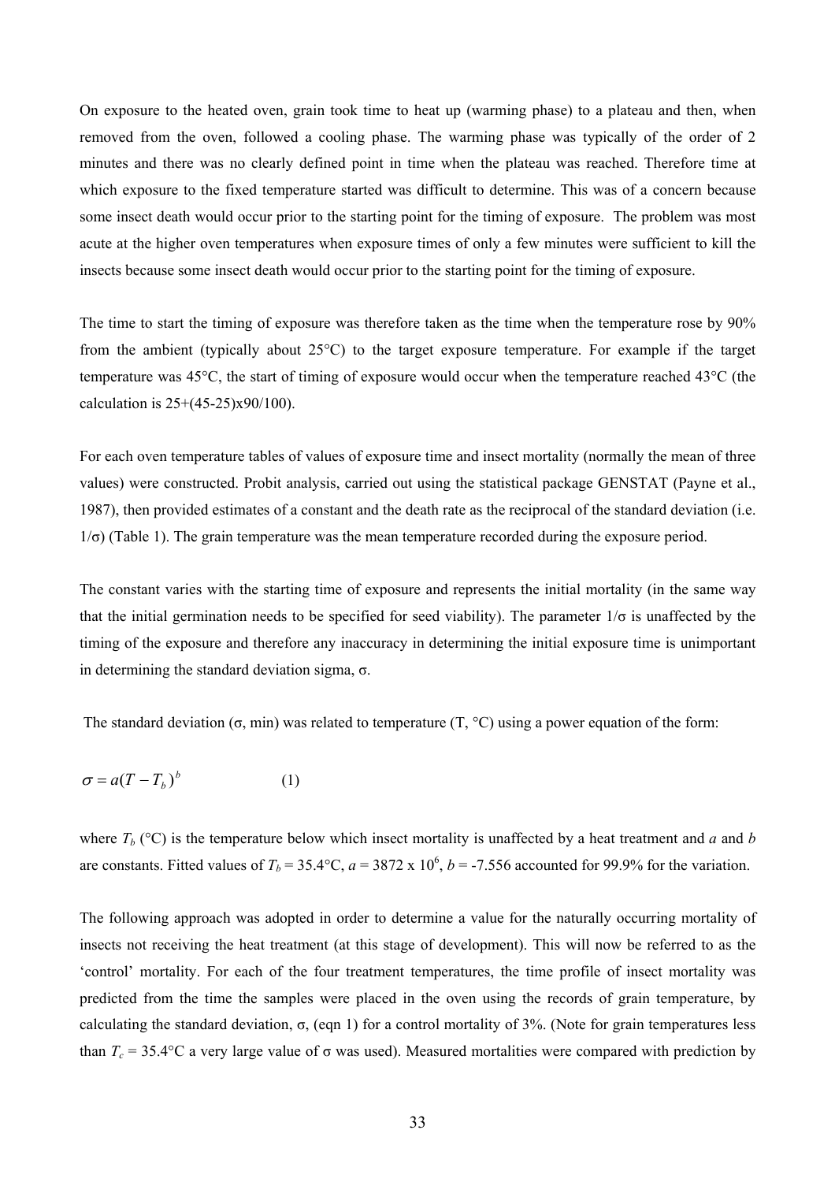On exposure to the heated oven, grain took time to heat up (warming phase) to a plateau and then, when removed from the oven, followed a cooling phase. The warming phase was typically of the order of 2 minutes and there was no clearly defined point in time when the plateau was reached. Therefore time at which exposure to the fixed temperature started was difficult to determine. This was of a concern because some insect death would occur prior to the starting point for the timing of exposure. The problem was most acute at the higher oven temperatures when exposure times of only a few minutes were sufficient to kill the insects because some insect death would occur prior to the starting point for the timing of exposure.

The time to start the timing of exposure was therefore taken as the time when the temperature rose by 90% from the ambient (typically about 25°C) to the target exposure temperature. For example if the target temperature was 45°C, the start of timing of exposure would occur when the temperature reached 43°C (the calculation is 25+(45-25)x90/100).

For each oven temperature tables of values of exposure time and insect mortality (normally the mean of three values) were constructed. Probit analysis, carried out using the statistical package GENSTAT (Payne et al., 1987), then provided estimates of a constant and the death rate as the reciprocal of the standard deviation (i.e. $1/\sigma$) (Table 1). The grain temperature was the mean temperature recorded during the exposure period.

The constant varies with the starting time of exposure and represents the initial mortality (in the same way that the initial germination needs to be specified for seed viability). The parameter $1/\sigma$ is unaffected by the timing of the exposure and therefore any inaccuracy in determining the initial exposure time is unimportant in determining the standard deviation sigma, $\sigma$.

The standard deviation ($\sigma$, min) was related to temperature (T, °C) using a power equation of the form:

$$\sigma = a(T - T_b)^b \qquad (1)$$

where $T_b$ (°C) is the temperature below which insect mortality is unaffected by a heat treatment and $a$ and $b$ are constants. Fitted values of $T_b$ = 35.4°C, $a$ = 3872 x $10^6$, $b$ = -7.556 accounted for 99.9% for the variation.

The following approach was adopted in order to determine a value for the naturally occurring mortality of insects not receiving the heat treatment (at this stage of development). This will now be referred to as the 'control' mortality. For each of the four treatment temperatures, the time profile of insect mortality was predicted from the time the samples were placed in the oven using the records of grain temperature, by calculating the standard deviation, $\sigma$, (eqn 1) for a control mortality of 3%. (Note for grain temperatures less than $T_c$ = 35.4°C a very large value of $\sigma$ was used). Measured mortalities were compared with prediction by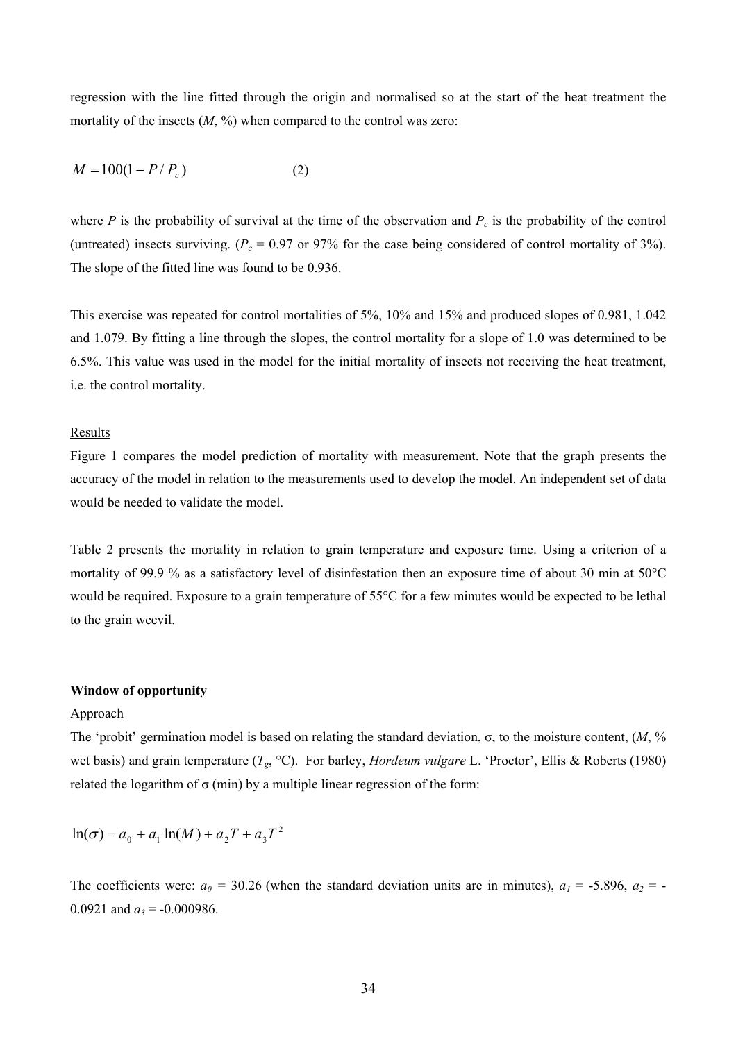regression with the line fitted through the origin and normalised so at the start of the heat treatment the mortality of the insects ($M$, %) when compared to the control was zero:

$$M = 100(1 - P / P_c) \qquad (2)$$

where $P$ is the probability of survival at the time of the observation and $P_c$ is the probability of the control (untreated) insects surviving. ($P_c$ = 0.97 or 97% for the case being considered of control mortality of 3%). The slope of the fitted line was found to be 0.936.

This exercise was repeated for control mortalities of 5%, 10% and 15% and produced slopes of 0.981, 1.042 and 1.079. By fitting a line through the slopes, the control mortality for a slope of 1.0 was determined to be 6.5%. This value was used in the model for the initial mortality of insects not receiving the heat treatment, i.e. the control mortality.

Results

Figure 1 compares the model prediction of mortality with measurement. Note that the graph presents the accuracy of the model in relation to the measurements used to develop the model. An independent set of data would be needed to validate the model.

Table 2 presents the mortality in relation to grain temperature and exposure time. Using a criterion of a mortality of 99.9 % as a satisfactory level of disinfestation then an exposure time of about 30 min at 50°C would be required. Exposure to a grain temperature of 55°C for a few minutes would be expected to be lethal to the grain weevil.

**Window of opportunity**

Approach

The 'probit' germination model is based on relating the standard deviation, σ, to the moisture content, ($M$, % wet basis) and grain temperature ($T_g$, °C). For barley, *Hordeum vulgare* L. 'Proctor', Ellis & Roberts (1980) related the logarithm of σ (min) by a multiple linear regression of the form:

$$\ln(\sigma) = a_0 + a_1 \ln(M) + a_2 T + a_3 T^2$$

The coefficients were: $a_0$ = 30.26 (when the standard deviation units are in minutes), $a_1$ = -5.896, $a_2$ = -0.0921 and $a_3$ = -0.000986.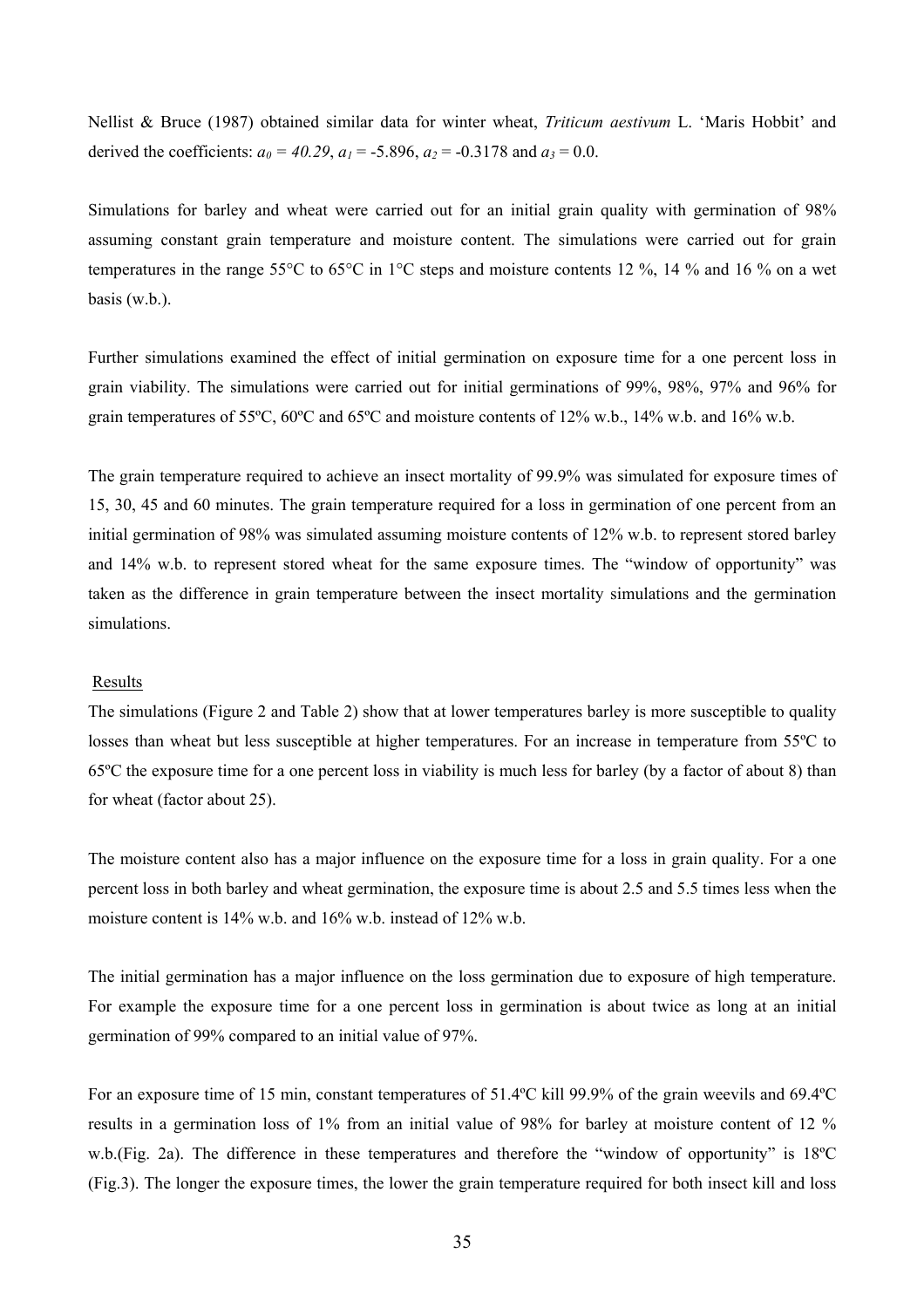Nellist & Bruce (1987) obtained similar data for winter wheat, *Triticum aestivum* L. 'Maris Hobbit' and derived the coefficients: $a_0 = 40.29$, $a_1 = -5.896$, $a_2 = -0.3178$ and $a_3 = 0.0$.

Simulations for barley and wheat were carried out for an initial grain quality with germination of 98% assuming constant grain temperature and moisture content. The simulations were carried out for grain temperatures in the range 55°C to 65°C in 1°C steps and moisture contents 12 %, 14 % and 16 % on a wet basis (w.b.).

Further simulations examined the effect of initial germination on exposure time for a one percent loss in grain viability. The simulations were carried out for initial germinations of 99%, 98%, 97% and 96% for grain temperatures of 55ºC, 60ºC and 65ºC and moisture contents of 12% w.b., 14% w.b. and 16% w.b.

The grain temperature required to achieve an insect mortality of 99.9% was simulated for exposure times of 15, 30, 45 and 60 minutes. The grain temperature required for a loss in germination of one percent from an initial germination of 98% was simulated assuming moisture contents of 12% w.b. to represent stored barley and 14% w.b. to represent stored wheat for the same exposure times. The "window of opportunity" was taken as the difference in grain temperature between the insect mortality simulations and the germination simulations.

Results

The simulations (Figure 2 and Table 2) show that at lower temperatures barley is more susceptible to quality losses than wheat but less susceptible at higher temperatures. For an increase in temperature from 55ºC to 65ºC the exposure time for a one percent loss in viability is much less for barley (by a factor of about 8) than for wheat (factor about 25).

The moisture content also has a major influence on the exposure time for a loss in grain quality. For a one percent loss in both barley and wheat germination, the exposure time is about 2.5 and 5.5 times less when the moisture content is 14% w.b. and 16% w.b. instead of 12% w.b.

The initial germination has a major influence on the loss germination due to exposure of high temperature. For example the exposure time for a one percent loss in germination is about twice as long at an initial germination of 99% compared to an initial value of 97%.

For an exposure time of 15 min, constant temperatures of 51.4ºC kill 99.9% of the grain weevils and 69.4ºC results in a germination loss of 1% from an initial value of 98% for barley at moisture content of 12 % w.b.(Fig. 2a). The difference in these temperatures and therefore the "window of opportunity" is 18ºC (Fig.3). The longer the exposure times, the lower the grain temperature required for both insect kill and loss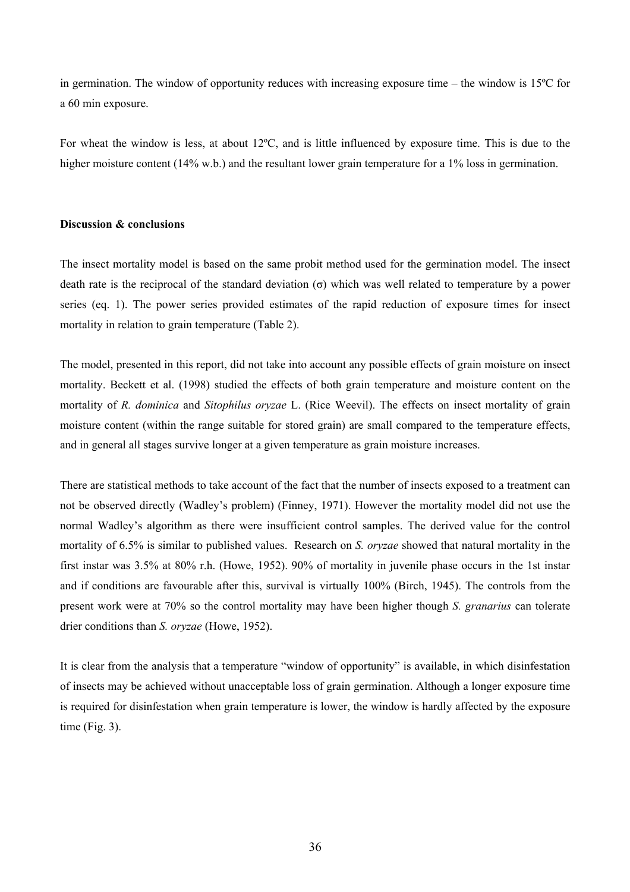in germination. The window of opportunity reduces with increasing exposure time – the window is 15ºC for a 60 min exposure.

For wheat the window is less, at about 12ºC, and is little influenced by exposure time. This is due to the higher moisture content (14% w.b.) and the resultant lower grain temperature for a 1% loss in germination.

**Discussion & conclusions**

The insect mortality model is based on the same probit method used for the germination model. The insect death rate is the reciprocal of the standard deviation ($\sigma$) which was well related to temperature by a power series (eq. 1). The power series provided estimates of the rapid reduction of exposure times for insect mortality in relation to grain temperature (Table 2).

The model, presented in this report, did not take into account any possible effects of grain moisture on insect mortality. Beckett et al. (1998) studied the effects of both grain temperature and moisture content on the mortality of *R. dominica* and *Sitophilus oryzae* L. (Rice Weevil). The effects on insect mortality of grain moisture content (within the range suitable for stored grain) are small compared to the temperature effects, and in general all stages survive longer at a given temperature as grain moisture increases.

There are statistical methods to take account of the fact that the number of insects exposed to a treatment can not be observed directly (Wadley's problem) (Finney, 1971). However the mortality model did not use the normal Wadley's algorithm as there were insufficient control samples. The derived value for the control mortality of 6.5% is similar to published values. Research on *S. oryzae* showed that natural mortality in the first instar was 3.5% at 80% r.h. (Howe, 1952). 90% of mortality in juvenile phase occurs in the 1st instar and if conditions are favourable after this, survival is virtually 100% (Birch, 1945). The controls from the present work were at 70% so the control mortality may have been higher though *S. granarius* can tolerate drier conditions than *S. oryzae* (Howe, 1952).

It is clear from the analysis that a temperature "window of opportunity" is available, in which disinfestation of insects may be achieved without unacceptable loss of grain germination. Although a longer exposure time is required for disinfestation when grain temperature is lower, the window is hardly affected by the exposure time (Fig. 3).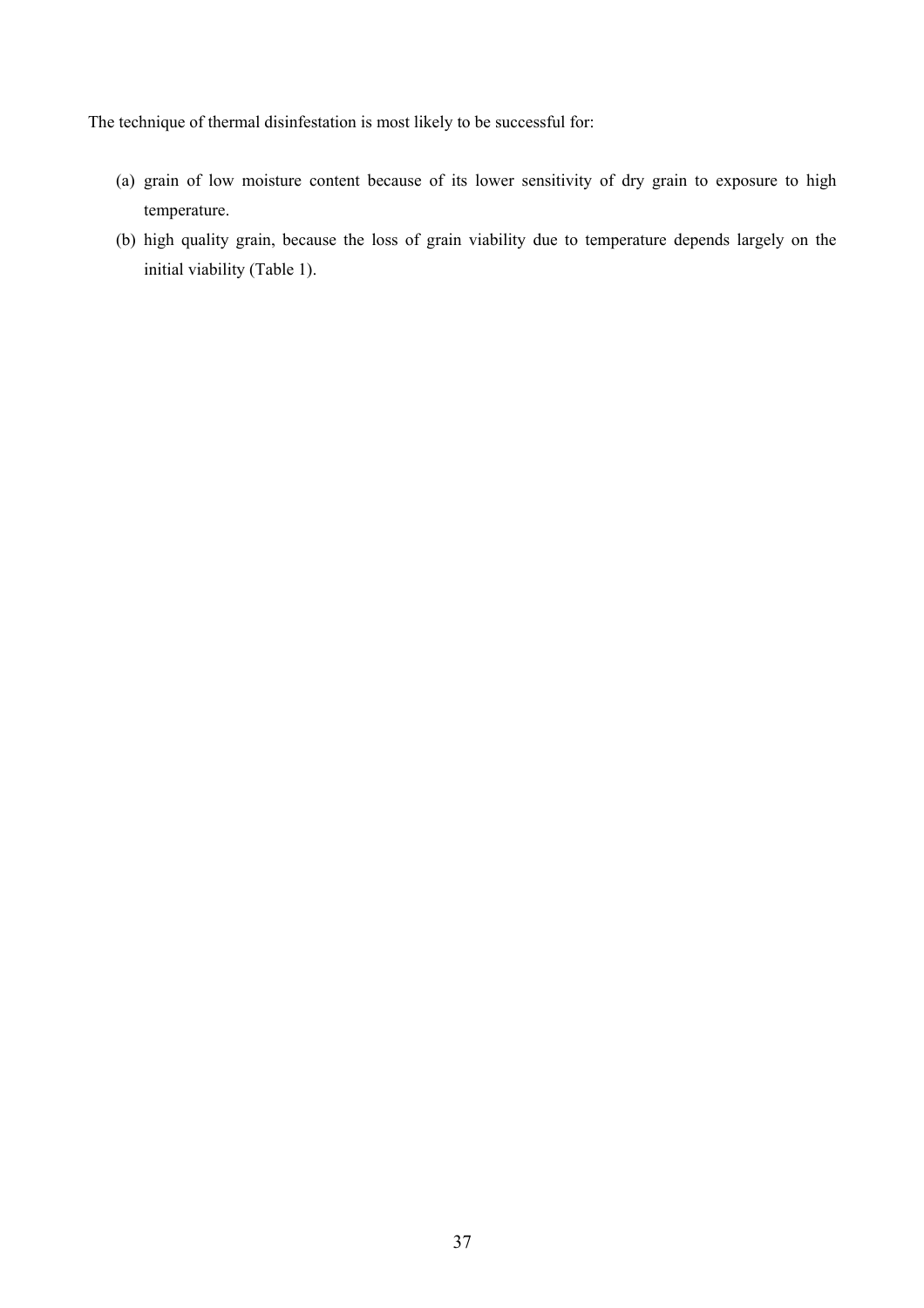The technique of thermal disinfestation is most likely to be successful for:

(a) grain of low moisture content because of its lower sensitivity of dry grain to exposure to high temperature.

(b) high quality grain, because the loss of grain viability due to temperature depends largely on the initial viability (Table 1).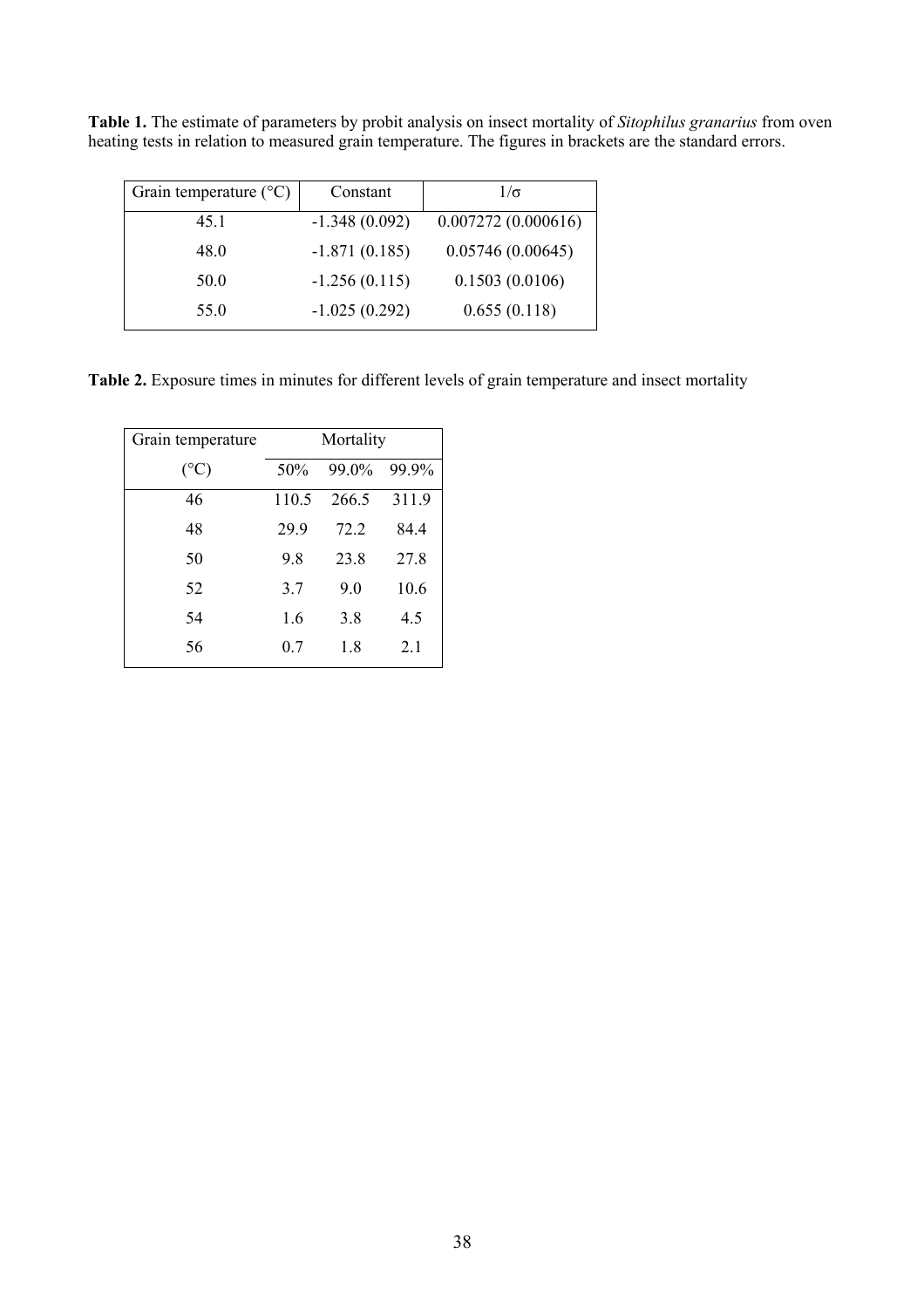**Table 1.** The estimate of parameters by probit analysis on insect mortality of *Sitophilus granarius* from oven heating tests in relation to measured grain temperature. The figures in brackets are the standard errors.

| Grain temperature (°C) | Constant | $1/\sigma$ |
|---|---|---|
| 45.1 | -1.348 (0.092) | 0.007272 (0.000616) |
| 48.0 | -1.871 (0.185) | 0.05746 (0.00645) |
| 50.0 | -1.256 (0.115) | 0.1503 (0.0106) |
| 55.0 | -1.025 (0.292) | 0.655 (0.118) |

**Table 2.** Exposure times in minutes for different levels of grain temperature and insect mortality

| Grain temperature | Mortality | | |
|---|---|---|---|
| (°C) | 50% | 99.0% | 99.9% |
| 46 | 110.5 | 266.5 | 311.9 |
| 48 | 29.9 | 72.2 | 84.4 |
| 50 | 9.8 | 23.8 | 27.8 |
| 52 | 3.7 | 9.0 | 10.6 |
| 54 | 1.6 | 3.8 | 4.5 |
| 56 | 0.7 | 1.8 | 2.1 |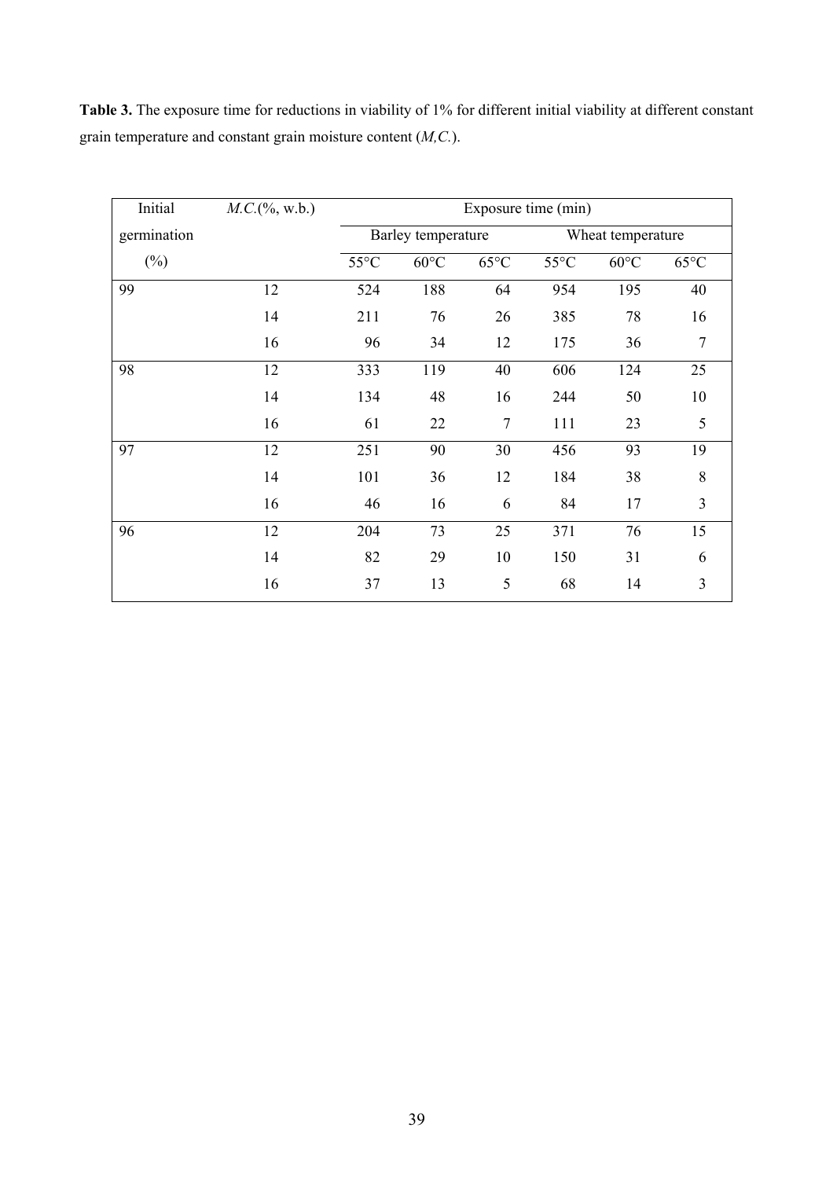**Table 3.** The exposure time for reductions in viability of 1% for different initial viability at different constant grain temperature and constant grain moisture content (*M,C.*).

| Initial germination (%) | *M.C.*(%, w.b.) | Exposure time (min) | | | | | |
|---|---|---|---|---|---|---|---|
| | | Barley temperature | | | Wheat temperature | | |
| | | 55°C | 60°C | 65°C | 55°C | 60°C | 65°C |
| 99 | 12 | 524 | 188 | 64 | 954 | 195 | 40 |
| | 14 | 211 | 76 | 26 | 385 | 78 | 16 |
| | 16 | 96 | 34 | 12 | 175 | 36 | 7 |
| 98 | 12 | 333 | 119 | 40 | 606 | 124 | 25 |
| | 14 | 134 | 48 | 16 | 244 | 50 | 10 |
| | 16 | 61 | 22 | 7 | 111 | 23 | 5 |
| 97 | 12 | 251 | 90 | 30 | 456 | 93 | 19 |
| | 14 | 101 | 36 | 12 | 184 | 38 | 8 |
| | 16 | 46 | 16 | 6 | 84 | 17 | 3 |
| 96 | 12 | 204 | 73 | 25 | 371 | 76 | 15 |
| | 14 | 82 | 29 | 10 | 150 | 31 | 6 |
| | 16 | 37 | 13 | 5 | 68 | 14 | 3 |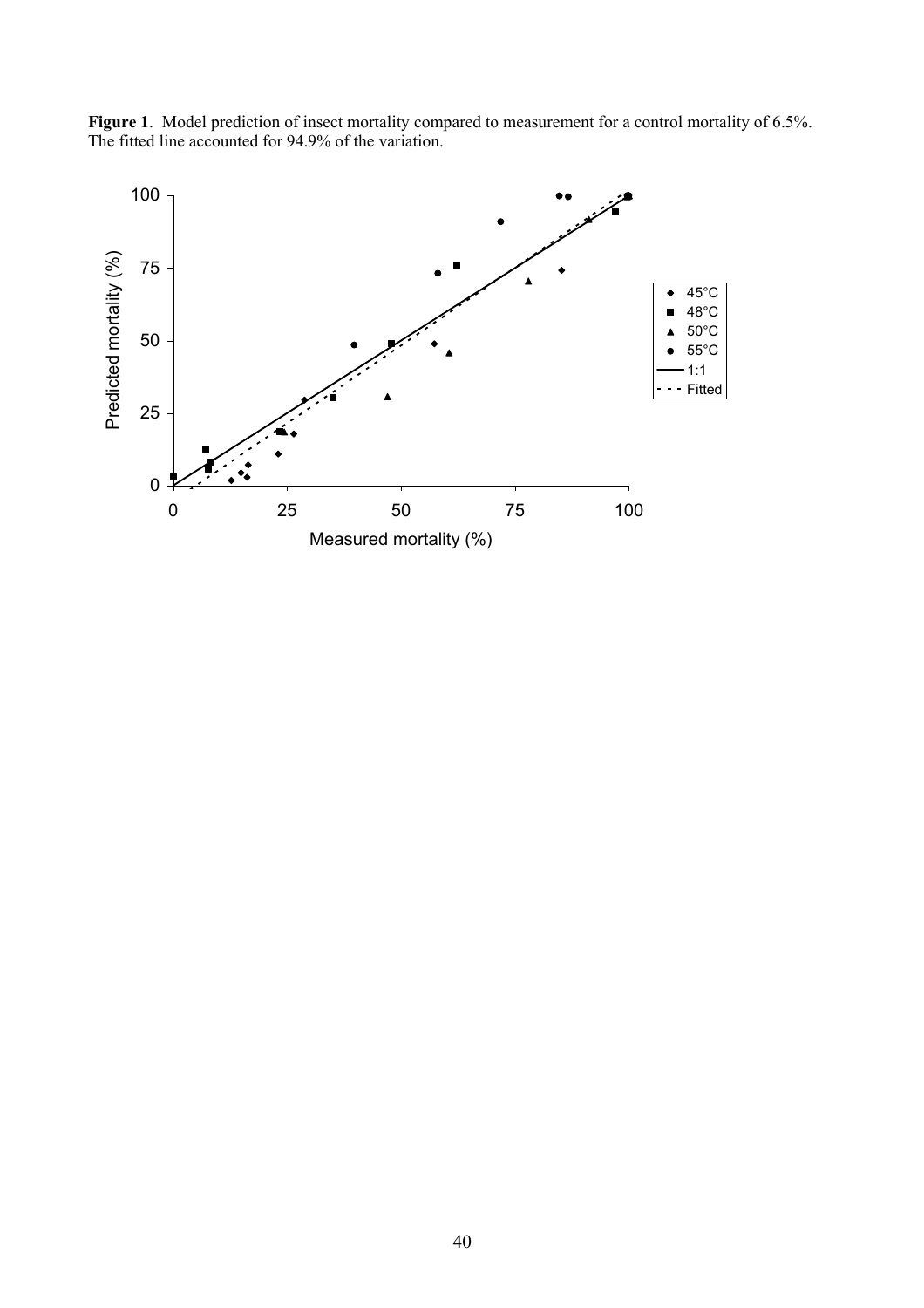**Figure 1**. Model prediction of insect mortality compared to measurement for a control mortality of 6.5%. The fitted line accounted for 94.9% of the variation.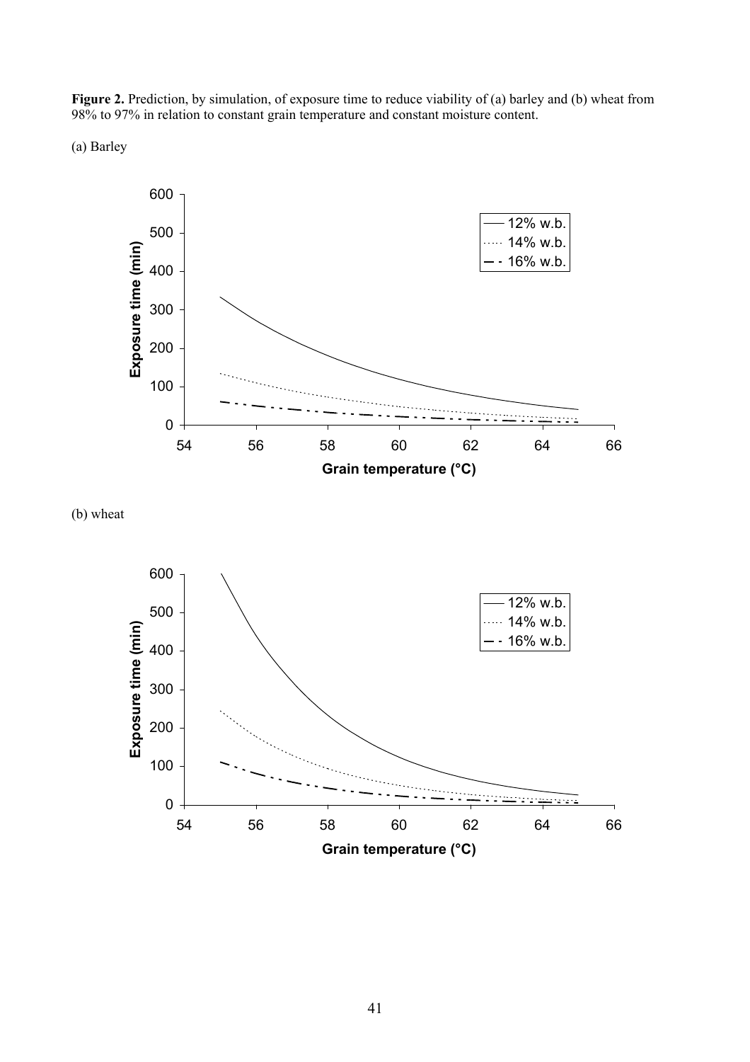**Figure 2.** Prediction, by simulation, of exposure time to reduce viability of (a) barley and (b) wheat from 98% to 97% in relation to constant grain temperature and constant moisture content.

(a) Barley

(b) wheat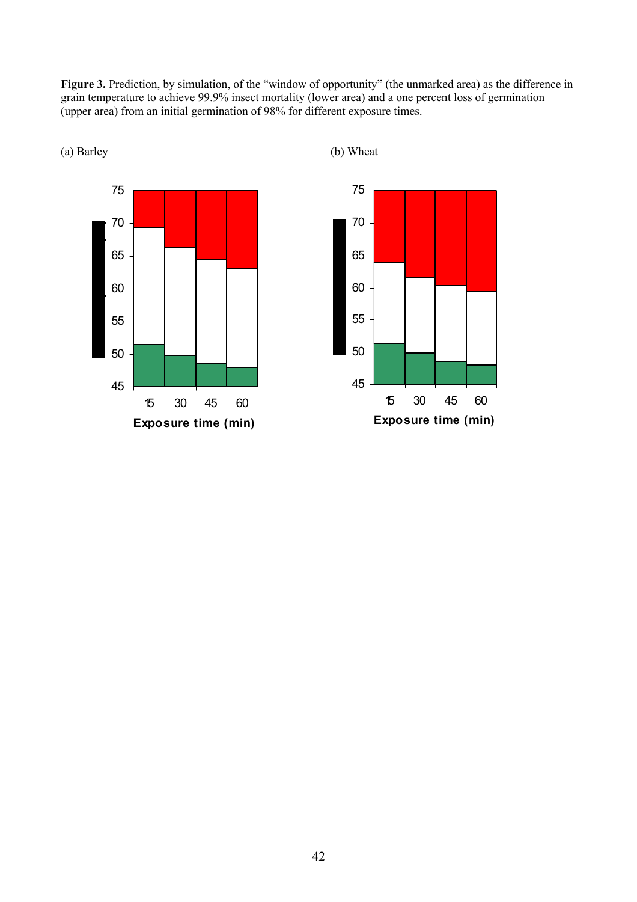**Figure 3.** Prediction, by simulation, of the "window of opportunity" (the unmarked area) as the difference in grain temperature to achieve 99.9% insect mortality (lower area) and a one percent loss of germination (upper area) from an initial germination of 98% for different exposure times.

(a) Barley

(b) Wheat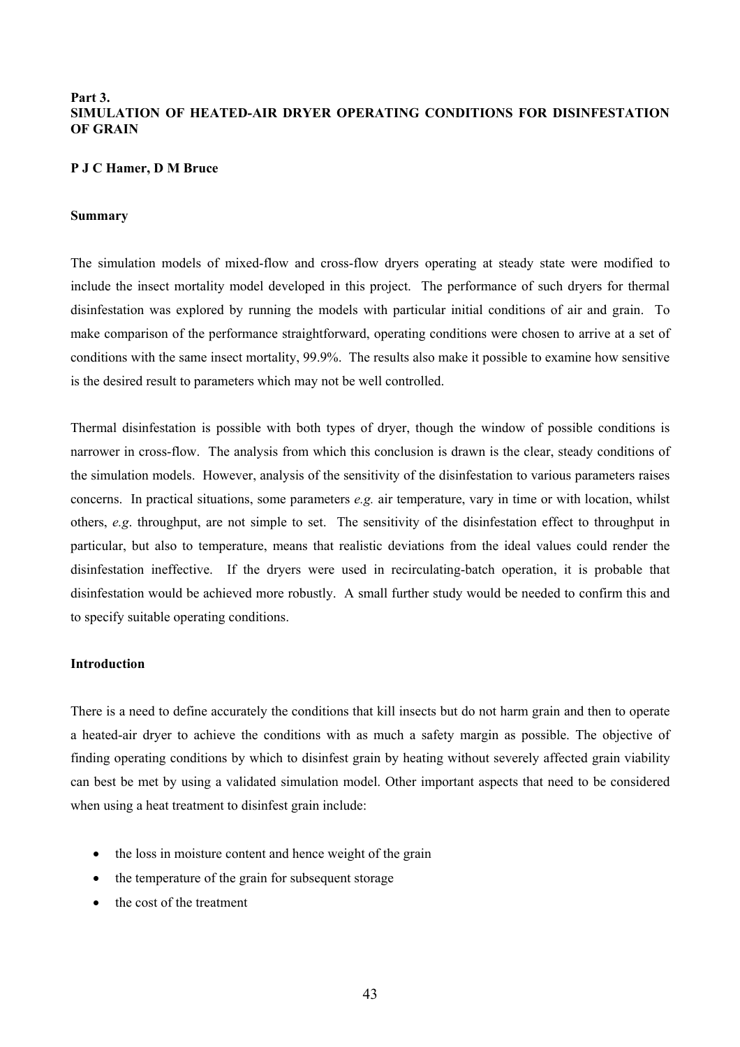**Part 3.**
**SIMULATION OF HEATED-AIR DRYER OPERATING CONDITIONS FOR DISINFESTATION OF GRAIN**

**P J C Hamer, D M Bruce**

**Summary**

The simulation models of mixed-flow and cross-flow dryers operating at steady state were modified to include the insect mortality model developed in this project. The performance of such dryers for thermal disinfestation was explored by running the models with particular initial conditions of air and grain. To make comparison of the performance straightforward, operating conditions were chosen to arrive at a set of conditions with the same insect mortality, 99.9%. The results also make it possible to examine how sensitive is the desired result to parameters which may not be well controlled.

Thermal disinfestation is possible with both types of dryer, though the window of possible conditions is narrower in cross-flow. The analysis from which this conclusion is drawn is the clear, steady conditions of the simulation models. However, analysis of the sensitivity of the disinfestation to various parameters raises concerns. In practical situations, some parameters *e.g.* air temperature, vary in time or with location, whilst others, *e.g*. throughput, are not simple to set. The sensitivity of the disinfestation effect to throughput in particular, but also to temperature, means that realistic deviations from the ideal values could render the disinfestation ineffective. If the dryers were used in recirculating-batch operation, it is probable that disinfestation would be achieved more robustly. A small further study would be needed to confirm this and to specify suitable operating conditions.

**Introduction**

There is a need to define accurately the conditions that kill insects but do not harm grain and then to operate a heated-air dryer to achieve the conditions with as much a safety margin as possible. The objective of finding operating conditions by which to disinfest grain by heating without severely affected grain viability can best be met by using a validated simulation model. Other important aspects that need to be considered when using a heat treatment to disinfest grain include:

- the loss in moisture content and hence weight of the grain
- the temperature of the grain for subsequent storage
- the cost of the treatment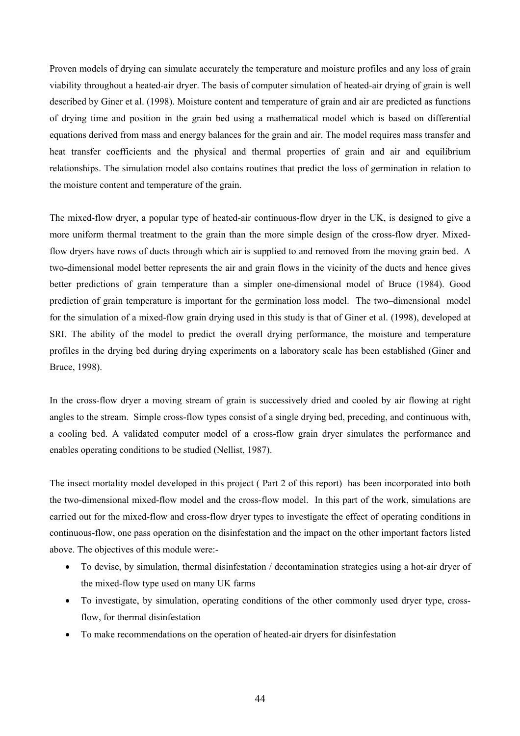Proven models of drying can simulate accurately the temperature and moisture profiles and any loss of grain viability throughout a heated-air dryer. The basis of computer simulation of heated-air drying of grain is well described by Giner et al. (1998). Moisture content and temperature of grain and air are predicted as functions of drying time and position in the grain bed using a mathematical model which is based on differential equations derived from mass and energy balances for the grain and air. The model requires mass transfer and heat transfer coefficients and the physical and thermal properties of grain and air and equilibrium relationships. The simulation model also contains routines that predict the loss of germination in relation to the moisture content and temperature of the grain.

The mixed-flow dryer, a popular type of heated-air continuous-flow dryer in the UK, is designed to give a more uniform thermal treatment to the grain than the more simple design of the cross-flow dryer. Mixed-flow dryers have rows of ducts through which air is supplied to and removed from the moving grain bed. A two-dimensional model better represents the air and grain flows in the vicinity of the ducts and hence gives better predictions of grain temperature than a simpler one-dimensional model of Bruce (1984). Good prediction of grain temperature is important for the germination loss model. The two–dimensional model for the simulation of a mixed-flow grain drying used in this study is that of Giner et al. (1998), developed at SRI. The ability of the model to predict the overall drying performance, the moisture and temperature profiles in the drying bed during drying experiments on a laboratory scale has been established (Giner and Bruce, 1998).

In the cross-flow dryer a moving stream of grain is successively dried and cooled by air flowing at right angles to the stream. Simple cross-flow types consist of a single drying bed, preceding, and continuous with, a cooling bed. A validated computer model of a cross-flow grain dryer simulates the performance and enables operating conditions to be studied (Nellist, 1987).

The insect mortality model developed in this project ( Part 2 of this report) has been incorporated into both the two-dimensional mixed-flow model and the cross-flow model. In this part of the work, simulations are carried out for the mixed-flow and cross-flow dryer types to investigate the effect of operating conditions in continuous-flow, one pass operation on the disinfestation and the impact on the other important factors listed above. The objectives of this module were:-

- To devise, by simulation, thermal disinfestation / decontamination strategies using a hot-air dryer of the mixed-flow type used on many UK farms
- To investigate, by simulation, operating conditions of the other commonly used dryer type, cross-flow, for thermal disinfestation
- To make recommendations on the operation of heated-air dryers for disinfestation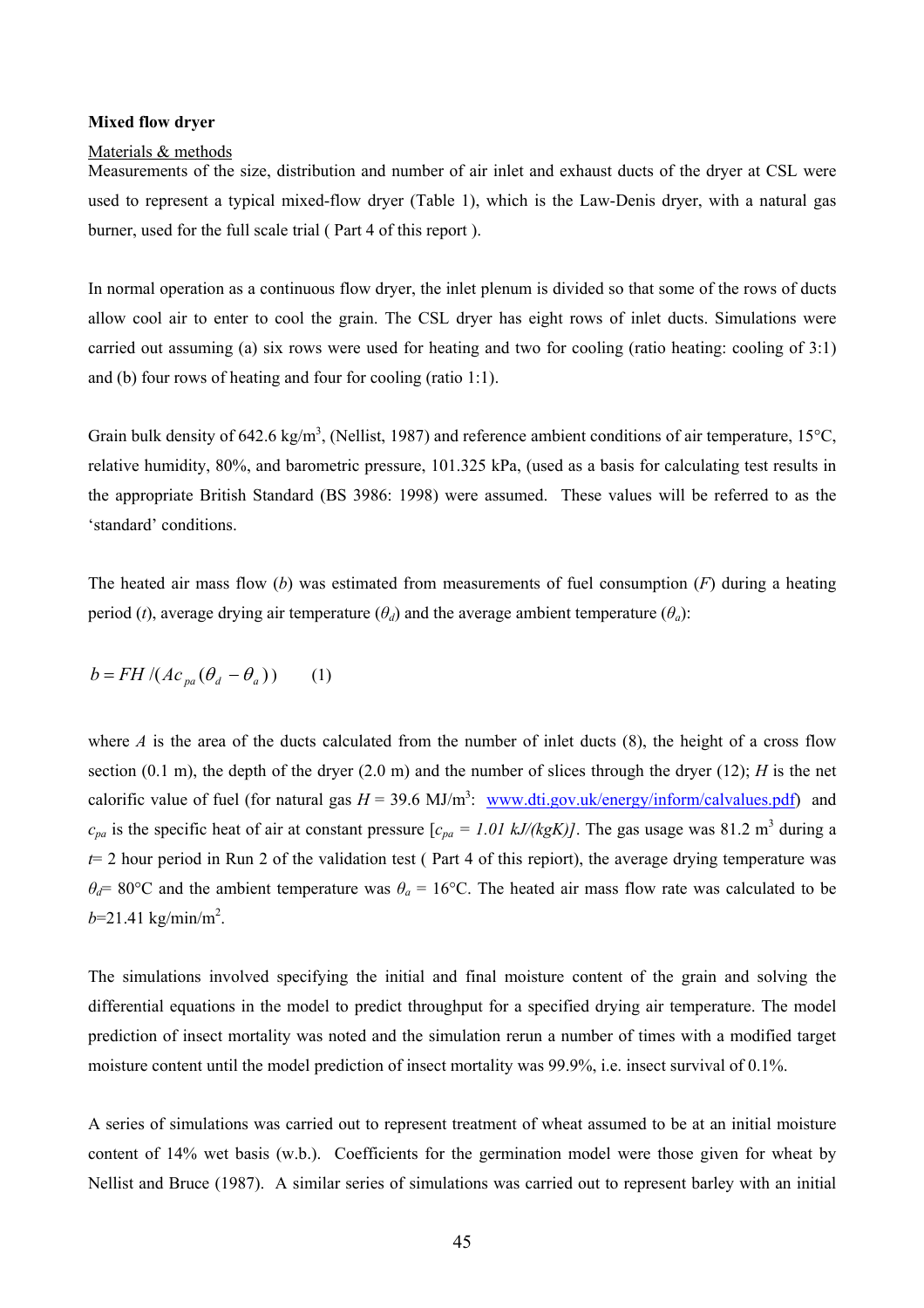**Mixed flow dryer**

Materials & methods

Measurements of the size, distribution and number of air inlet and exhaust ducts of the dryer at CSL were used to represent a typical mixed-flow dryer (Table 1), which is the Law-Denis dryer, with a natural gas burner, used for the full scale trial ( Part 4 of this report ).

In normal operation as a continuous flow dryer, the inlet plenum is divided so that some of the rows of ducts allow cool air to enter to cool the grain. The CSL dryer has eight rows of inlet ducts. Simulations were carried out assuming (a) six rows were used for heating and two for cooling (ratio heating: cooling of 3:1) and (b) four rows of heating and four for cooling (ratio 1:1).

Grain bulk density of 642.6 kg/m$^3$, (Nellist, 1987) and reference ambient conditions of air temperature, 15°C, relative humidity, 80%, and barometric pressure, 101.325 kPa, (used as a basis for calculating test results in the appropriate British Standard (BS 3986: 1998) were assumed. These values will be referred to as the 'standard' conditions.

The heated air mass flow ($b$) was estimated from measurements of fuel consumption ($F$) during a heating period ($t$), average drying air temperature ($\theta_d$) and the average ambient temperature ($\theta_a$):

$$b = FH / (Ac_{pa}(\theta_d - \theta_a)) \qquad (1)$$

where $A$ is the area of the ducts calculated from the number of inlet ducts (8), the height of a cross flow section (0.1 m), the depth of the dryer (2.0 m) and the number of slices through the dryer (12); $H$ is the net calorific value of fuel (for natural gas $H$ = 39.6 MJ/m$^3$: www.dti.gov.uk/energy/inform/calvalues.pdf) and $c_{pa}$ is the specific heat of air at constant pressure [$c_{pa}$ = *1.01 kJ/(kgK)]*. The gas usage was 81.2 m$^3$ during a $t$= 2 hour period in Run 2 of the validation test ( Part 4 of this repiort), the average drying temperature was $\theta_d$= 80°C and the ambient temperature was $\theta_a$ = 16°C. The heated air mass flow rate was calculated to be $b$=21.41 kg/min/m$^2$.

The simulations involved specifying the initial and final moisture content of the grain and solving the differential equations in the model to predict throughput for a specified drying air temperature. The model prediction of insect mortality was noted and the simulation rerun a number of times with a modified target moisture content until the model prediction of insect mortality was 99.9%, i.e. insect survival of 0.1%.

A series of simulations was carried out to represent treatment of wheat assumed to be at an initial moisture content of 14% wet basis (w.b.). Coefficients for the germination model were those given for wheat by Nellist and Bruce (1987). A similar series of simulations was carried out to represent barley with an initial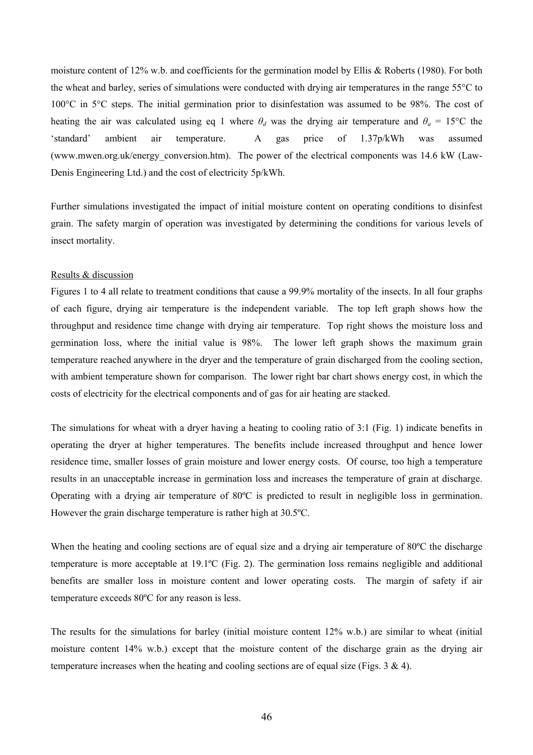moisture content of 12% w.b. and coefficients for the germination model by Ellis & Roberts (1980). For both the wheat and barley, series of simulations were conducted with drying air temperatures in the range 55°C to 100°C in 5°C steps. The initial germination prior to disinfestation was assumed to be 98%. The cost of heating the air was calculated using eq 1 where $\theta_d$ was the drying air temperature and $\theta_a$ = 15°C the 'standard' ambient air temperature. A gas price of 1.37p/kWh was assumed (www.mwen.org.uk/energy_conversion.htm). The power of the electrical components was 14.6 kW (Law-Denis Engineering Ltd.) and the cost of electricity 5p/kWh.

Further simulations investigated the impact of initial moisture content on operating conditions to disinfest grain. The safety margin of operation was investigated by determining the conditions for various levels of insect mortality.

Results & discussion

Figures 1 to 4 all relate to treatment conditions that cause a 99.9% mortality of the insects. In all four graphs of each figure, drying air temperature is the independent variable. The top left graph shows how the throughput and residence time change with drying air temperature. Top right shows the moisture loss and germination loss, where the initial value is 98%. The lower left graph shows the maximum grain temperature reached anywhere in the dryer and the temperature of grain discharged from the cooling section, with ambient temperature shown for comparison. The lower right bar chart shows energy cost, in which the costs of electricity for the electrical components and of gas for air heating are stacked.

The simulations for wheat with a dryer having a heating to cooling ratio of 3:1 (Fig. 1) indicate benefits in operating the dryer at higher temperatures. The benefits include increased throughput and hence lower residence time, smaller losses of grain moisture and lower energy costs. Of course, too high a temperature results in an unacceptable increase in germination loss and increases the temperature of grain at discharge. Operating with a drying air temperature of 80ºC is predicted to result in negligible loss in germination. However the grain discharge temperature is rather high at 30.5ºC.

When the heating and cooling sections are of equal size and a drying air temperature of 80ºC the discharge temperature is more acceptable at 19.1ºC (Fig. 2). The germination loss remains negligible and additional benefits are smaller loss in moisture content and lower operating costs. The margin of safety if air temperature exceeds 80ºC for any reason is less.

The results for the simulations for barley (initial moisture content 12% w.b.) are similar to wheat (initial moisture content 14% w.b.) except that the moisture content of the discharge grain as the drying air temperature increases when the heating and cooling sections are of equal size (Figs. 3 & 4).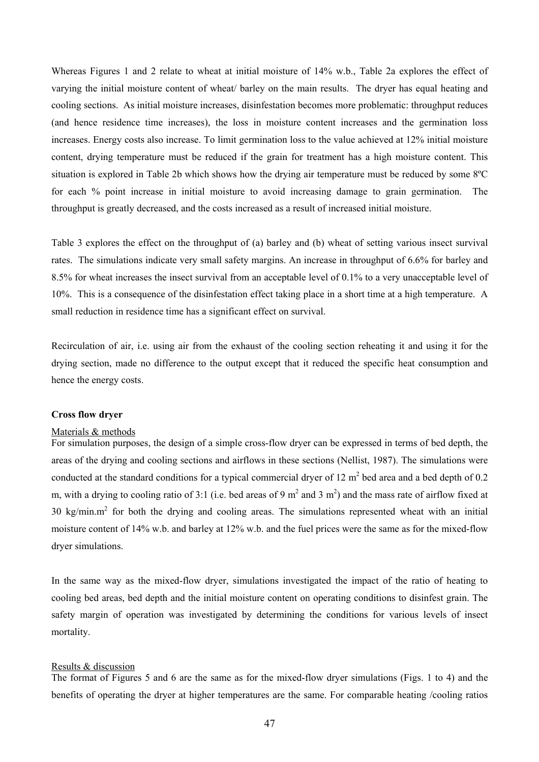Whereas Figures 1 and 2 relate to wheat at initial moisture of 14% w.b., Table 2a explores the effect of varying the initial moisture content of wheat/ barley on the main results. The dryer has equal heating and cooling sections. As initial moisture increases, disinfestation becomes more problematic: throughput reduces (and hence residence time increases), the loss in moisture content increases and the germination loss increases. Energy costs also increase. To limit germination loss to the value achieved at 12% initial moisture content, drying temperature must be reduced if the grain for treatment has a high moisture content. This situation is explored in Table 2b which shows how the drying air temperature must be reduced by some 8ºC for each % point increase in initial moisture to avoid increasing damage to grain germination. The throughput is greatly decreased, and the costs increased as a result of increased initial moisture.

Table 3 explores the effect on the throughput of (a) barley and (b) wheat of setting various insect survival rates. The simulations indicate very small safety margins. An increase in throughput of 6.6% for barley and 8.5% for wheat increases the insect survival from an acceptable level of 0.1% to a very unacceptable level of 10%. This is a consequence of the disinfestation effect taking place in a short time at a high temperature. A small reduction in residence time has a significant effect on survival.

Recirculation of air, i.e. using air from the exhaust of the cooling section reheating it and using it for the drying section, made no difference to the output except that it reduced the specific heat consumption and hence the energy costs.

**Cross flow dryer**

Materials & methods

For simulation purposes, the design of a simple cross-flow dryer can be expressed in terms of bed depth, the areas of the drying and cooling sections and airflows in these sections (Nellist, 1987). The simulations were conducted at the standard conditions for a typical commercial dryer of 12 $m^2$ bed area and a bed depth of 0.2 m, with a drying to cooling ratio of 3:1 (i.e. bed areas of 9 $m^2$ and 3 $m^2$) and the mass rate of airflow fixed at 30 $kg/min.m^2$ for both the drying and cooling areas. The simulations represented wheat with an initial moisture content of 14% w.b. and barley at 12% w.b. and the fuel prices were the same as for the mixed-flow dryer simulations.

In the same way as the mixed-flow dryer, simulations investigated the impact of the ratio of heating to cooling bed areas, bed depth and the initial moisture content on operating conditions to disinfest grain. The safety margin of operation was investigated by determining the conditions for various levels of insect mortality.

Results & discussion

The format of Figures 5 and 6 are the same as for the mixed-flow dryer simulations (Figs. 1 to 4) and the benefits of operating the dryer at higher temperatures are the same. For comparable heating /cooling ratios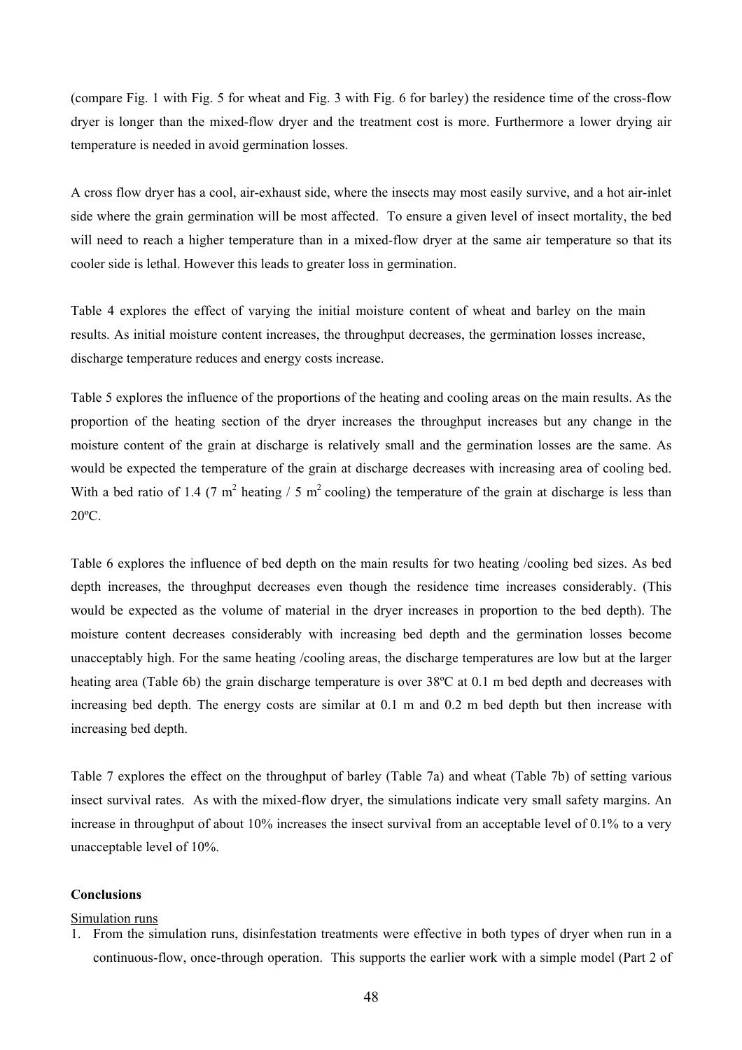(compare Fig. 1 with Fig. 5 for wheat and Fig. 3 with Fig. 6 for barley) the residence time of the cross-flow dryer is longer than the mixed-flow dryer and the treatment cost is more. Furthermore a lower drying air temperature is needed in avoid germination losses.

A cross flow dryer has a cool, air-exhaust side, where the insects may most easily survive, and a hot air-inlet side where the grain germination will be most affected. To ensure a given level of insect mortality, the bed will need to reach a higher temperature than in a mixed-flow dryer at the same air temperature so that its cooler side is lethal. However this leads to greater loss in germination.

Table 4 explores the effect of varying the initial moisture content of wheat and barley on the main results. As initial moisture content increases, the throughput decreases, the germination losses increase, discharge temperature reduces and energy costs increase.

Table 5 explores the influence of the proportions of the heating and cooling areas on the main results. As the proportion of the heating section of the dryer increases the throughput increases but any change in the moisture content of the grain at discharge is relatively small and the germination losses are the same. As would be expected the temperature of the grain at discharge decreases with increasing area of cooling bed. With a bed ratio of 1.4 (7 $m^2$ heating / 5 $m^2$ cooling) the temperature of the grain at discharge is less than 20ºC.

Table 6 explores the influence of bed depth on the main results for two heating /cooling bed sizes. As bed depth increases, the throughput decreases even though the residence time increases considerably. (This would be expected as the volume of material in the dryer increases in proportion to the bed depth). The moisture content decreases considerably with increasing bed depth and the germination losses become unacceptably high. For the same heating /cooling areas, the discharge temperatures are low but at the larger heating area (Table 6b) the grain discharge temperature is over 38ºC at 0.1 m bed depth and decreases with increasing bed depth. The energy costs are similar at 0.1 m and 0.2 m bed depth but then increase with increasing bed depth.

Table 7 explores the effect on the throughput of barley (Table 7a) and wheat (Table 7b) of setting various insect survival rates. As with the mixed-flow dryer, the simulations indicate very small safety margins. An increase in throughput of about 10% increases the insect survival from an acceptable level of 0.1% to a very unacceptable level of 10%.

**Conclusions**

Simulation runs

1. From the simulation runs, disinfestation treatments were effective in both types of dryer when run in a continuous-flow, once-through operation. This supports the earlier work with a simple model (Part 2 of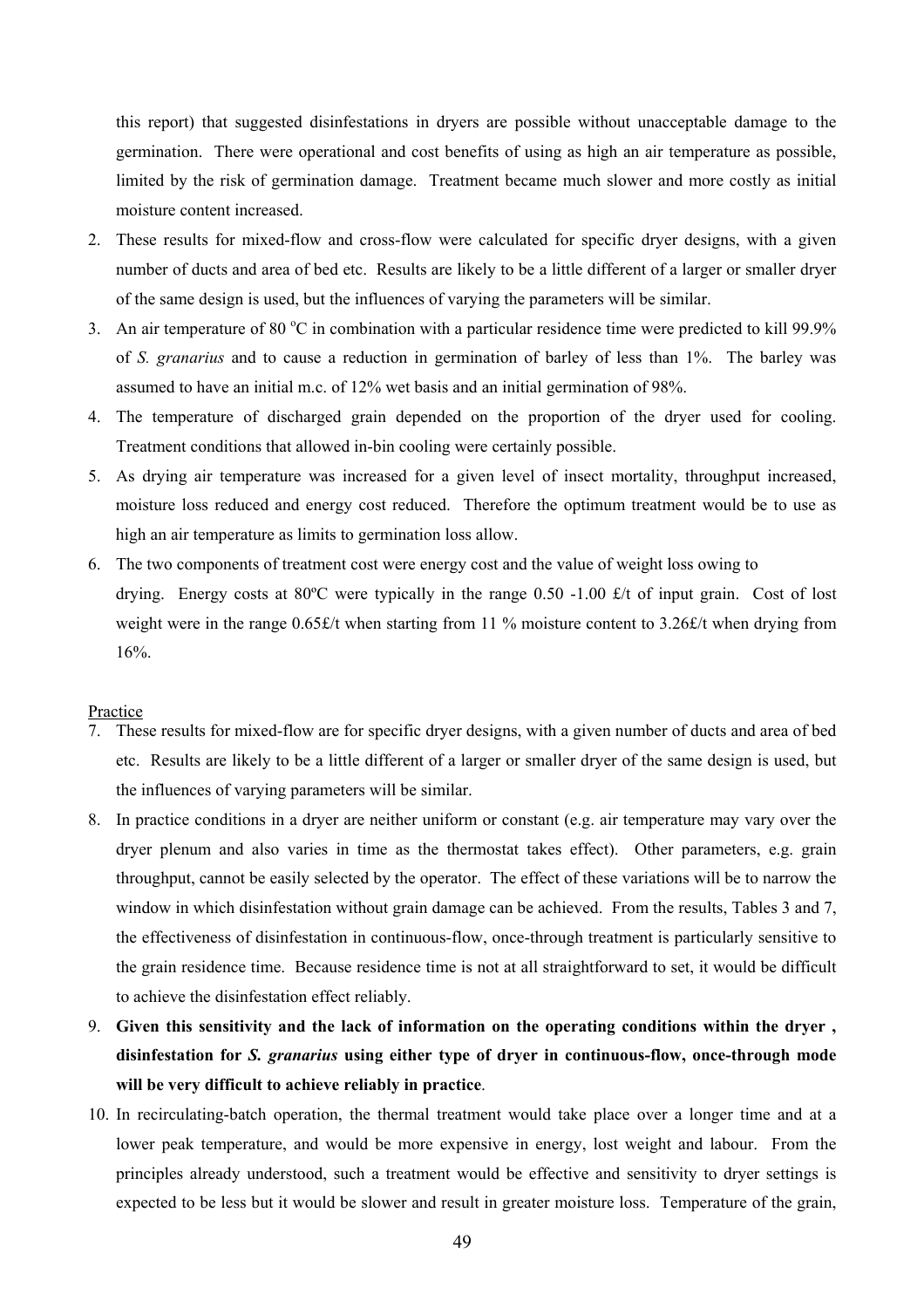this report) that suggested disinfestations in dryers are possible without unacceptable damage to the germination. There were operational and cost benefits of using as high an air temperature as possible, limited by the risk of germination damage. Treatment became much slower and more costly as initial moisture content increased.

2. These results for mixed-flow and cross-flow were calculated for specific dryer designs, with a given number of ducts and area of bed etc. Results are likely to be a little different of a larger or smaller dryer of the same design is used, but the influences of varying the parameters will be similar.
3. An air temperature of 80 °C in combination with a particular residence time were predicted to kill 99.9% of *S. granarius* and to cause a reduction in germination of barley of less than 1%. The barley was assumed to have an initial m.c. of 12% wet basis and an initial germination of 98%.
4. The temperature of discharged grain depended on the proportion of the dryer used for cooling. Treatment conditions that allowed in-bin cooling were certainly possible.
5. As drying air temperature was increased for a given level of insect mortality, throughput increased, moisture loss reduced and energy cost reduced. Therefore the optimum treatment would be to use as high an air temperature as limits to germination loss allow.
6. The two components of treatment cost were energy cost and the value of weight loss owing to drying. Energy costs at 80ºC were typically in the range 0.50 -1.00 £/t of input grain. Cost of lost weight were in the range 0.65£/t when starting from 11 % moisture content to 3.26£/t when drying from 16%.

Practice

7. These results for mixed-flow are for specific dryer designs, with a given number of ducts and area of bed etc. Results are likely to be a little different of a larger or smaller dryer of the same design is used, but the influences of varying parameters will be similar.
8. In practice conditions in a dryer are neither uniform or constant (e.g. air temperature may vary over the dryer plenum and also varies in time as the thermostat takes effect). Other parameters, e.g. grain throughput, cannot be easily selected by the operator. The effect of these variations will be to narrow the window in which disinfestation without grain damage can be achieved. From the results, Tables 3 and 7, the effectiveness of disinfestation in continuous-flow, once-through treatment is particularly sensitive to the grain residence time. Because residence time is not at all straightforward to set, it would be difficult to achieve the disinfestation effect reliably.
9. **Given this sensitivity and the lack of information on the operating conditions within the dryer , disinfestation for *S. granarius* using either type of dryer in continuous-flow, once-through mode will be very difficult to achieve reliably in practice**.
10. In recirculating-batch operation, the thermal treatment would take place over a longer time and at a lower peak temperature, and would be more expensive in energy, lost weight and labour. From the principles already understood, such a treatment would be effective and sensitivity to dryer settings is expected to be less but it would be slower and result in greater moisture loss. Temperature of the grain,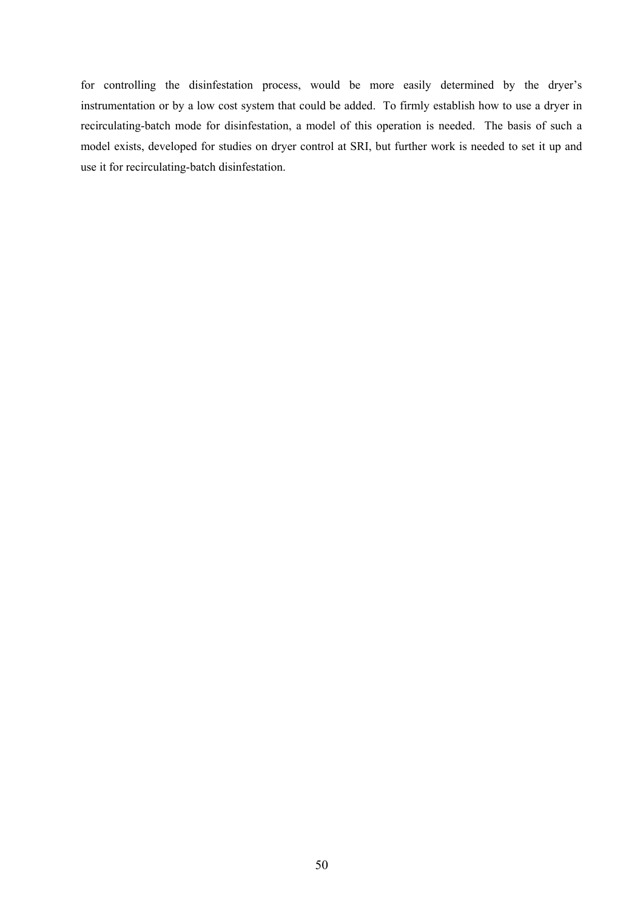for controlling the disinfestation process, would be more easily determined by the dryer's instrumentation or by a low cost system that could be added. To firmly establish how to use a dryer in recirculating-batch mode for disinfestation, a model of this operation is needed. The basis of such a model exists, developed for studies on dryer control at SRI, but further work is needed to set it up and use it for recirculating-batch disinfestation.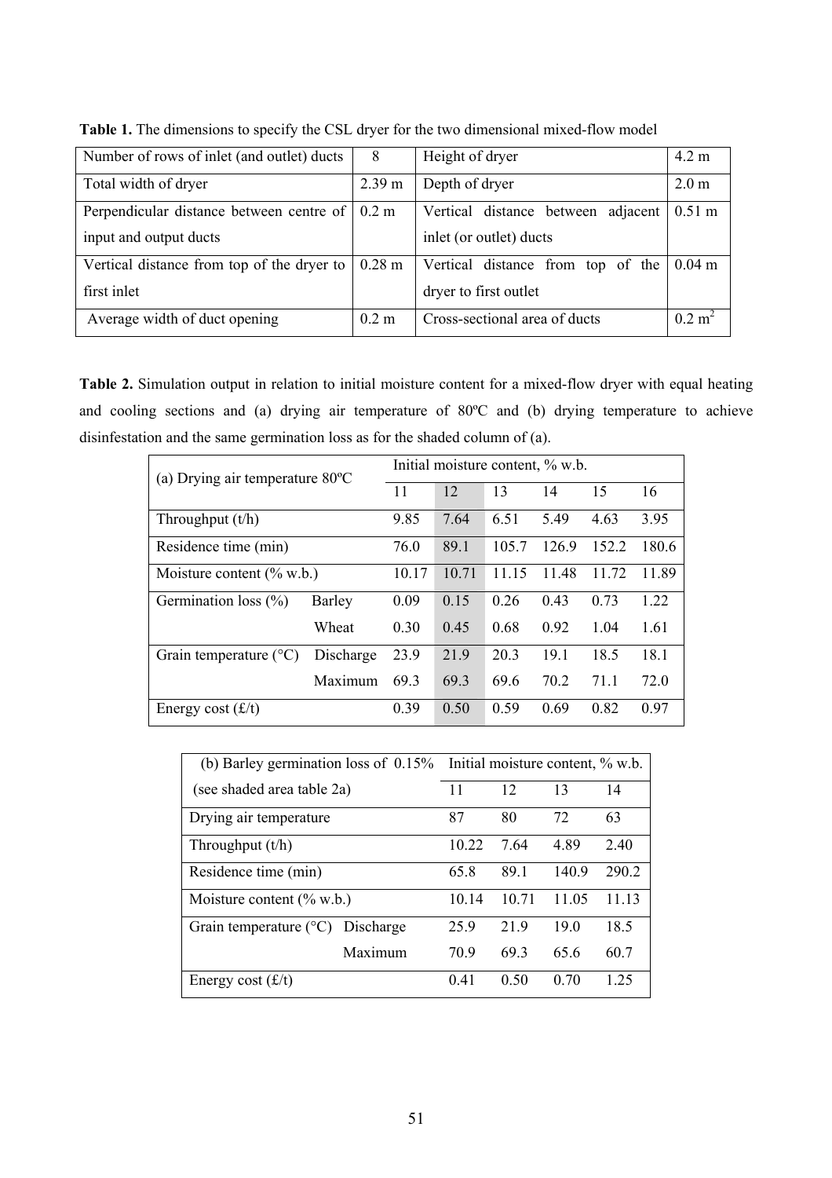**Table 1.** The dimensions to specify the CSL dryer for the two dimensional mixed-flow model

| Number of rows of inlet (and outlet) ducts | 8 | Height of dryer | 4.2 m |
|---|---|---|---|
| Total width of dryer | 2.39 m | Depth of dryer | 2.0 m |
| Perpendicular distance between centre of input and output ducts | 0.2 m | Vertical distance between adjacent inlet (or outlet) ducts | 0.51 m |
| Vertical distance from top of the dryer to first inlet | 0.28 m | Vertical distance from top of the dryer to first outlet | 0.04 m |
| Average width of duct opening | 0.2 m | Cross-sectional area of ducts | 0.2 $m^2$ |

**Table 2.** Simulation output in relation to initial moisture content for a mixed-flow dryer with equal heating and cooling sections and (a) drying air temperature of 80ºC and (b) drying temperature to achieve disinfestation and the same germination loss as for the shaded column of (a).

| (a) Drying air temperature 80ºC | | Initial moisture content, % w.b. | | | | | |
|---|---|---|---|---|---|---|---|
| | | 11 | 12 | 13 | 14 | 15 | 16 |
| Throughput (t/h) | | 9.85 | 7.64 | 6.51 | 5.49 | 4.63 | 3.95 |
| Residence time (min) | | 76.0 | 89.1 | 105.7 | 126.9 | 152.2 | 180.6 |
| Moisture content (% w.b.) | | 10.17 | 10.71 | 11.15 | 11.48 | 11.72 | 11.89 |
| Germination loss (%) | Barley | 0.09 | 0.15 | 0.26 | 0.43 | 0.73 | 1.22 |
| | Wheat | 0.30 | 0.45 | 0.68 | 0.92 | 1.04 | 1.61 |
| Grain temperature (°C) | Discharge | 23.9 | 21.9 | 20.3 | 19.1 | 18.5 | 18.1 |
| | Maximum | 69.3 | 69.3 | 69.6 | 70.2 | 71.1 | 72.0 |
| Energy cost (£/t) | | 0.39 | 0.50 | 0.59 | 0.69 | 0.82 | 0.97 |

| (b) Barley germination loss of 0.15% (see shaded area table 2a) | | Initial moisture content, % w.b. | | | |
|---|---|---|---|---|---|
| | | 11 | 12 | 13 | 14 |
| Drying air temperature | | 87 | 80 | 72 | 63 |
| Throughput (t/h) | | 10.22 | 7.64 | 4.89 | 2.40 |
| Residence time (min) | | 65.8 | 89.1 | 140.9 | 290.2 |
| Moisture content (% w.b.) | | 10.14 | 10.71 | 11.05 | 11.13 |
| Grain temperature (°C) | Discharge | 25.9 | 21.9 | 19.0 | 18.5 |
| | Maximum | 70.9 | 69.3 | 65.6 | 60.7 |
| Energy cost (£/t) | | 0.41 | 0.50 | 0.70 | 1.25 |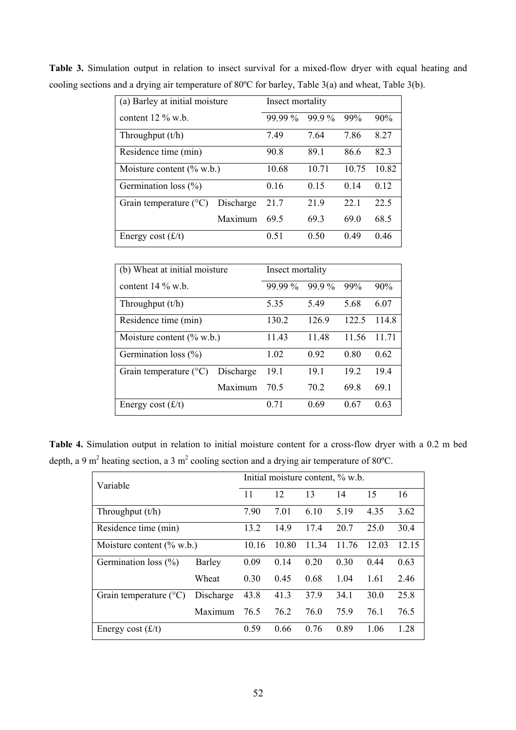**Table 3.** Simulation output in relation to insect survival for a mixed-flow dryer with equal heating and cooling sections and a drying air temperature of 80ºC for barley, Table 3(a) and wheat, Table 3(b).

| (a) Barley at initial moisture content 12 % w.b. | | Insect mortality | | | |
|---|---|---|---|---|---|
| | | 99.99 % | 99.9 % | 99% | 90% |
| Throughput (t/h) | | 7.49 | 7.64 | 7.86 | 8.27 |
| Residence time (min) | | 90.8 | 89.1 | 86.6 | 82.3 |
| Moisture content (% w.b.) | | 10.68 | 10.71 | 10.75 | 10.82 |
| Germination loss (%) | | 0.16 | 0.15 | 0.14 | 0.12 |
| Grain temperature (°C) | Discharge | 21.7 | 21.9 | 22.1 | 22.5 |
| | Maximum | 69.5 | 69.3 | 69.0 | 68.5 |
| Energy cost (£/t) | | 0.51 | 0.50 | 0.49 | 0.46 |

| (b) Wheat at initial moisture content 14 % w.b. | | Insect mortality | | | |
|---|---|---|---|---|---|
| | | 99.99 % | 99.9 % | 99% | 90% |
| Throughput (t/h) | | 5.35 | 5.49 | 5.68 | 6.07 |
| Residence time (min) | | 130.2 | 126.9 | 122.5 | 114.8 |
| Moisture content (% w.b.) | | 11.43 | 11.48 | 11.56 | 11.71 |
| Germination loss (%) | | 1.02 | 0.92 | 0.80 | 0.62 |
| Grain temperature (°C) | Discharge | 19.1 | 19.1 | 19.2 | 19.4 |
| | Maximum | 70.5 | 70.2 | 69.8 | 69.1 |
| Energy cost (£/t) | | 0.71 | 0.69 | 0.67 | 0.63 |

**Table 4.** Simulation output in relation to initial moisture content for a cross-flow dryer with a 0.2 m bed depth, a 9 $m^2$ heating section, a 3 $m^2$ cooling section and a drying air temperature of 80ºC.

| Variable | | Initial moisture content, % w.b. | | | | | |
|---|---|---|---|---|---|---|---|
| | | 11 | 12 | 13 | 14 | 15 | 16 |
| Throughput (t/h) | | 7.90 | 7.01 | 6.10 | 5.19 | 4.35 | 3.62 |
| Residence time (min) | | 13.2 | 14.9 | 17.4 | 20.7 | 25.0 | 30.4 |
| Moisture content (% w.b.) | | 10.16 | 10.80 | 11.34 | 11.76 | 12.03 | 12.15 |
| Germination loss (%) | Barley | 0.09 | 0.14 | 0.20 | 0.30 | 0.44 | 0.63 |
| | Wheat | 0.30 | 0.45 | 0.68 | 1.04 | 1.61 | 2.46 |
| Grain temperature (°C) | Discharge | 43.8 | 41.3 | 37.9 | 34.1 | 30.0 | 25.8 |
| | Maximum | 76.5 | 76.2 | 76.0 | 75.9 | 76.1 | 76.5 |
| Energy cost (£/t) | | 0.59 | 0.66 | 0.76 | 0.89 | 1.06 | 1.28 |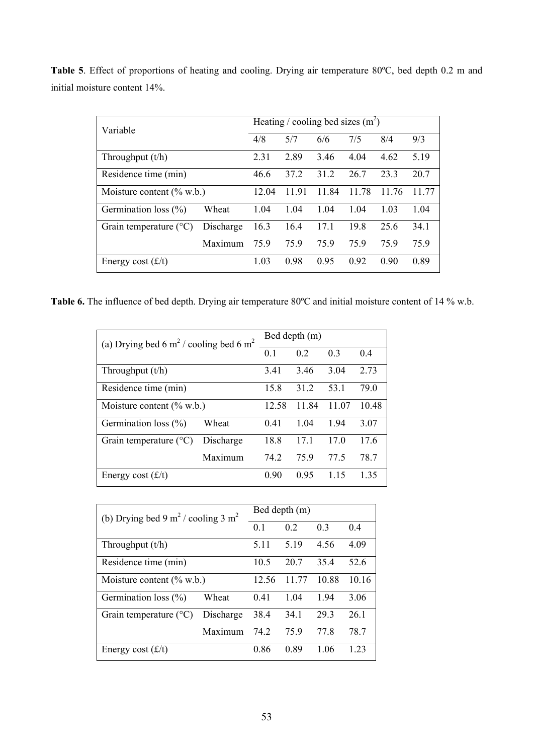**Table 5**. Effect of proportions of heating and cooling. Drying air temperature 80ºC, bed depth 0.2 m and initial moisture content 14%.

| Variable | | Heating / cooling bed sizes ($m^2$) | | | | | |
|---|---|---|---|---|---|---|---|
| | | 4/8 | 5/7 | 6/6 | 7/5 | 8/4 | 9/3 |
| Throughput (t/h) | | 2.31 | 2.89 | 3.46 | 4.04 | 4.62 | 5.19 |
| Residence time (min) | | 46.6 | 37.2 | 31.2 | 26.7 | 23.3 | 20.7 |
| Moisture content (% w.b.) | | 12.04 | 11.91 | 11.84 | 11.78 | 11.76 | 11.77 |
| Germination loss (%) | Wheat | 1.04 | 1.04 | 1.04 | 1.04 | 1.03 | 1.04 |
| Grain temperature (°C) | Discharge | 16.3 | 16.4 | 17.1 | 19.8 | 25.6 | 34.1 |
| | Maximum | 75.9 | 75.9 | 75.9 | 75.9 | 75.9 | 75.9 |
| Energy cost (£/t) | | 1.03 | 0.98 | 0.95 | 0.92 | 0.90 | 0.89 |

**Table 6.** The influence of bed depth. Drying air temperature 80ºC and initial moisture content of 14 % w.b.

| (a) Drying bed 6 $m^2$ / cooling bed 6 $m^2$ | | Bed depth (m) | | | |
|---|---|---|---|---|---|
| | | 0.1 | 0.2 | 0.3 | 0.4 |
| Throughput (t/h) | | 3.41 | 3.46 | 3.04 | 2.73 |
| Residence time (min) | | 15.8 | 31.2 | 53.1 | 79.0 |
| Moisture content (% w.b.) | | 12.58 | 11.84 | 11.07 | 10.48 |
| Germination loss (%) | Wheat | 0.41 | 1.04 | 1.94 | 3.07 |
| Grain temperature (°C) | Discharge | 18.8 | 17.1 | 17.0 | 17.6 |
| | Maximum | 74.2 | 75.9 | 77.5 | 78.7 |
| Energy cost (£/t) | | 0.90 | 0.95 | 1.15 | 1.35 |

| (b) Drying bed 9 $m^2$ / cooling 3 $m^2$ | | Bed depth (m) | | | |
|---|---|---|---|---|---|
| | | 0.1 | 0.2 | 0.3 | 0.4 |
| Throughput (t/h) | | 5.11 | 5.19 | 4.56 | 4.09 |
| Residence time (min) | | 10.5 | 20.7 | 35.4 | 52.6 |
| Moisture content (% w.b.) | | 12.56 | 11.77 | 10.88 | 10.16 |
| Germination loss (%) | Wheat | 0.41 | 1.04 | 1.94 | 3.06 |
| Grain temperature (°C) | Discharge | 38.4 | 34.1 | 29.3 | 26.1 |
| | Maximum | 74.2 | 75.9 | 77.8 | 78.7 |
| Energy cost (£/t) | | 0.86 | 0.89 | 1.06 | 1.23 |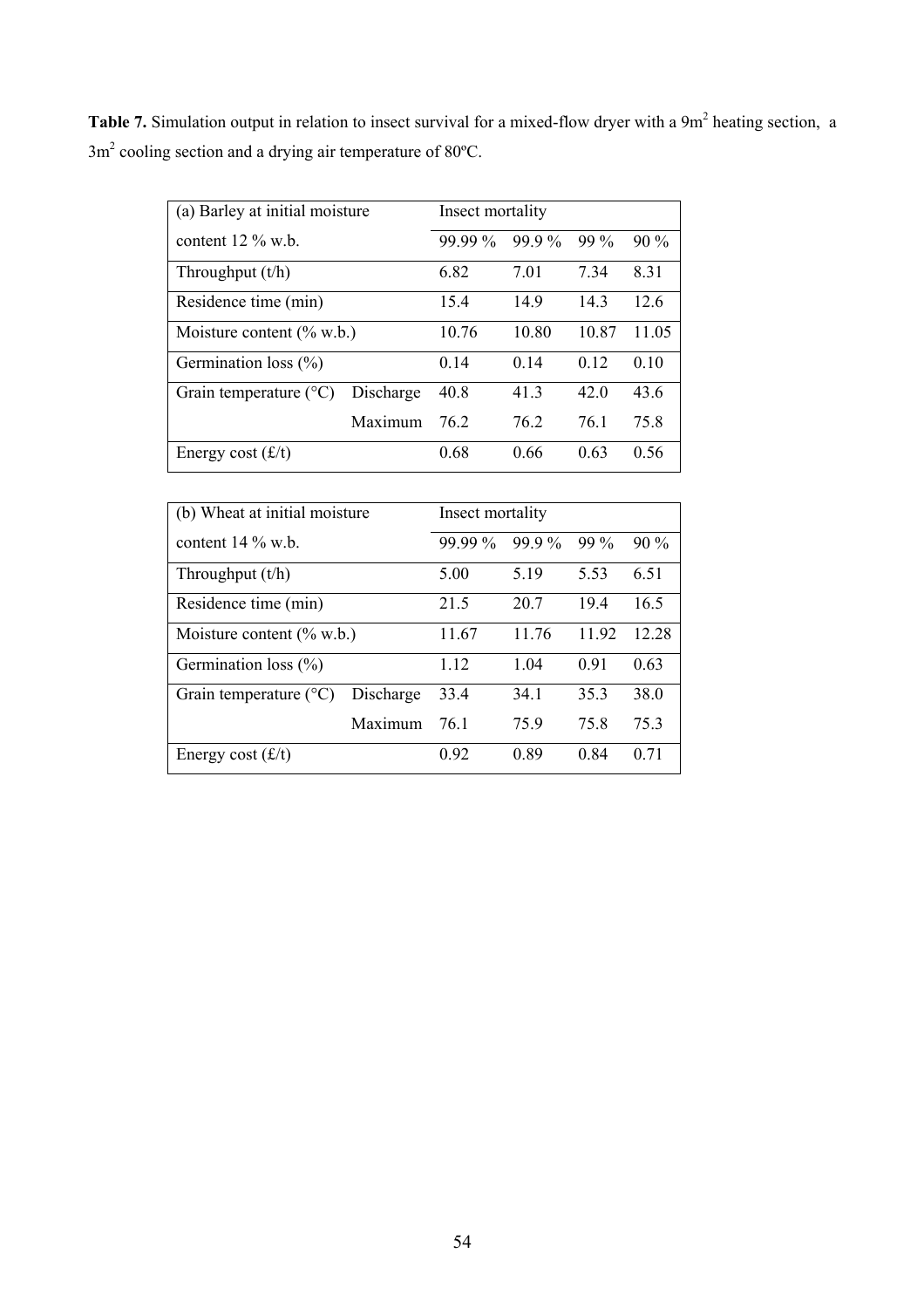**Table 7.** Simulation output in relation to insect survival for a mixed-flow dryer with a 9m$^2$ heating section, a 3m$^2$ cooling section and a drying air temperature of 80ºC.

| (a) Barley at initial moisture content 12 % w.b. | | Insect mortality | | | |
|---|---|---|---|---|---|
| | | 99.99 % | 99.9 % | 99 % | 90 % |
| Throughput (t/h) | | 6.82 | 7.01 | 7.34 | 8.31 |
| Residence time (min) | | 15.4 | 14.9 | 14.3 | 12.6 |
| Moisture content (% w.b.) | | 10.76 | 10.80 | 10.87 | 11.05 |
| Germination loss (%) | | 0.14 | 0.14 | 0.12 | 0.10 |
| Grain temperature (°C) | Discharge | 40.8 | 41.3 | 42.0 | 43.6 |
| | Maximum | 76.2 | 76.2 | 76.1 | 75.8 |
| Energy cost (£/t) | | 0.68 | 0.66 | 0.63 | 0.56 |

| (b) Wheat at initial moisture content 14 % w.b. | | Insect mortality | | | |
|---|---|---|---|---|---|
| | | 99.99 % | 99.9 % | 99 % | 90 % |
| Throughput (t/h) | | 5.00 | 5.19 | 5.53 | 6.51 |
| Residence time (min) | | 21.5 | 20.7 | 19.4 | 16.5 |
| Moisture content (% w.b.) | | 11.67 | 11.76 | 11.92 | 12.28 |
| Germination loss (%) | | 1.12 | 1.04 | 0.91 | 0.63 |
| Grain temperature (°C) | Discharge | 33.4 | 34.1 | 35.3 | 38.0 |
| | Maximum | 76.1 | 75.9 | 75.8 | 75.3 |
| Energy cost (£/t) | | 0.92 | 0.89 | 0.84 | 0.71 |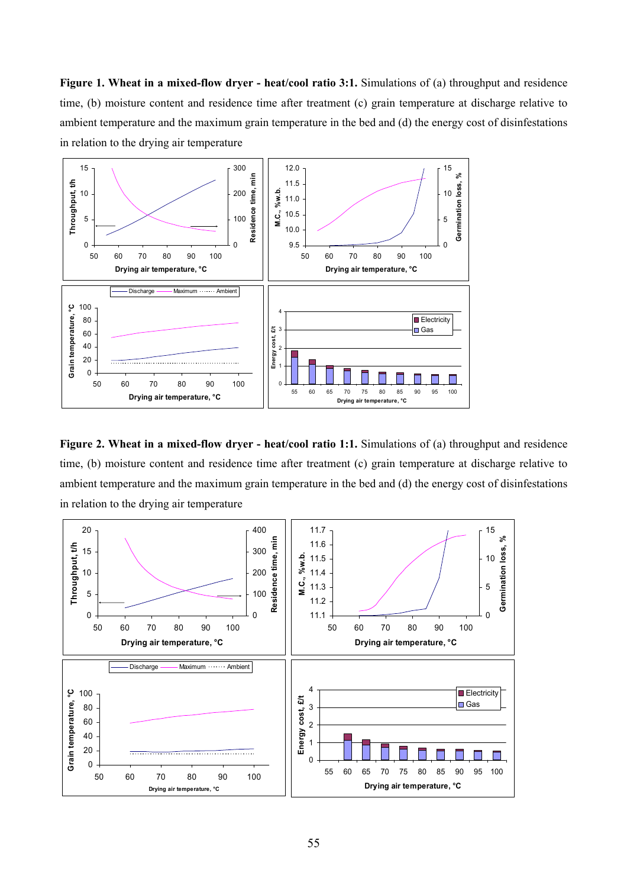**Figure 1. Wheat in a mixed-flow dryer - heat/cool ratio 3:1.** Simulations of (a) throughput and residence time, (b) moisture content and residence time after treatment (c) grain temperature at discharge relative to ambient temperature and the maximum grain temperature in the bed and (d) the energy cost of disinfestations in relation to the drying air temperature

**Figure 2. Wheat in a mixed-flow dryer - heat/cool ratio 1:1.** Simulations of (a) throughput and residence time, (b) moisture content and residence time after treatment (c) grain temperature at discharge relative to ambient temperature and the maximum grain temperature in the bed and (d) the energy cost of disinfestations in relation to the drying air temperature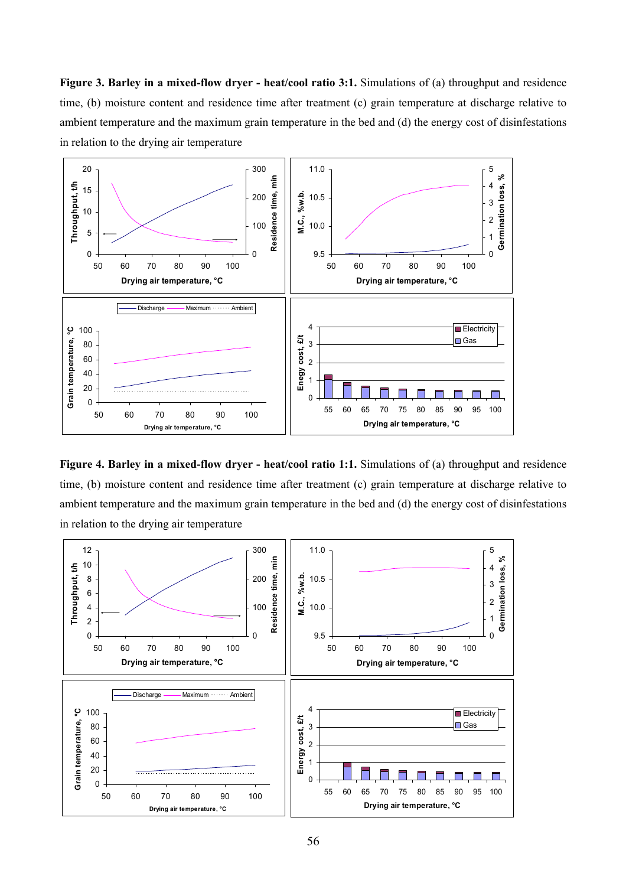**Figure 3. Barley in a mixed-flow dryer - heat/cool ratio 3:1.** Simulations of (a) throughput and residence time, (b) moisture content and residence time after treatment (c) grain temperature at discharge relative to ambient temperature and the maximum grain temperature in the bed and (d) the energy cost of disinfestations in relation to the drying air temperature

**Figure 4. Barley in a mixed-flow dryer - heat/cool ratio 1:1.** Simulations of (a) throughput and residence time, (b) moisture content and residence time after treatment (c) grain temperature at discharge relative to ambient temperature and the maximum grain temperature in the bed and (d) the energy cost of disinfestations in relation to the drying air temperature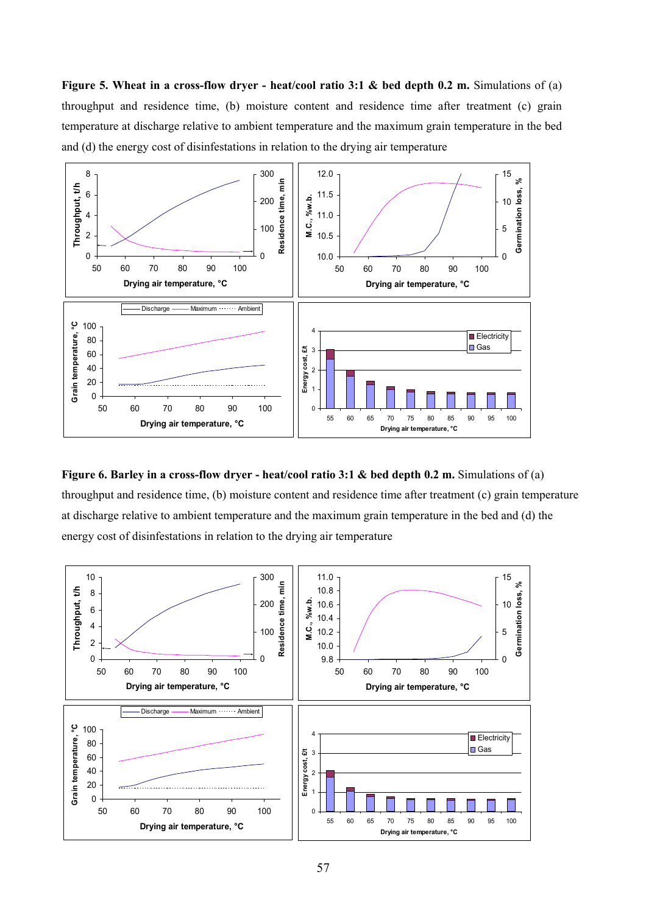**Figure 5. Wheat in a cross-flow dryer - heat/cool ratio 3:1 & bed depth 0.2 m.** Simulations of (a) throughput and residence time, (b) moisture content and residence time after treatment (c) grain temperature at discharge relative to ambient temperature and the maximum grain temperature in the bed and (d) the energy cost of disinfestations in relation to the drying air temperature

**Figure 6. Barley in a cross-flow dryer - heat/cool ratio 3:1 & bed depth 0.2 m.** Simulations of (a) throughput and residence time, (b) moisture content and residence time after treatment (c) grain temperature at discharge relative to ambient temperature and the maximum grain temperature in the bed and (d) the energy cost of disinfestations in relation to the drying air temperature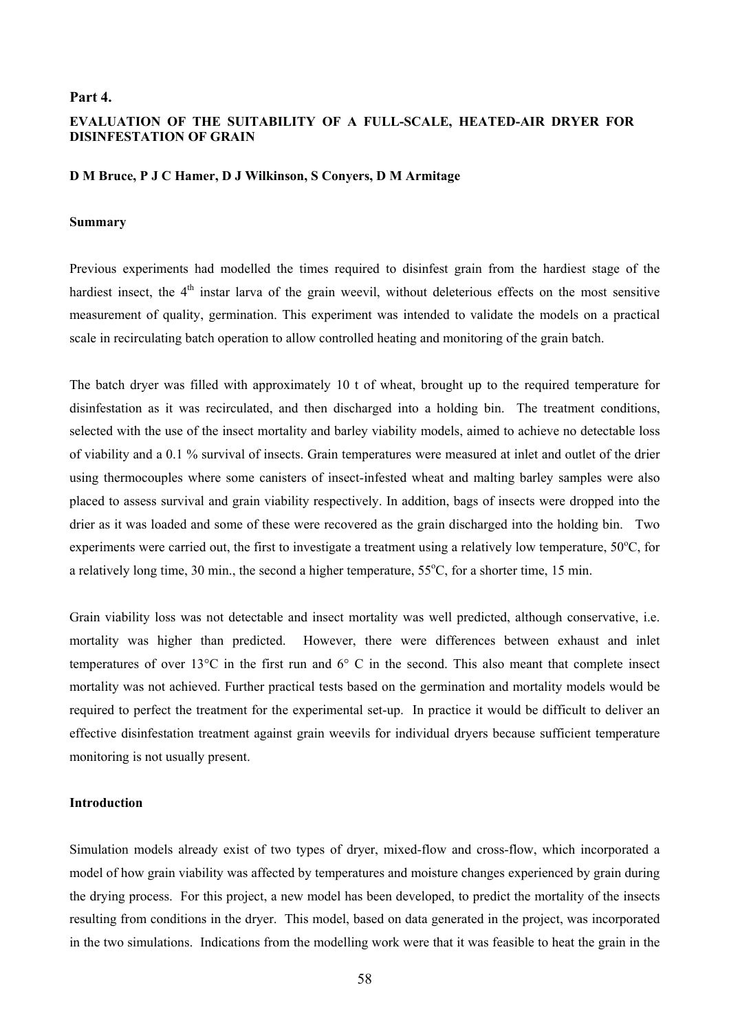**Part 4.**

## EVALUATION OF THE SUITABILITY OF A FULL-SCALE, HEATED-AIR DRYER FOR DISINFESTATION OF GRAIN

**D M Bruce, P J C Hamer, D J Wilkinson, S Conyers, D M Armitage**

### Summary

Previous experiments had modelled the times required to disinfest grain from the hardiest stage of the hardiest insect, the 4th instar larva of the grain weevil, without deleterious effects on the most sensitive measurement of quality, germination. This experiment was intended to validate the models on a practical scale in recirculating batch operation to allow controlled heating and monitoring of the grain batch.

The batch dryer was filled with approximately 10 t of wheat, brought up to the required temperature for disinfestation as it was recirculated, and then discharged into a holding bin. The treatment conditions, selected with the use of the insect mortality and barley viability models, aimed to achieve no detectable loss of viability and a 0.1 % survival of insects. Grain temperatures were measured at inlet and outlet of the drier using thermocouples where some canisters of insect-infested wheat and malting barley samples were also placed to assess survival and grain viability respectively. In addition, bags of insects were dropped into the drier as it was loaded and some of these were recovered as the grain discharged into the holding bin. Two experiments were carried out, the first to investigate a treatment using a relatively low temperature, 50ºC, for a relatively long time, 30 min., the second a higher temperature, 55ºC, for a shorter time, 15 min.

Grain viability loss was not detectable and insect mortality was well predicted, although conservative, i.e. mortality was higher than predicted. However, there were differences between exhaust and inlet temperatures of over 13°C in the first run and 6° C in the second. This also meant that complete insect mortality was not achieved. Further practical tests based on the germination and mortality models would be required to perfect the treatment for the experimental set-up. In practice it would be difficult to deliver an effective disinfestation treatment against grain weevils for individual dryers because sufficient temperature monitoring is not usually present.

### Introduction

Simulation models already exist of two types of dryer, mixed-flow and cross-flow, which incorporated a model of how grain viability was affected by temperatures and moisture changes experienced by grain during the drying process. For this project, a new model has been developed, to predict the mortality of the insects resulting from conditions in the dryer. This model, based on data generated in the project, was incorporated in the two simulations. Indications from the modelling work were that it was feasible to heat the grain in the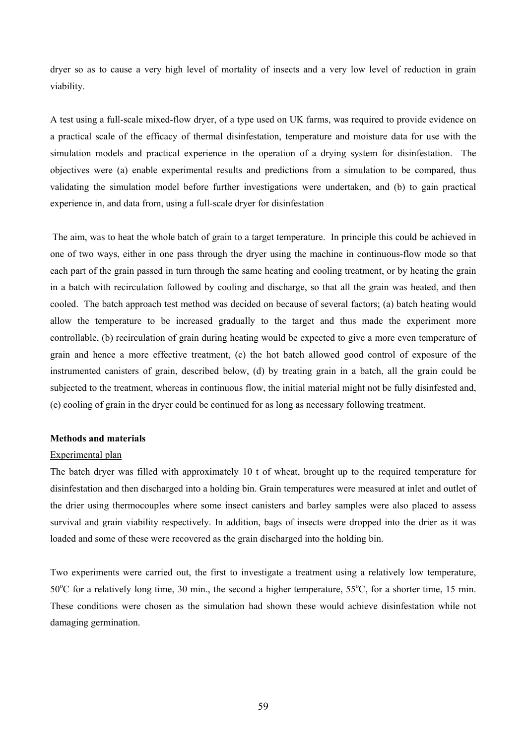dryer so as to cause a very high level of mortality of insects and a very low level of reduction in grain viability.

A test using a full-scale mixed-flow dryer, of a type used on UK farms, was required to provide evidence on a practical scale of the efficacy of thermal disinfestation, temperature and moisture data for use with the simulation models and practical experience in the operation of a drying system for disinfestation. The objectives were (a) enable experimental results and predictions from a simulation to be compared, thus validating the simulation model before further investigations were undertaken, and (b) to gain practical experience in, and data from, using a full-scale dryer for disinfestation

The aim, was to heat the whole batch of grain to a target temperature. In principle this could be achieved in one of two ways, either in one pass through the dryer using the machine in continuous-flow mode so that each part of the grain passed <u>in turn</u> through the same heating and cooling treatment, or by heating the grain in a batch with recirculation followed by cooling and discharge, so that all the grain was heated, and then cooled. The batch approach test method was decided on because of several factors; (a) batch heating would allow the temperature to be increased gradually to the target and thus made the experiment more controllable, (b) recirculation of grain during heating would be expected to give a more even temperature of grain and hence a more effective treatment, (c) the hot batch allowed good control of exposure of the instrumented canisters of grain, described below, (d) by treating grain in a batch, all the grain could be subjected to the treatment, whereas in continuous flow, the initial material might not be fully disinfested and, (e) cooling of grain in the dryer could be continued for as long as necessary following treatment.

**Methods and materials**

<u>Experimental plan</u>

The batch dryer was filled with approximately 10 t of wheat, brought up to the required temperature for disinfestation and then discharged into a holding bin. Grain temperatures were measured at inlet and outlet of the drier using thermocouples where some insect canisters and barley samples were also placed to assess survival and grain viability respectively. In addition, bags of insects were dropped into the drier as it was loaded and some of these were recovered as the grain discharged into the holding bin.

Two experiments were carried out, the first to investigate a treatment using a relatively low temperature, 50°C for a relatively long time, 30 min., the second a higher temperature, 55°C, for a shorter time, 15 min. These conditions were chosen as the simulation had shown these would achieve disinfestation while not damaging germination.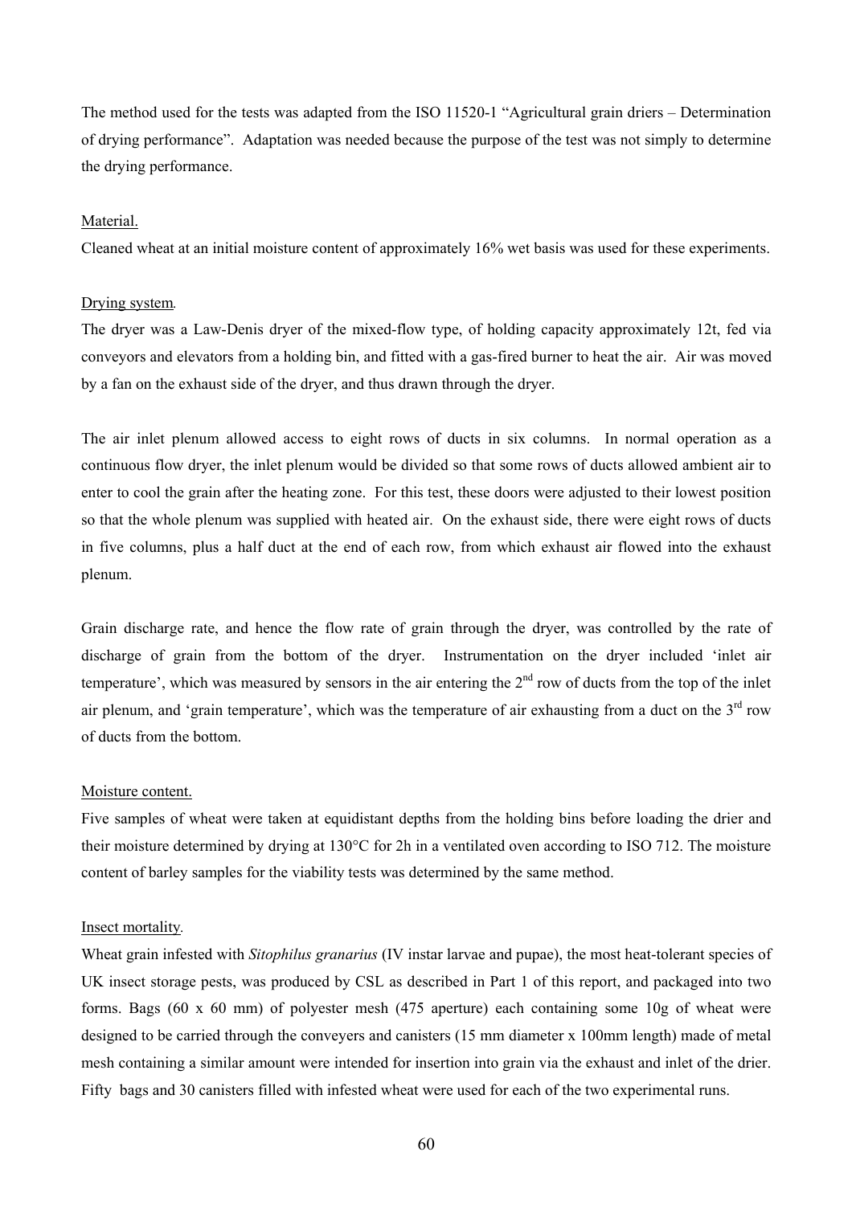The method used for the tests was adapted from the ISO 11520-1 "Agricultural grain driers – Determination of drying performance". Adaptation was needed because the purpose of the test was not simply to determine the drying performance.

Material.

Cleaned wheat at an initial moisture content of approximately 16% wet basis was used for these experiments.

Drying system.

The dryer was a Law-Denis dryer of the mixed-flow type, of holding capacity approximately 12t, fed via conveyors and elevators from a holding bin, and fitted with a gas-fired burner to heat the air. Air was moved by a fan on the exhaust side of the dryer, and thus drawn through the dryer.

The air inlet plenum allowed access to eight rows of ducts in six columns. In normal operation as a continuous flow dryer, the inlet plenum would be divided so that some rows of ducts allowed ambient air to enter to cool the grain after the heating zone. For this test, these doors were adjusted to their lowest position so that the whole plenum was supplied with heated air. On the exhaust side, there were eight rows of ducts in five columns, plus a half duct at the end of each row, from which exhaust air flowed into the exhaust plenum.

Grain discharge rate, and hence the flow rate of grain through the dryer, was controlled by the rate of discharge of grain from the bottom of the dryer. Instrumentation on the dryer included 'inlet air temperature', which was measured by sensors in the air entering the 2nd row of ducts from the top of the inlet air plenum, and 'grain temperature', which was the temperature of air exhausting from a duct on the 3rd row of ducts from the bottom.

Moisture content.

Five samples of wheat were taken at equidistant depths from the holding bins before loading the drier and their moisture determined by drying at 130°C for 2h in a ventilated oven according to ISO 712. The moisture content of barley samples for the viability tests was determined by the same method.

Insect mortality.

Wheat grain infested with *Sitophilus granarius* (IV instar larvae and pupae), the most heat-tolerant species of UK insect storage pests, was produced by CSL as described in Part 1 of this report, and packaged into two forms. Bags (60 x 60 mm) of polyester mesh (475 aperture) each containing some 10g of wheat were designed to be carried through the conveyers and canisters (15 mm diameter x 100mm length) made of metal mesh containing a similar amount were intended for insertion into grain via the exhaust and inlet of the drier. Fifty bags and 30 canisters filled with infested wheat were used for each of the two experimental runs.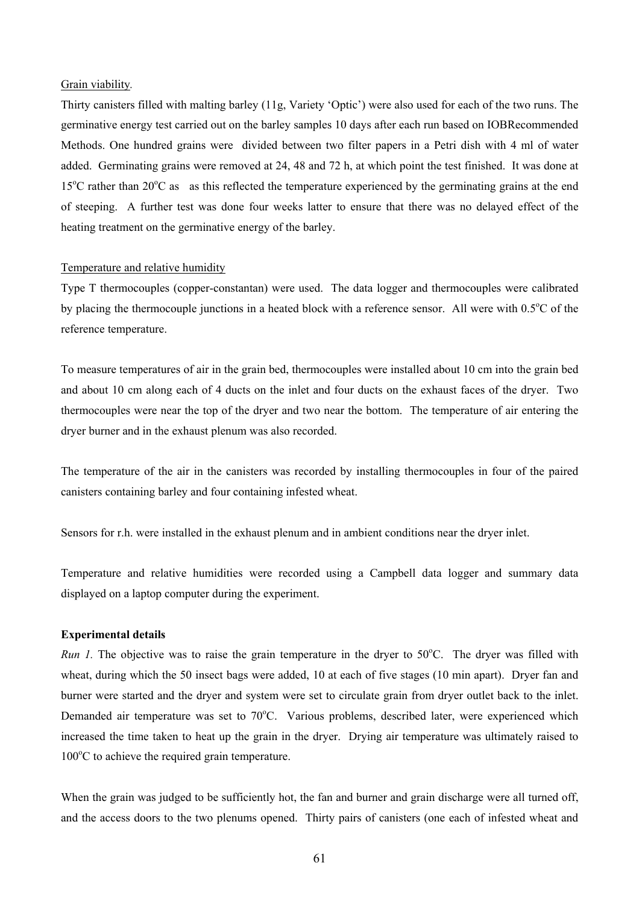Grain viability.

Thirty canisters filled with malting barley (11g, Variety 'Optic') were also used for each of the two runs. The germinative energy test carried out on the barley samples 10 days after each run based on IOBRecommended Methods. One hundred grains were divided between two filter papers in a Petri dish with 4 ml of water added. Germinating grains were removed at 24, 48 and 72 h, at which point the test finished. It was done at 15°C rather than 20°C as as this reflected the temperature experienced by the germinating grains at the end of steeping. A further test was done four weeks latter to ensure that there was no delayed effect of the heating treatment on the germinative energy of the barley.

Temperature and relative humidity

Type T thermocouples (copper-constantan) were used. The data logger and thermocouples were calibrated by placing the thermocouple junctions in a heated block with a reference sensor. All were with 0.5°C of the reference temperature.

To measure temperatures of air in the grain bed, thermocouples were installed about 10 cm into the grain bed and about 10 cm along each of 4 ducts on the inlet and four ducts on the exhaust faces of the dryer. Two thermocouples were near the top of the dryer and two near the bottom. The temperature of air entering the dryer burner and in the exhaust plenum was also recorded.

The temperature of the air in the canisters was recorded by installing thermocouples in four of the paired canisters containing barley and four containing infested wheat.

Sensors for r.h. were installed in the exhaust plenum and in ambient conditions near the dryer inlet.

Temperature and relative humidities were recorded using a Campbell data logger and summary data displayed on a laptop computer during the experiment.

**Experimental details**

*Run 1.* The objective was to raise the grain temperature in the dryer to 50°C. The dryer was filled with wheat, during which the 50 insect bags were added, 10 at each of five stages (10 min apart). Dryer fan and burner were started and the dryer and system were set to circulate grain from dryer outlet back to the inlet. Demanded air temperature was set to 70°C. Various problems, described later, were experienced which increased the time taken to heat up the grain in the dryer. Drying air temperature was ultimately raised to 100°C to achieve the required grain temperature.

When the grain was judged to be sufficiently hot, the fan and burner and grain discharge were all turned off, and the access doors to the two plenums opened. Thirty pairs of canisters (one each of infested wheat and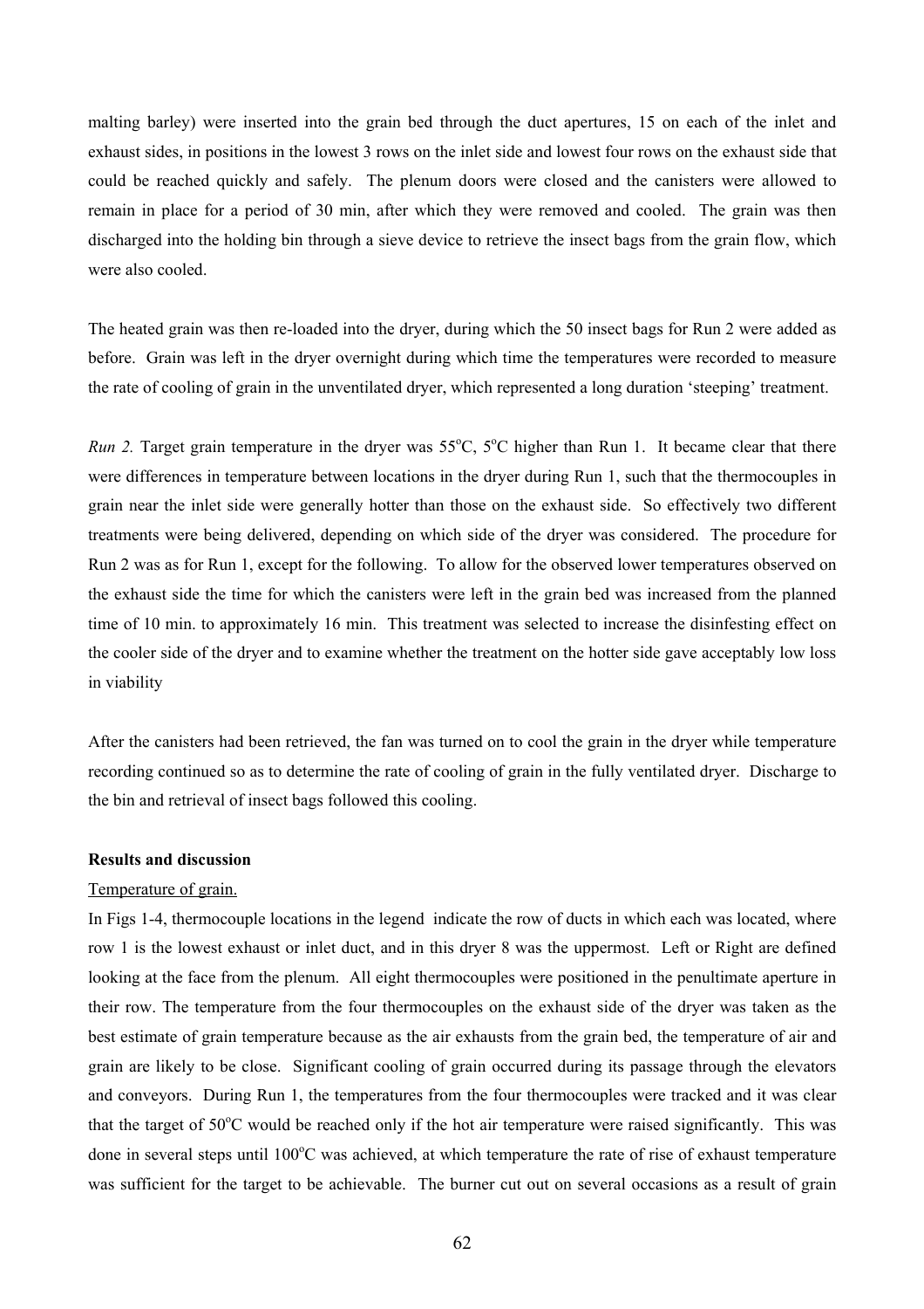malting barley) were inserted into the grain bed through the duct apertures, 15 on each of the inlet and exhaust sides, in positions in the lowest 3 rows on the inlet side and lowest four rows on the exhaust side that could be reached quickly and safely. The plenum doors were closed and the canisters were allowed to remain in place for a period of 30 min, after which they were removed and cooled. The grain was then discharged into the holding bin through a sieve device to retrieve the insect bags from the grain flow, which were also cooled.

The heated grain was then re-loaded into the dryer, during which the 50 insect bags for Run 2 were added as before. Grain was left in the dryer overnight during which time the temperatures were recorded to measure the rate of cooling of grain in the unventilated dryer, which represented a long duration 'steeping' treatment.

*Run 2.* Target grain temperature in the dryer was 55°C, 5°C higher than Run 1. It became clear that there were differences in temperature between locations in the dryer during Run 1, such that the thermocouples in grain near the inlet side were generally hotter than those on the exhaust side. So effectively two different treatments were being delivered, depending on which side of the dryer was considered. The procedure for Run 2 was as for Run 1, except for the following. To allow for the observed lower temperatures observed on the exhaust side the time for which the canisters were left in the grain bed was increased from the planned time of 10 min. to approximately 16 min. This treatment was selected to increase the disinfesting effect on the cooler side of the dryer and to examine whether the treatment on the hotter side gave acceptably low loss in viability

After the canisters had been retrieved, the fan was turned on to cool the grain in the dryer while temperature recording continued so as to determine the rate of cooling of grain in the fully ventilated dryer. Discharge to the bin and retrieval of insect bags followed this cooling.

**Results and discussion**

Temperature of grain.

In Figs 1-4, thermocouple locations in the legend indicate the row of ducts in which each was located, where row 1 is the lowest exhaust or inlet duct, and in this dryer 8 was the uppermost. Left or Right are defined looking at the face from the plenum. All eight thermocouples were positioned in the penultimate aperture in their row. The temperature from the four thermocouples on the exhaust side of the dryer was taken as the best estimate of grain temperature because as the air exhausts from the grain bed, the temperature of air and grain are likely to be close. Significant cooling of grain occurred during its passage through the elevators and conveyors. During Run 1, the temperatures from the four thermocouples were tracked and it was clear that the target of 50°C would be reached only if the hot air temperature were raised significantly. This was done in several steps until 100°C was achieved, at which temperature the rate of rise of exhaust temperature was sufficient for the target to be achievable. The burner cut out on several occasions as a result of grain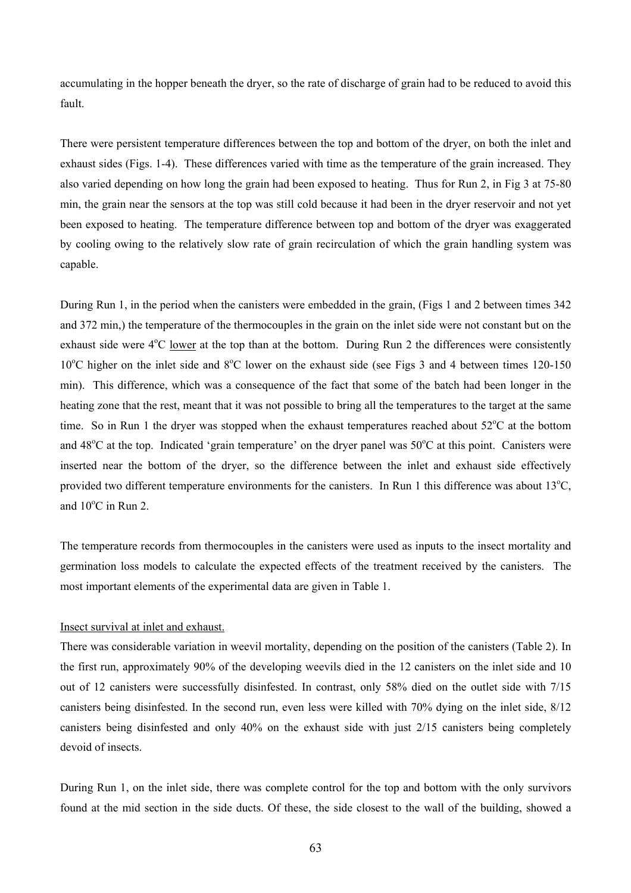accumulating in the hopper beneath the dryer, so the rate of discharge of grain had to be reduced to avoid this fault.

There were persistent temperature differences between the top and bottom of the dryer, on both the inlet and exhaust sides (Figs. 1-4). These differences varied with time as the temperature of the grain increased. They also varied depending on how long the grain had been exposed to heating. Thus for Run 2, in Fig 3 at 75-80 min, the grain near the sensors at the top was still cold because it had been in the dryer reservoir and not yet been exposed to heating. The temperature difference between top and bottom of the dryer was exaggerated by cooling owing to the relatively slow rate of grain recirculation of which the grain handling system was capable.

During Run 1, in the period when the canisters were embedded in the grain, (Figs 1 and 2 between times 342 and 372 min,) the temperature of the thermocouples in the grain on the inlet side were not constant but on the exhaust side were 4$^{o}$C <u>lower</u> at the top than at the bottom. During Run 2 the differences were consistently 10$^{o}$C higher on the inlet side and 8$^{o}$C lower on the exhaust side (see Figs 3 and 4 between times 120-150 min). This difference, which was a consequence of the fact that some of the batch had been longer in the heating zone that the rest, meant that it was not possible to bring all the temperatures to the target at the same time. So in Run 1 the dryer was stopped when the exhaust temperatures reached about 52$^{o}$C at the bottom and 48$^{o}$C at the top. Indicated 'grain temperature' on the dryer panel was 50$^{o}$C at this point. Canisters were inserted near the bottom of the dryer, so the difference between the inlet and exhaust side effectively provided two different temperature environments for the canisters. In Run 1 this difference was about 13$^{o}$C, and 10$^{o}$C in Run 2.

The temperature records from thermocouples in the canisters were used as inputs to the insect mortality and germination loss models to calculate the expected effects of the treatment received by the canisters. The most important elements of the experimental data are given in Table 1.

<u>Insect survival at inlet and exhaust.</u>

There was considerable variation in weevil mortality, depending on the position of the canisters (Table 2). In the first run, approximately 90% of the developing weevils died in the 12 canisters on the inlet side and 10 out of 12 canisters were successfully disinfested. In contrast, only 58% died on the outlet side with 7/15 canisters being disinfested. In the second run, even less were killed with 70% dying on the inlet side, 8/12 canisters being disinfested and only 40% on the exhaust side with just 2/15 canisters being completely devoid of insects.

During Run 1, on the inlet side, there was complete control for the top and bottom with the only survivors found at the mid section in the side ducts. Of these, the side closest to the wall of the building, showed a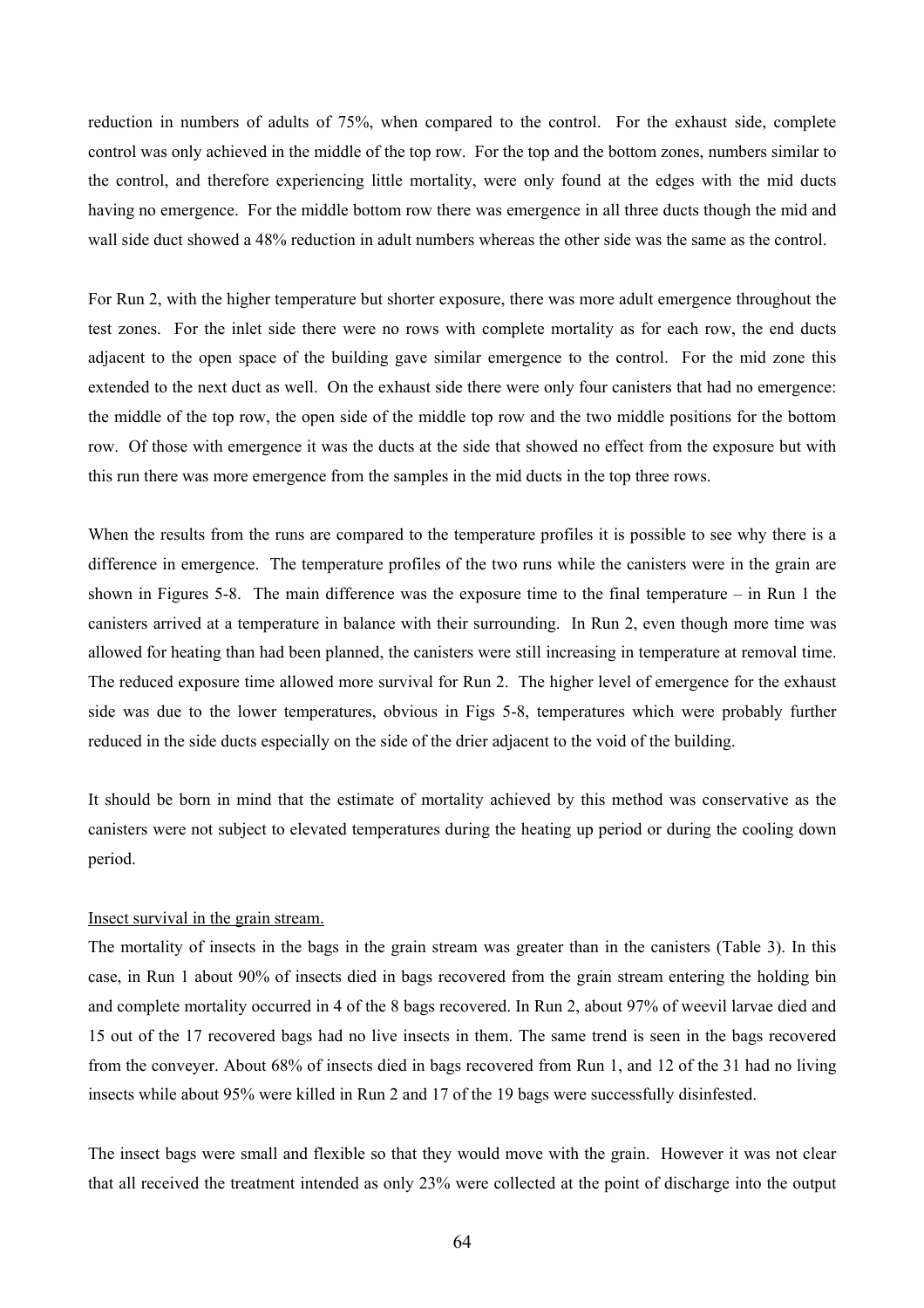reduction in numbers of adults of 75%, when compared to the control. For the exhaust side, complete control was only achieved in the middle of the top row. For the top and the bottom zones, numbers similar to the control, and therefore experiencing little mortality, were only found at the edges with the mid ducts having no emergence. For the middle bottom row there was emergence in all three ducts though the mid and wall side duct showed a 48% reduction in adult numbers whereas the other side was the same as the control.

For Run 2, with the higher temperature but shorter exposure, there was more adult emergence throughout the test zones. For the inlet side there were no rows with complete mortality as for each row, the end ducts adjacent to the open space of the building gave similar emergence to the control. For the mid zone this extended to the next duct as well. On the exhaust side there were only four canisters that had no emergence: the middle of the top row, the open side of the middle top row and the two middle positions for the bottom row. Of those with emergence it was the ducts at the side that showed no effect from the exposure but with this run there was more emergence from the samples in the mid ducts in the top three rows.

When the results from the runs are compared to the temperature profiles it is possible to see why there is a difference in emergence. The temperature profiles of the two runs while the canisters were in the grain are shown in Figures 5-8. The main difference was the exposure time to the final temperature – in Run 1 the canisters arrived at a temperature in balance with their surrounding. In Run 2, even though more time was allowed for heating than had been planned, the canisters were still increasing in temperature at removal time. The reduced exposure time allowed more survival for Run 2. The higher level of emergence for the exhaust side was due to the lower temperatures, obvious in Figs 5-8, temperatures which were probably further reduced in the side ducts especially on the side of the drier adjacent to the void of the building.

It should be born in mind that the estimate of mortality achieved by this method was conservative as the canisters were not subject to elevated temperatures during the heating up period or during the cooling down period.

Insect survival in the grain stream.

The mortality of insects in the bags in the grain stream was greater than in the canisters (Table 3). In this case, in Run 1 about 90% of insects died in bags recovered from the grain stream entering the holding bin and complete mortality occurred in 4 of the 8 bags recovered. In Run 2, about 97% of weevil larvae died and 15 out of the 17 recovered bags had no live insects in them. The same trend is seen in the bags recovered from the conveyer. About 68% of insects died in bags recovered from Run 1, and 12 of the 31 had no living insects while about 95% were killed in Run 2 and 17 of the 19 bags were successfully disinfested.

The insect bags were small and flexible so that they would move with the grain. However it was not clear that all received the treatment intended as only 23% were collected at the point of discharge into the output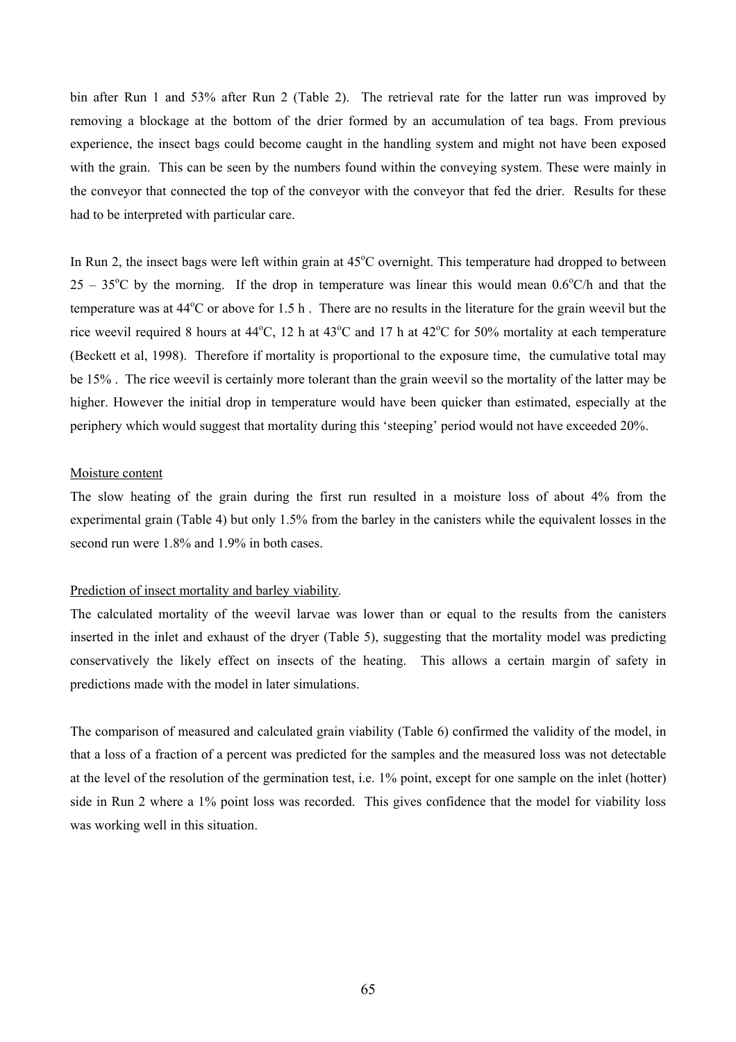bin after Run 1 and 53% after Run 2 (Table 2). The retrieval rate for the latter run was improved by removing a blockage at the bottom of the drier formed by an accumulation of tea bags. From previous experience, the insect bags could become caught in the handling system and might not have been exposed with the grain. This can be seen by the numbers found within the conveying system. These were mainly in the conveyor that connected the top of the conveyor with the conveyor that fed the drier. Results for these had to be interpreted with particular care.

In Run 2, the insect bags were left within grain at 45°C overnight. This temperature had dropped to between 25 – 35°C by the morning. If the drop in temperature was linear this would mean 0.6°C/h and that the temperature was at 44°C or above for 1.5 h . There are no results in the literature for the grain weevil but the rice weevil required 8 hours at 44°C, 12 h at 43°C and 17 h at 42°C for 50% mortality at each temperature (Beckett et al, 1998). Therefore if mortality is proportional to the exposure time, the cumulative total may be 15% . The rice weevil is certainly more tolerant than the grain weevil so the mortality of the latter may be higher. However the initial drop in temperature would have been quicker than estimated, especially at the periphery which would suggest that mortality during this 'steeping' period would not have exceeded 20%.

<u>Moisture content</u>

The slow heating of the grain during the first run resulted in a moisture loss of about 4% from the experimental grain (Table 4) but only 1.5% from the barley in the canisters while the equivalent losses in the second run were 1.8% and 1.9% in both cases.

<u>Prediction of insect mortality and barley viability</u>.

The calculated mortality of the weevil larvae was lower than or equal to the results from the canisters inserted in the inlet and exhaust of the dryer (Table 5), suggesting that the mortality model was predicting conservatively the likely effect on insects of the heating. This allows a certain margin of safety in predictions made with the model in later simulations.

The comparison of measured and calculated grain viability (Table 6) confirmed the validity of the model, in that a loss of a fraction of a percent was predicted for the samples and the measured loss was not detectable at the level of the resolution of the germination test, i.e. 1% point, except for one sample on the inlet (hotter) side in Run 2 where a 1% point loss was recorded. This gives confidence that the model for viability loss was working well in this situation.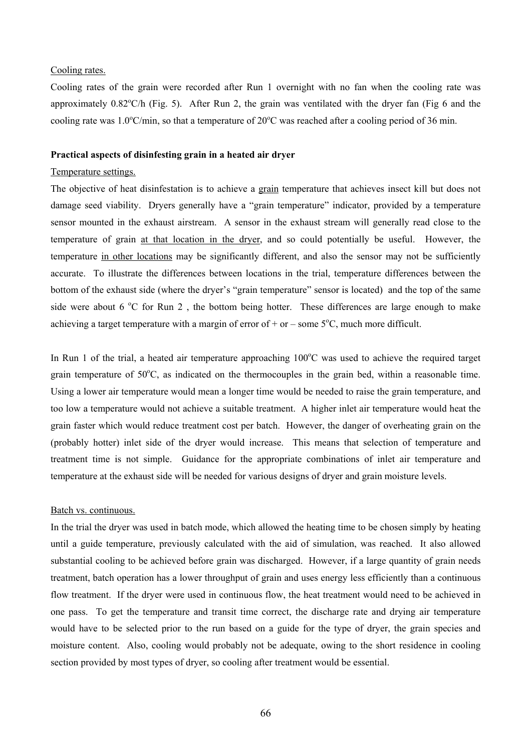Cooling rates.

Cooling rates of the grain were recorded after Run 1 overnight with no fan when the cooling rate was approximately 0.82$^{o}$C/h (Fig. 5). After Run 2, the grain was ventilated with the dryer fan (Fig 6 and the cooling rate was 1.0$^{o}$C/min, so that a temperature of 20$^{o}$C was reached after a cooling period of 36 min.

**Practical aspects of disinfesting grain in a heated air dryer**

Temperature settings.

The objective of heat disinfestation is to achieve a grain temperature that achieves insect kill but does not damage seed viability. Dryers generally have a "grain temperature" indicator, provided by a temperature sensor mounted in the exhaust airstream. A sensor in the exhaust stream will generally read close to the temperature of grain at that location in the dryer, and so could potentially be useful. However, the temperature in other locations may be significantly different, and also the sensor may not be sufficiently accurate. To illustrate the differences between locations in the trial, temperature differences between the bottom of the exhaust side (where the dryer's "grain temperature" sensor is located) and the top of the same side were about 6 $^{o}$C for Run 2 , the bottom being hotter. These differences are large enough to make achieving a target temperature with a margin of error of + or – some 5$^{o}$C, much more difficult.

In Run 1 of the trial, a heated air temperature approaching 100$^{o}$C was used to achieve the required target grain temperature of 50$^{o}$C, as indicated on the thermocouples in the grain bed, within a reasonable time. Using a lower air temperature would mean a longer time would be needed to raise the grain temperature, and too low a temperature would not achieve a suitable treatment. A higher inlet air temperature would heat the grain faster which would reduce treatment cost per batch. However, the danger of overheating grain on the (probably hotter) inlet side of the dryer would increase. This means that selection of temperature and treatment time is not simple. Guidance for the appropriate combinations of inlet air temperature and temperature at the exhaust side will be needed for various designs of dryer and grain moisture levels.

Batch vs. continuous.

In the trial the dryer was used in batch mode, which allowed the heating time to be chosen simply by heating until a guide temperature, previously calculated with the aid of simulation, was reached. It also allowed substantial cooling to be achieved before grain was discharged. However, if a large quantity of grain needs treatment, batch operation has a lower throughput of grain and uses energy less efficiently than a continuous flow treatment. If the dryer were used in continuous flow, the heat treatment would need to be achieved in one pass. To get the temperature and transit time correct, the discharge rate and drying air temperature would have to be selected prior to the run based on a guide for the type of dryer, the grain species and moisture content. Also, cooling would probably not be adequate, owing to the short residence in cooling section provided by most types of dryer, so cooling after treatment would be essential.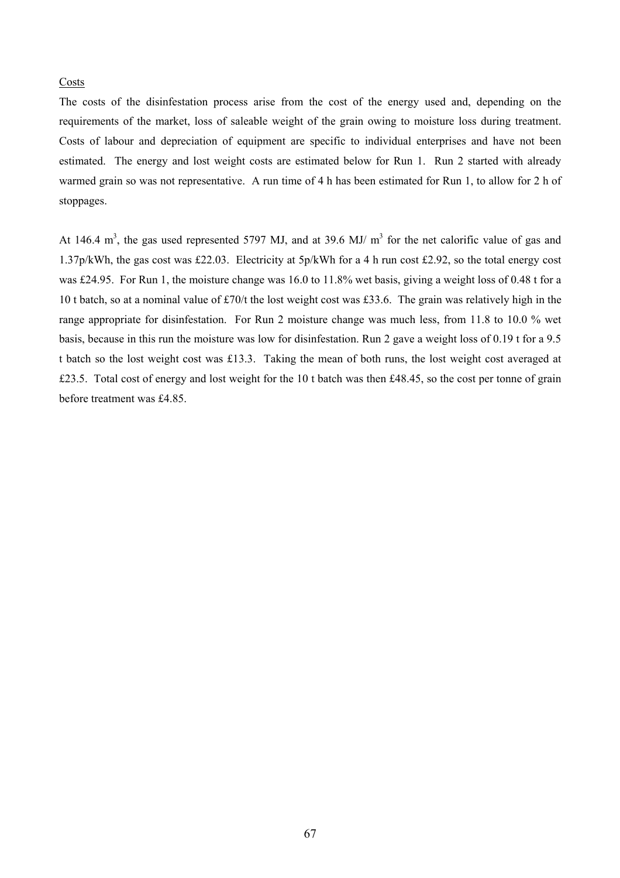Costs

The costs of the disinfestation process arise from the cost of the energy used and, depending on the requirements of the market, loss of saleable weight of the grain owing to moisture loss during treatment. Costs of labour and depreciation of equipment are specific to individual enterprises and have not been estimated. The energy and lost weight costs are estimated below for Run 1. Run 2 started with already warmed grain so was not representative. A run time of 4 h has been estimated for Run 1, to allow for 2 h of stoppages.

At 146.4 $m^3$, the gas used represented 5797 MJ, and at 39.6 MJ/ $m^3$ for the net calorific value of gas and 1.37p/kWh, the gas cost was £22.03. Electricity at 5p/kWh for a 4 h run cost £2.92, so the total energy cost was £24.95. For Run 1, the moisture change was 16.0 to 11.8% wet basis, giving a weight loss of 0.48 t for a 10 t batch, so at a nominal value of £70/t the lost weight cost was £33.6. The grain was relatively high in the range appropriate for disinfestation. For Run 2 moisture change was much less, from 11.8 to 10.0 % wet basis, because in this run the moisture was low for disinfestation. Run 2 gave a weight loss of 0.19 t for a 9.5 t batch so the lost weight cost was £13.3. Taking the mean of both runs, the lost weight cost averaged at £23.5. Total cost of energy and lost weight for the 10 t batch was then £48.45, so the cost per tonne of grain before treatment was £4.85.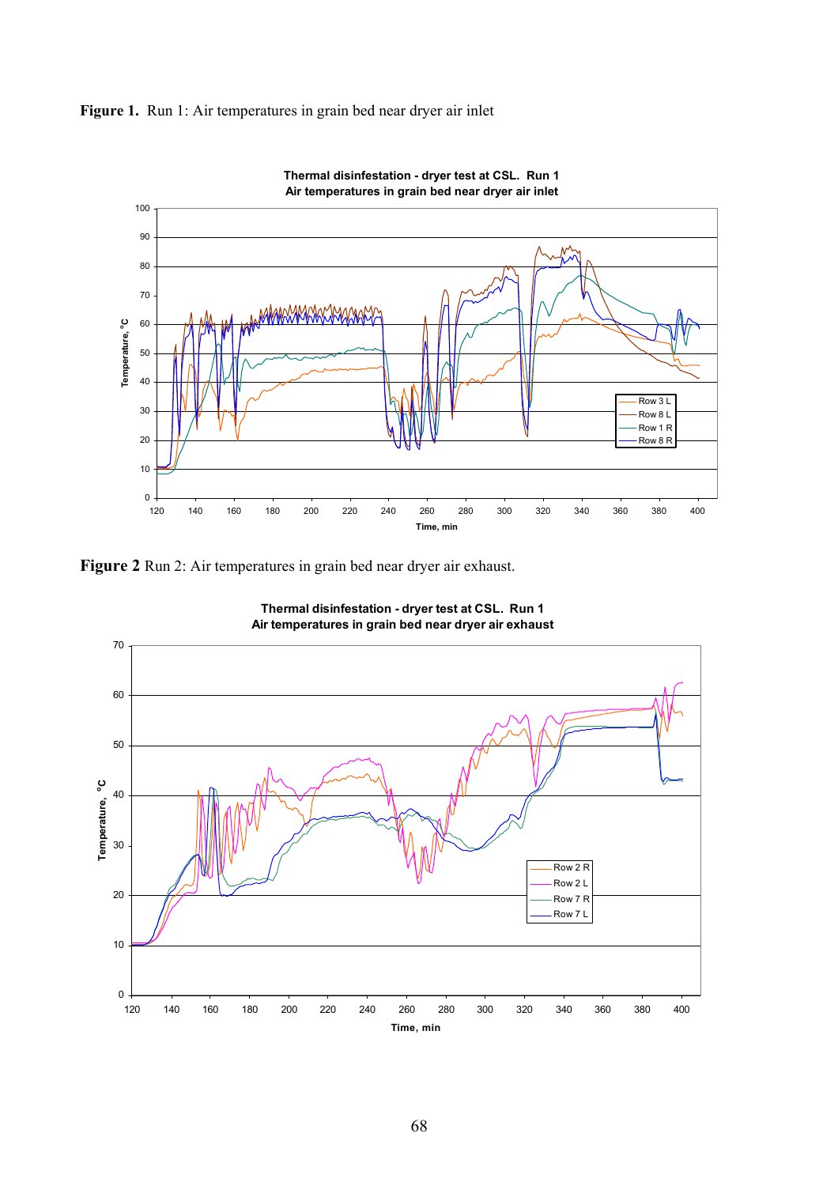**Figure 1.** Run 1: Air temperatures in grain bed near dryer air inlet

**Figure 2** Run 2: Air temperatures in grain bed near dryer air exhaust.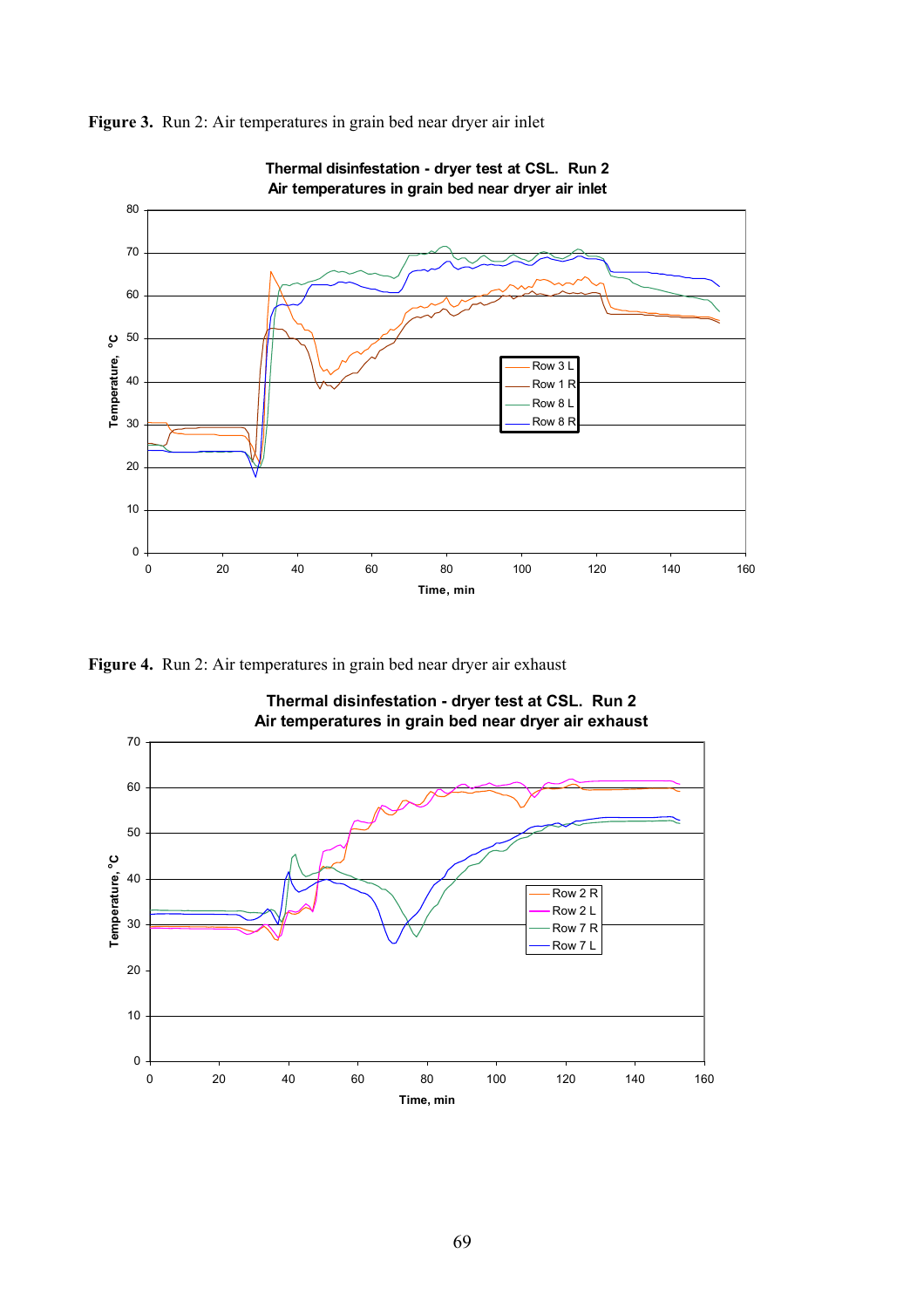**Figure 3.** Run 2: Air temperatures in grain bed near dryer air inlet

**Figure 4.** Run 2: Air temperatures in grain bed near dryer air exhaust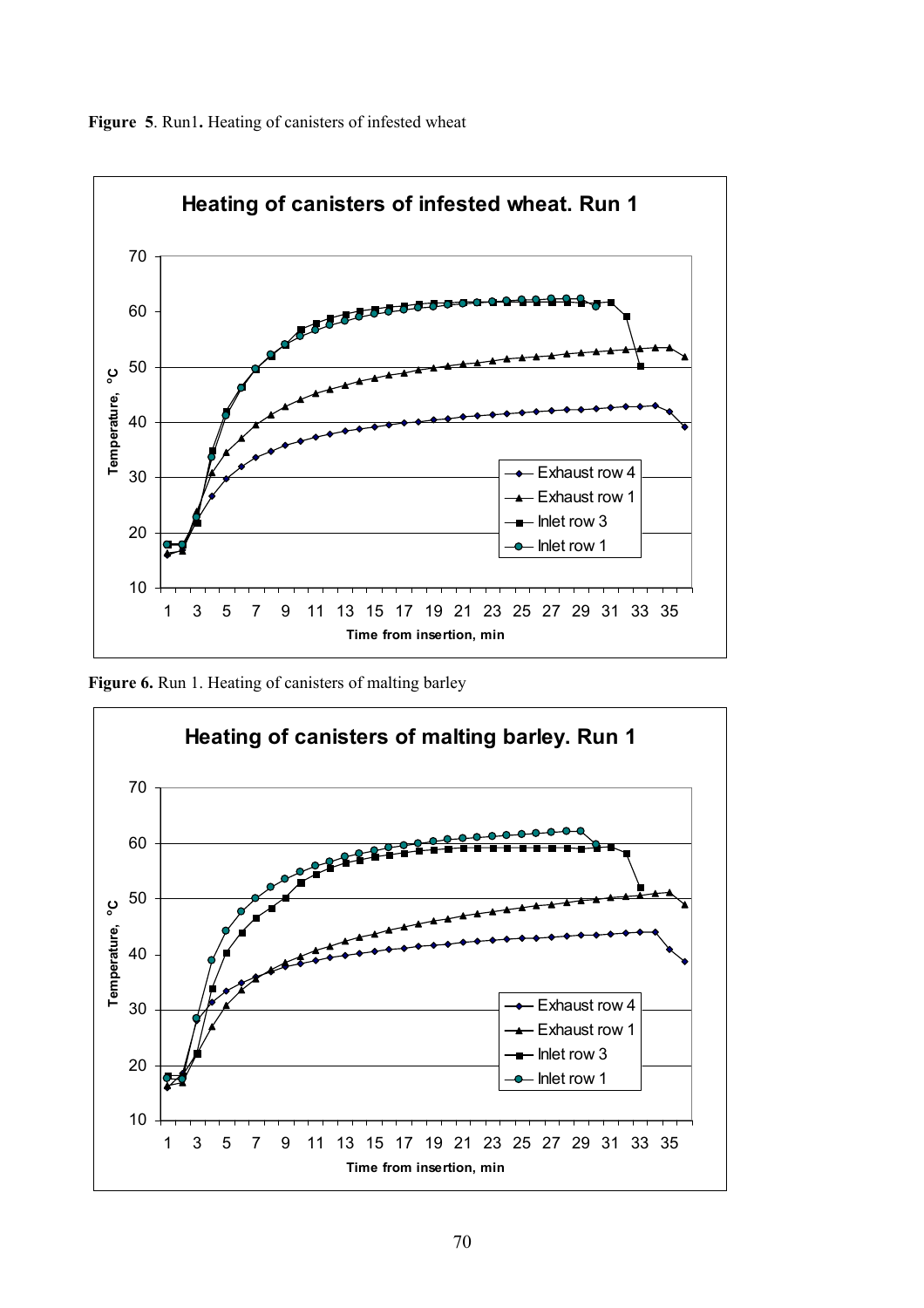**Figure 5**. Run1**.** Heating of canisters of infested wheat

**Figure 6.** Run 1. Heating of canisters of malting barley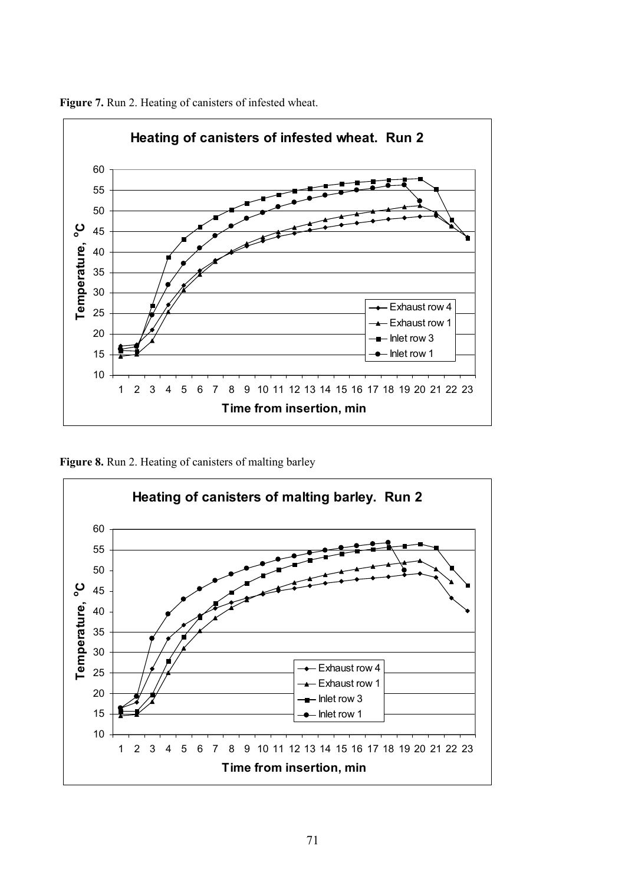**Figure 7.** Run 2. Heating of canisters of infested wheat.

**Figure 8.** Run 2. Heating of canisters of malting barley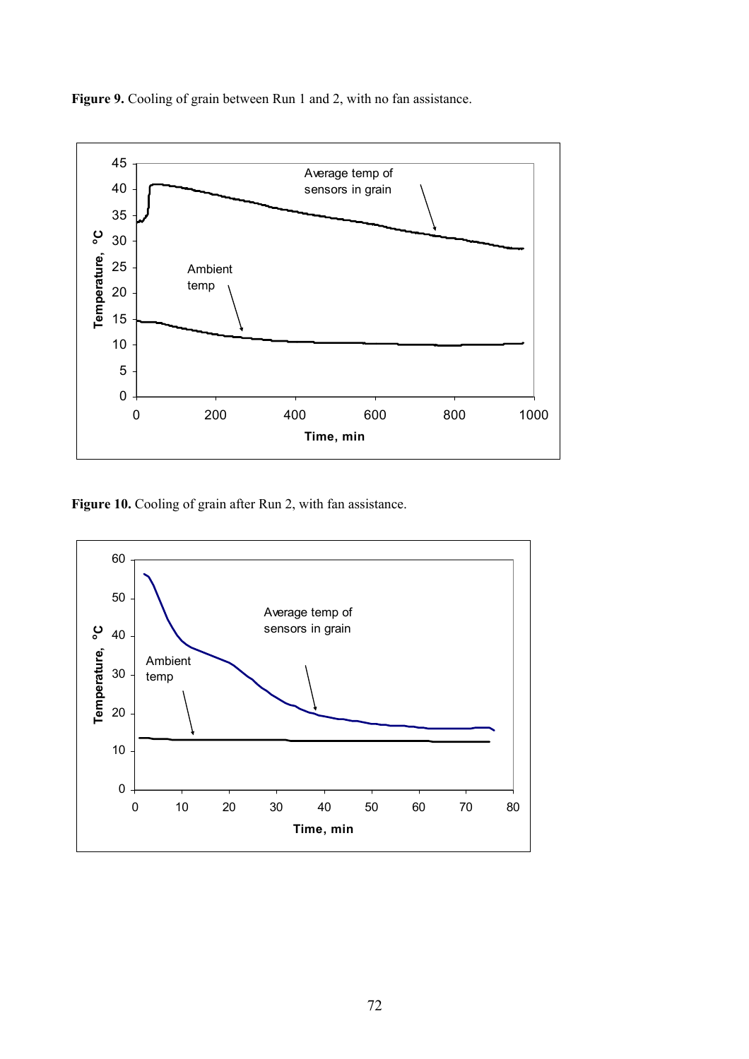**Figure 9.** Cooling of grain between Run 1 and 2, with no fan assistance.

**Figure 10.** Cooling of grain after Run 2, with fan assistance.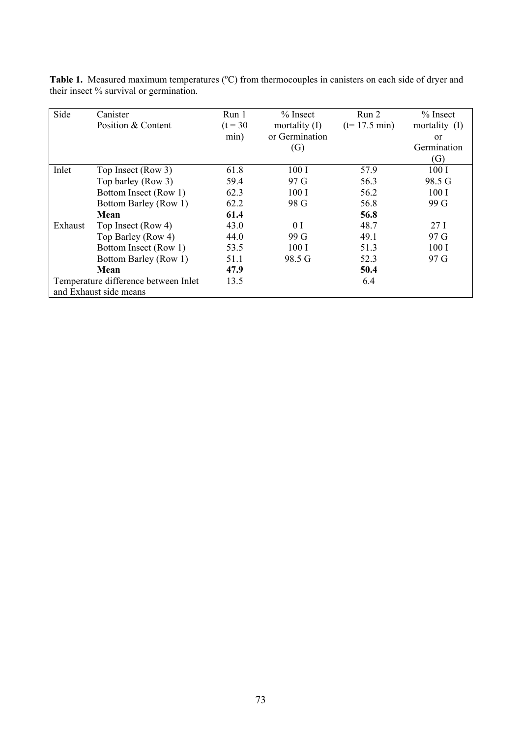**Table 1.** Measured maximum temperatures ($^{o}$C) from thermocouples in canisters on each side of dryer and their insect % survival or germination.

| Side | Canister Position & Content | Run 1 (t = 30 min) | % Insect mortality (I) or Germination (G) | Run 2 (t= 17.5 min) | % Insect mortality (I) or Germination (G) |
|---|---|---|---|---|---|
| Inlet | Top Insect (Row 3) | 61.8 | 100 I | 57.9 | 100 I |
| | Top barley (Row 3) | 59.4 | 97 G | 56.3 | 98.5 G |
| | Bottom Insect (Row 1) | 62.3 | 100 I | 56.2 | 100 I |
| | Bottom Barley (Row 1) | 62.2 | 98 G | 56.8 | 99 G |
| | **Mean** | **61.4** | | **56.8** | |
| Exhaust | Top Insect (Row 4) | 43.0 | 0 I | 48.7 | 27 I |
| | Top Barley (Row 4) | 44.0 | 99 G | 49.1 | 97 G |
| | Bottom Insect (Row 1) | 53.5 | 100 I | 51.3 | 100 I |
| | Bottom Barley (Row 1) | 51.1 | 98.5 G | 52.3 | 97 G |
| | **Mean** | **47.9** | | **50.4** | |
| Temperature difference between Inlet and Exhaust side means | | 13.5 | | 6.4 | |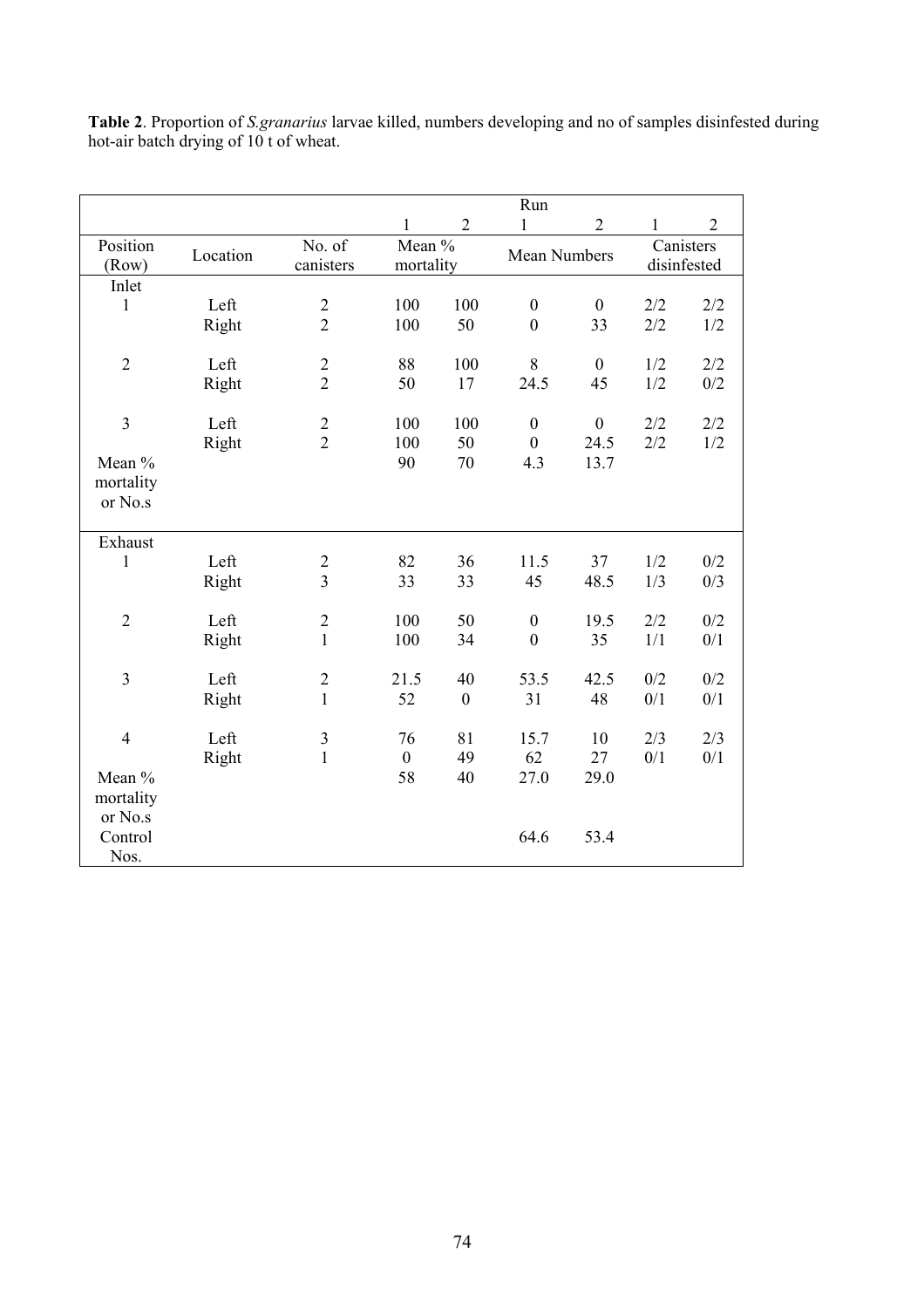**Table 2**. Proportion of *S.granarius* larvae killed, numbers developing and no of samples disinfested during hot-air batch drying of 10 t of wheat.

| | | | Run | | | | | |
|---|---|---|---|---|---|---|---|---|
| | | | 1 | 2 | 1 | 2 | 1 | 2 |
| Position (Row) | Location | No. of canisters | Mean % mortality | | Mean Numbers | | Canisters disinfested | |
| Inlet | | | | | | | | |
| 1 | Left | 2 | 100 | 100 | 0 | 0 | 2/2 | 2/2 |
| | Right | 2 | 100 | 50 | 0 | 33 | 2/2 | 1/2 |
| 2 | Left | 2 | 88 | 100 | 8 | 0 | 1/2 | 2/2 |
| | Right | 2 | 50 | 17 | 24.5 | 45 | 1/2 | 0/2 |
| 3 | Left | 2 | 100 | 100 | 0 | 0 | 2/2 | 2/2 |
| | Right | 2 | 100 | 50 | 0 | 24.5 | 2/2 | 1/2 |
| Mean % mortality or No.s | | | 90 | 70 | 4.3 | 13.7 | | |
| Exhaust | | | | | | | | |
| 1 | Left | 2 | 82 | 36 | 11.5 | 37 | 1/2 | 0/2 |
| | Right | 3 | 33 | 33 | 45 | 48.5 | 1/3 | 0/3 |
| 2 | Left | 2 | 100 | 50 | 0 | 19.5 | 2/2 | 0/2 |
| | Right | 1 | 100 | 34 | 0 | 35 | 1/1 | 0/1 |
| 3 | Left | 2 | 21.5 | 40 | 53.5 | 42.5 | 0/2 | 0/2 |
| | Right | 1 | 52 | 0 | 31 | 48 | 0/1 | 0/1 |
| 4 | Left | 3 | 76 | 81 | 15.7 | 10 | 2/3 | 2/3 |
| | Right | 1 | 0 | 49 | 62 | 27 | 0/1 | 0/1 |
| Mean % mortality or No.s | | | 58 | 40 | 27.0 | 29.0 | | |
| Control Nos. | | | | | 64.6 | 53.4 | | |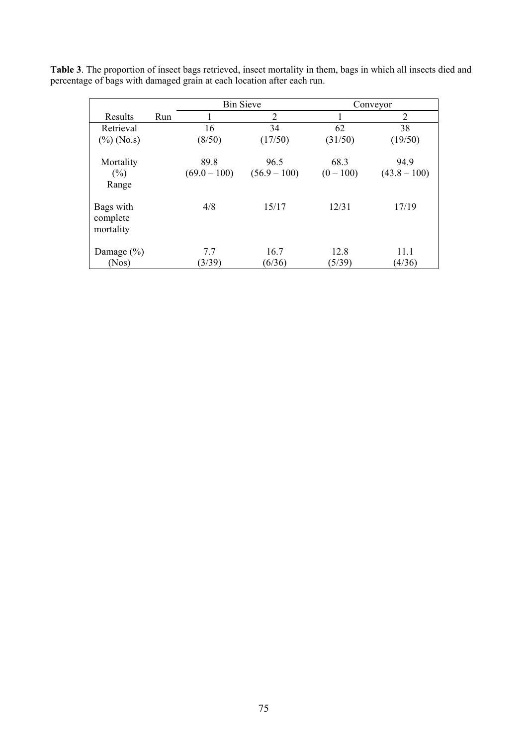**Table 3**. The proportion of insect bags retrieved, insect mortality in them, bags in which all insects died and percentage of bags with damaged grain at each location after each run.

| Results | Run | Bin Sieve | | Conveyor | |
|---|---|---|---|---|---|
| | | 1 | 2 | 1 | 2 |
| Retrieval (%) (No.s) | | 16 (8/50) | 34 (17/50) | 62 (31/50) | 38 (19/50) |
| Mortality (%) Range | | 89.8 (69.0 – 100) | 96.5 (56.9 – 100) | 68.3 (0 – 100) | 94.9 (43.8 – 100) |
| Bags with complete mortality | | 4/8 | 15/17 | 12/31 | 17/19 |
| Damage (%) (Nos) | | 7.7 (3/39) | 16.7 (6/36) | 12.8 (5/39) | 11.1 (4/36) |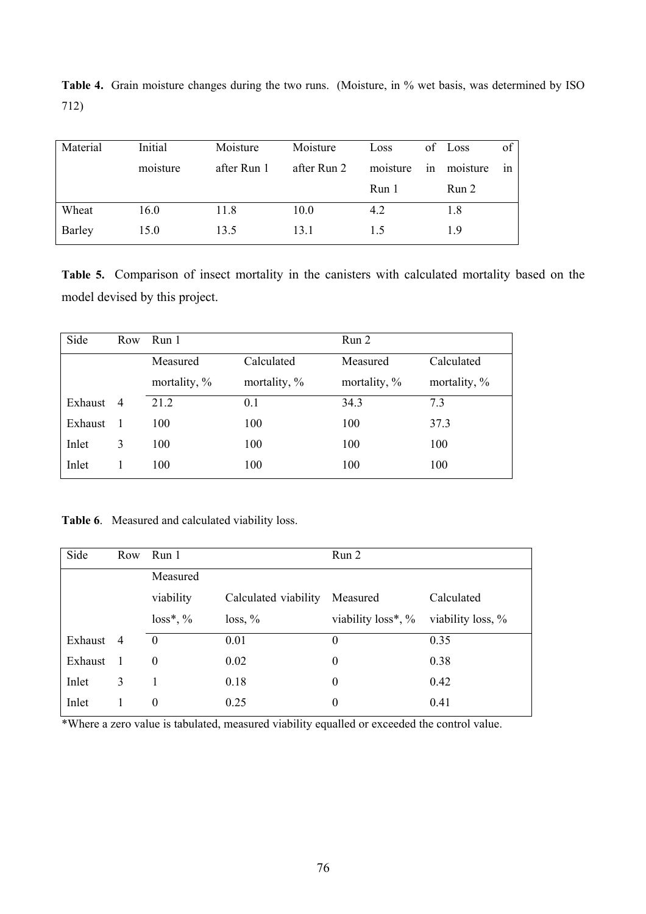**Table 4.** Grain moisture changes during the two runs. (Moisture, in % wet basis, was determined by ISO 712)

| Material | Initial moisture | Moisture after Run 1 | Moisture after Run 2 | Loss of moisture in Run 1 | Loss of moisture in Run 2 |
|---|---|---|---|---|---|
| Wheat | 16.0 | 11.8 | 10.0 | 4.2 | 1.8 |
| Barley | 15.0 | 13.5 | 13.1 | 1.5 | 1.9 |

**Table 5.** Comparison of insect mortality in the canisters with calculated mortality based on the model devised by this project.

| Side | Row | Run 1 | | Run 2 | |
|---|---|---|---|---|---|
| | | Measured mortality, % | Calculated mortality, % | Measured mortality, % | Calculated mortality, % |
| Exhaust | 4 | 21.2 | 0.1 | 34.3 | 7.3 |
| Exhaust | 1 | 100 | 100 | 100 | 37.3 |
| Inlet | 3 | 100 | 100 | 100 | 100 |
| Inlet | 1 | 100 | 100 | 100 | 100 |

**Table 6**. Measured and calculated viability loss.

| Side | Row | Run 1 | | Run 2 | |
|---|---|---|---|---|---|
| | | Measured viability loss*, % | Calculated viability loss, % | Measured viability loss*, % | Calculated viability loss, % |
| Exhaust | 4 | 0 | 0.01 | 0 | 0.35 |
| Exhaust | 1 | 0 | 0.02 | 0 | 0.38 |
| Inlet | 3 | 1 | 0.18 | 0 | 0.42 |
| Inlet | 1 | 0 | 0.25 | 0 | 0.41 |

*Where a zero value is tabulated, measured viability equalled or exceeded the control value.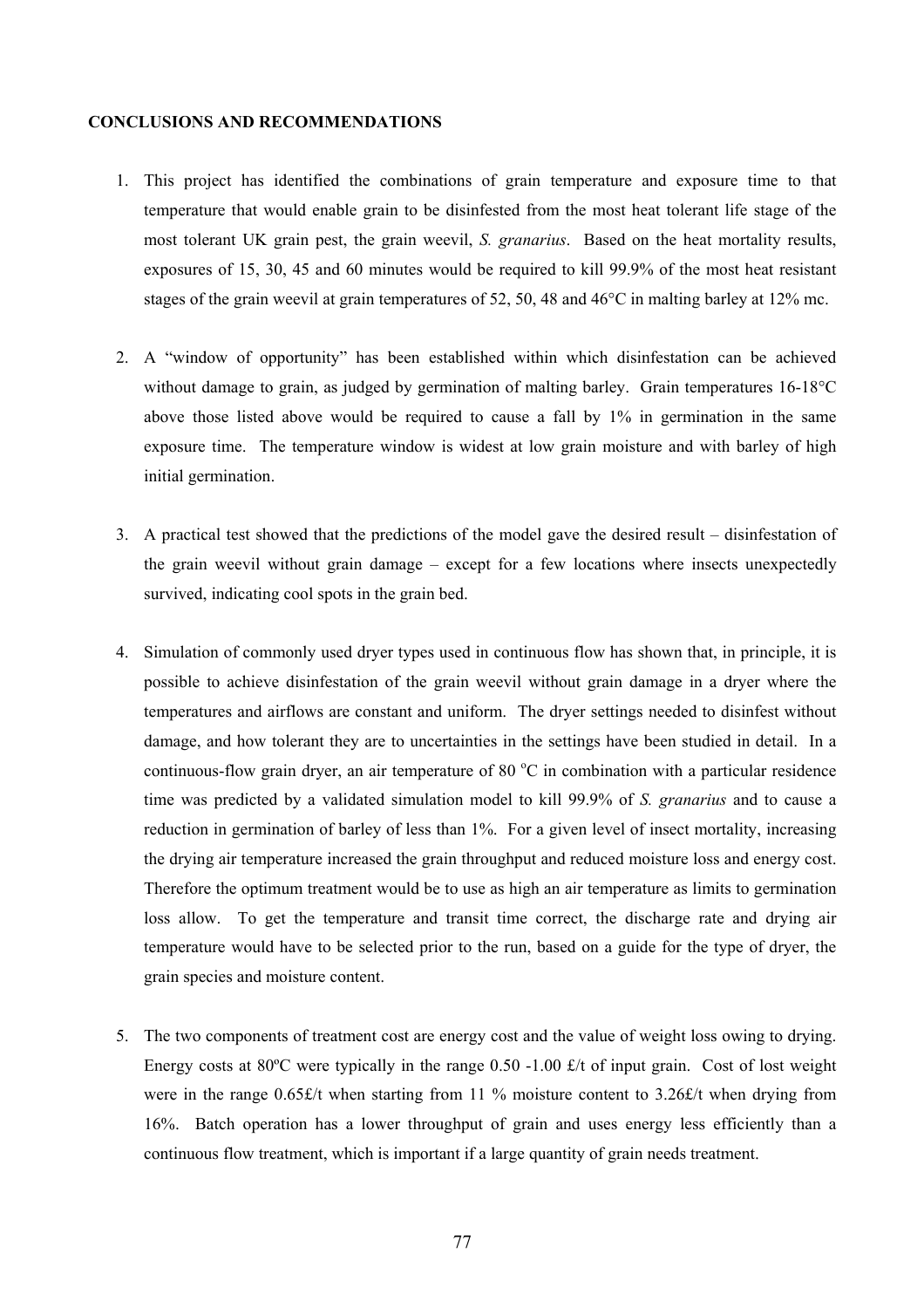## CONCLUSIONS AND RECOMMENDATIONS

1. This project has identified the combinations of grain temperature and exposure time to that temperature that would enable grain to be disinfested from the most heat tolerant life stage of the most tolerant UK grain pest, the grain weevil, *S. granarius*. Based on the heat mortality results, exposures of 15, 30, 45 and 60 minutes would be required to kill 99.9% of the most heat resistant stages of the grain weevil at grain temperatures of 52, 50, 48 and 46°C in malting barley at 12% mc.

2. A "window of opportunity" has been established within which disinfestation can be achieved without damage to grain, as judged by germination of malting barley. Grain temperatures 16-18°C above those listed above would be required to cause a fall by 1% in germination in the same exposure time. The temperature window is widest at low grain moisture and with barley of high initial germination.

3. A practical test showed that the predictions of the model gave the desired result – disinfestation of the grain weevil without grain damage – except for a few locations where insects unexpectedly survived, indicating cool spots in the grain bed.

4. Simulation of commonly used dryer types used in continuous flow has shown that, in principle, it is possible to achieve disinfestation of the grain weevil without grain damage in a dryer where the temperatures and airflows are constant and uniform. The dryer settings needed to disinfest without damage, and how tolerant they are to uncertainties in the settings have been studied in detail. In a continuous-flow grain dryer, an air temperature of 80 $^{o}$C in combination with a particular residence time was predicted by a validated simulation model to kill 99.9% of *S. granarius* and to cause a reduction in germination of barley of less than 1%. For a given level of insect mortality, increasing the drying air temperature increased the grain throughput and reduced moisture loss and energy cost. Therefore the optimum treatment would be to use as high an air temperature as limits to germination loss allow. To get the temperature and transit time correct, the discharge rate and drying air temperature would have to be selected prior to the run, based on a guide for the type of dryer, the grain species and moisture content.

5. The two components of treatment cost are energy cost and the value of weight loss owing to drying. Energy costs at 80ºC were typically in the range 0.50 -1.00 £/t of input grain. Cost of lost weight were in the range 0.65£/t when starting from 11 % moisture content to 3.26£/t when drying from 16%. Batch operation has a lower throughput of grain and uses energy less efficiently than a continuous flow treatment, which is important if a large quantity of grain needs treatment.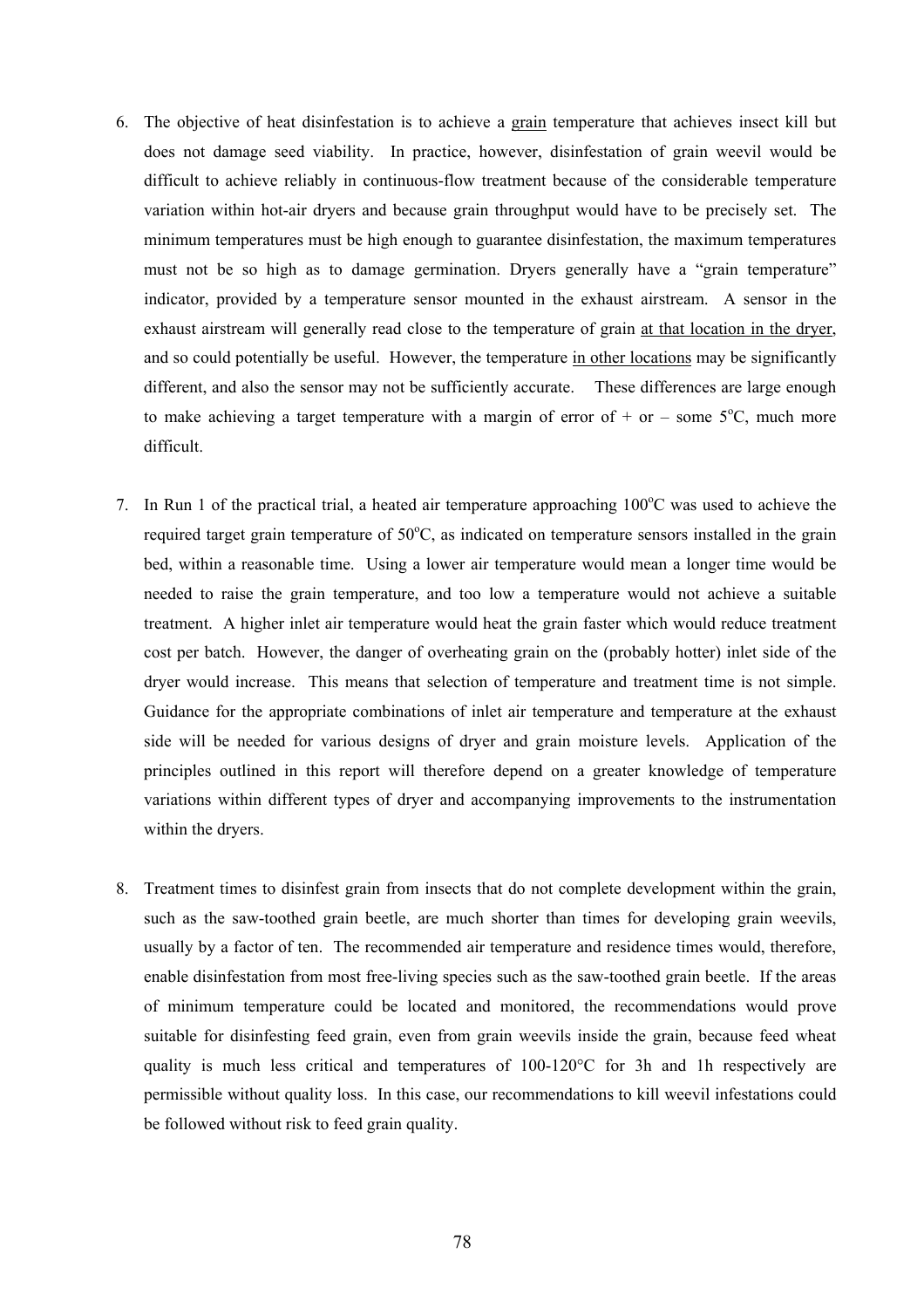6. The objective of heat disinfestation is to achieve a <u>grain</u> temperature that achieves insect kill but does not damage seed viability. In practice, however, disinfestation of grain weevil would be difficult to achieve reliably in continuous-flow treatment because of the considerable temperature variation within hot-air dryers and because grain throughput would have to be precisely set. The minimum temperatures must be high enough to guarantee disinfestation, the maximum temperatures must not be so high as to damage germination. Dryers generally have a "grain temperature" indicator, provided by a temperature sensor mounted in the exhaust airstream. A sensor in the exhaust airstream will generally read close to the temperature of grain <u>at that location in the dryer</u>, and so could potentially be useful. However, the temperature <u>in other locations</u> may be significantly different, and also the sensor may not be sufficiently accurate. These differences are large enough to make achieving a target temperature with a margin of error of + or – some 5°C, much more difficult.

7. In Run 1 of the practical trial, a heated air temperature approaching 100°C was used to achieve the required target grain temperature of 50°C, as indicated on temperature sensors installed in the grain bed, within a reasonable time. Using a lower air temperature would mean a longer time would be needed to raise the grain temperature, and too low a temperature would not achieve a suitable treatment. A higher inlet air temperature would heat the grain faster which would reduce treatment cost per batch. However, the danger of overheating grain on the (probably hotter) inlet side of the dryer would increase. This means that selection of temperature and treatment time is not simple. Guidance for the appropriate combinations of inlet air temperature and temperature at the exhaust side will be needed for various designs of dryer and grain moisture levels. Application of the principles outlined in this report will therefore depend on a greater knowledge of temperature variations within different types of dryer and accompanying improvements to the instrumentation within the dryers.

8. Treatment times to disinfest grain from insects that do not complete development within the grain, such as the saw-toothed grain beetle, are much shorter than times for developing grain weevils, usually by a factor of ten. The recommended air temperature and residence times would, therefore, enable disinfestation from most free-living species such as the saw-toothed grain beetle. If the areas of minimum temperature could be located and monitored, the recommendations would prove suitable for disinfesting feed grain, even from grain weevils inside the grain, because feed wheat quality is much less critical and temperatures of 100-120°C for 3h and 1h respectively are permissible without quality loss. In this case, our recommendations to kill weevil infestations could be followed without risk to feed grain quality.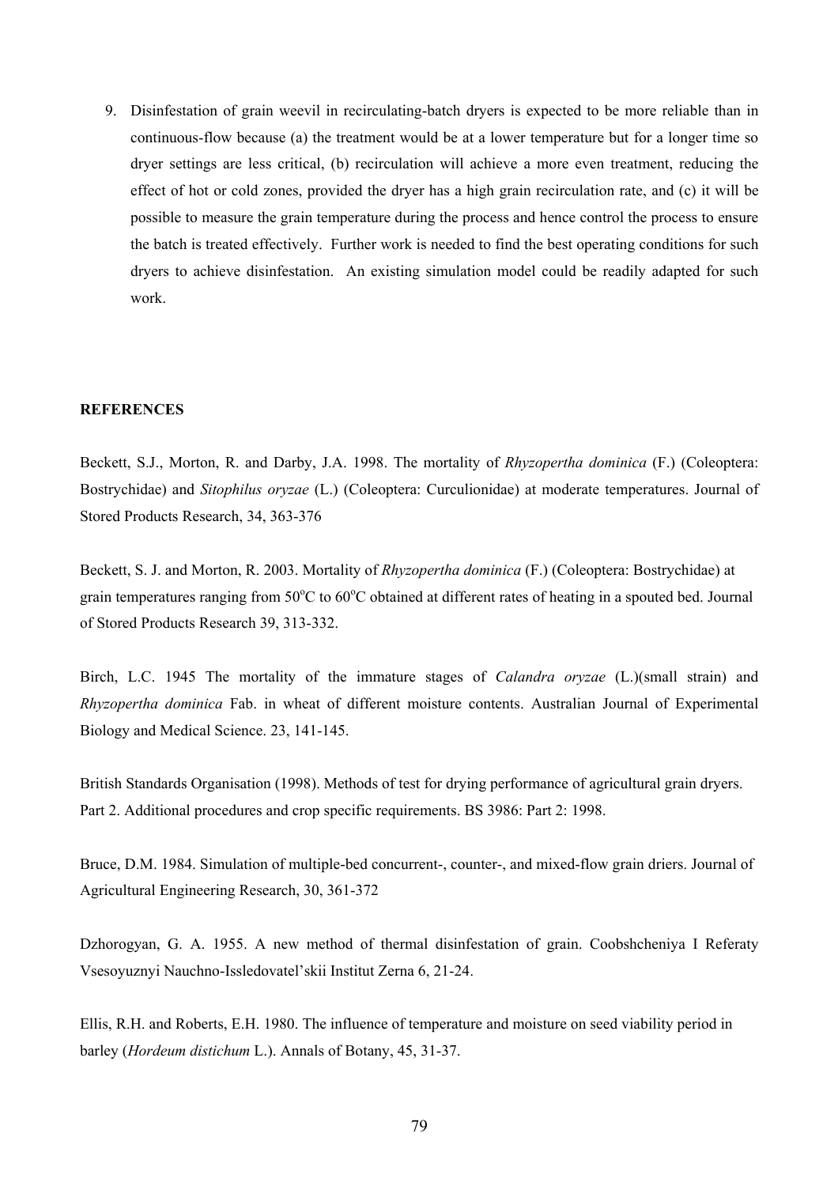9. Disinfestation of grain weevil in recirculating-batch dryers is expected to be more reliable than in continuous-flow because (a) the treatment would be at a lower temperature but for a longer time so dryer settings are less critical, (b) recirculation will achieve a more even treatment, reducing the effect of hot or cold zones, provided the dryer has a high grain recirculation rate, and (c) it will be possible to measure the grain temperature during the process and hence control the process to ensure the batch is treated effectively. Further work is needed to find the best operating conditions for such dryers to achieve disinfestation. An existing simulation model could be readily adapted for such work.

## REFERENCES

Beckett, S.J., Morton, R. and Darby, J.A. 1998. The mortality of *Rhyzopertha dominica* (F.) (Coleoptera: Bostrychidae) and *Sitophilus oryzae* (L.) (Coleoptera: Curculionidae) at moderate temperatures. Journal of Stored Products Research, 34, 363-376

Beckett, S. J. and Morton, R. 2003. Mortality of *Rhyzopertha dominica* (F.) (Coleoptera: Bostrychidae) at grain temperatures ranging from 50°C to 60°C obtained at different rates of heating in a spouted bed. Journal of Stored Products Research 39, 313-332.

Birch, L.C. 1945 The mortality of the immature stages of *Calandra oryzae* (L.)(small strain) and *Rhyzopertha dominica* Fab. in wheat of different moisture contents. Australian Journal of Experimental Biology and Medical Science. 23, 141-145.

British Standards Organisation (1998). Methods of test for drying performance of agricultural grain dryers. Part 2. Additional procedures and crop specific requirements. BS 3986: Part 2: 1998.

Bruce, D.M. 1984. Simulation of multiple-bed concurrent-, counter-, and mixed-flow grain driers. Journal of Agricultural Engineering Research, 30, 361-372

Dzhorogyan, G. A. 1955. A new method of thermal disinfestation of grain. Coobshcheniya I Referaty Vsesoyuznyi Nauchno-Issledovatel'skii Institut Zerna 6, 21-24.

Ellis, R.H. and Roberts, E.H. 1980. The influence of temperature and moisture on seed viability period in barley (*Hordeum distichum* L.). Annals of Botany, 45, 31-37.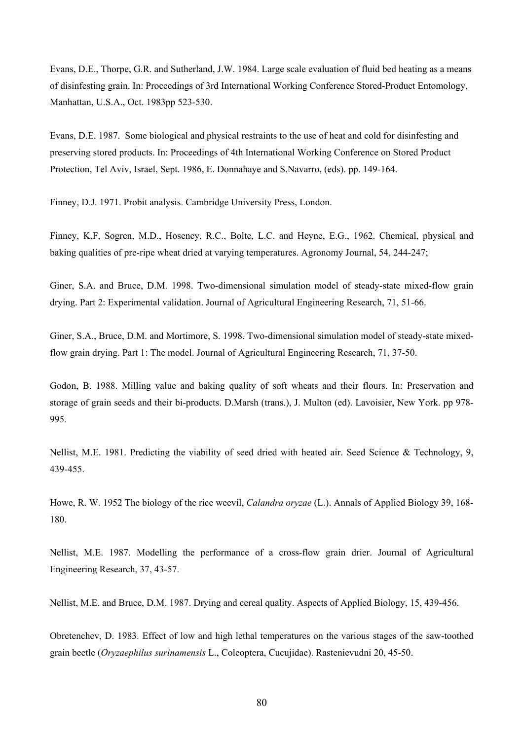Evans, D.E., Thorpe, G.R. and Sutherland, J.W. 1984. Large scale evaluation of fluid bed heating as a means of disinfesting grain. In: Proceedings of 3rd International Working Conference Stored-Product Entomology, Manhattan, U.S.A., Oct. 1983pp 523-530.

Evans, D.E. 1987. Some biological and physical restraints to the use of heat and cold for disinfesting and preserving stored products. In: Proceedings of 4th International Working Conference on Stored Product Protection, Tel Aviv, Israel, Sept. 1986, E. Donnahaye and S.Navarro, (eds). pp. 149-164.

Finney, D.J. 1971. Probit analysis. Cambridge University Press, London.

Finney, K.F, Sogren, M.D., Hoseney, R.C., Bolte, L.C. and Heyne, E.G., 1962. Chemical, physical and baking qualities of pre-ripe wheat dried at varying temperatures. Agronomy Journal, 54, 244-247;

Giner, S.A. and Bruce, D.M. 1998. Two-dimensional simulation model of steady-state mixed-flow grain drying. Part 2: Experimental validation. Journal of Agricultural Engineering Research, 71, 51-66.

Giner, S.A., Bruce, D.M. and Mortimore, S. 1998. Two-dimensional simulation model of steady-state mixed-flow grain drying. Part 1: The model. Journal of Agricultural Engineering Research, 71, 37-50.

Godon, B. 1988. Milling value and baking quality of soft wheats and their flours. In: Preservation and storage of grain seeds and their bi-products. D.Marsh (trans.), J. Multon (ed). Lavoisier, New York. pp 978-995.

Nellist, M.E. 1981. Predicting the viability of seed dried with heated air. Seed Science & Technology, 9, 439-455.

Howe, R. W. 1952 The biology of the rice weevil, *Calandra oryzae* (L.). Annals of Applied Biology 39, 168-180.

Nellist, M.E. 1987. Modelling the performance of a cross-flow grain drier. Journal of Agricultural Engineering Research, 37, 43-57.

Nellist, M.E. and Bruce, D.M. 1987. Drying and cereal quality. Aspects of Applied Biology, 15, 439-456.

Obretenchev, D. 1983. Effect of low and high lethal temperatures on the various stages of the saw-toothed grain beetle (*Oryzaephilus surinamensis* L., Coleoptera, Cucujidae). Rastenievudni 20, 45-50.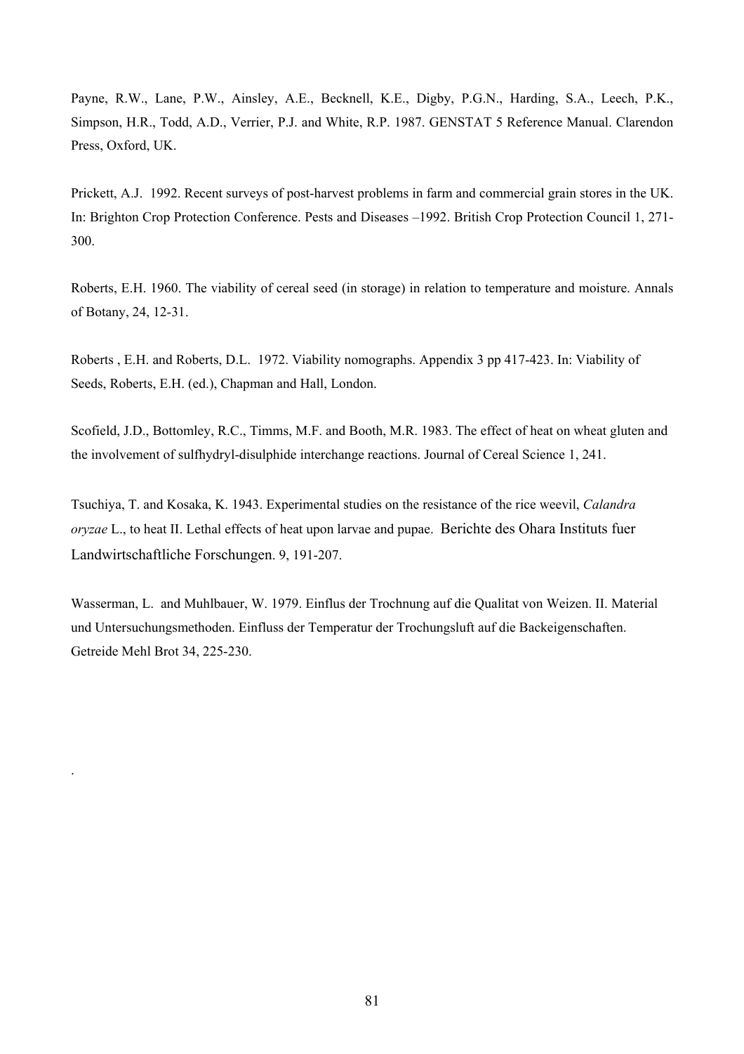Payne, R.W., Lane, P.W., Ainsley, A.E., Becknell, K.E., Digby, P.G.N., Harding, S.A., Leech, P.K., Simpson, H.R., Todd, A.D., Verrier, P.J. and White, R.P. 1987. GENSTAT 5 Reference Manual. Clarendon Press, Oxford, UK.

Prickett, A.J. 1992. Recent surveys of post-harvest problems in farm and commercial grain stores in the UK. In: Brighton Crop Protection Conference. Pests and Diseases –1992. British Crop Protection Council 1, 271-300.

Roberts, E.H. 1960. The viability of cereal seed (in storage) in relation to temperature and moisture. Annals of Botany, 24, 12-31.

Roberts , E.H. and Roberts, D.L. 1972. Viability nomographs. Appendix 3 pp 417-423. In: Viability of Seeds, Roberts, E.H. (ed.), Chapman and Hall, London.

Scofield, J.D., Bottomley, R.C., Timms, M.F. and Booth, M.R. 1983. The effect of heat on wheat gluten and the involvement of sulfhydryl-disulphide interchange reactions. Journal of Cereal Science 1, 241.

Tsuchiya, T. and Kosaka, K. 1943. Experimental studies on the resistance of the rice weevil, *Calandra oryzae* L., to heat II. Lethal effects of heat upon larvae and pupae. Berichte des Ohara Instituts fuer Landwirtschaftliche Forschungen. 9, 191-207.

Wasserman, L. and Muhlbauer, W. 1979. Einflus der Trochnung auf die Qualitat von Weizen. II. Material und Untersuchungsmethoden. Einfluss der Temperatur der Trochungsluft auf die Backeigenschaften. Getreide Mehl Brot 34, 225-230.

.